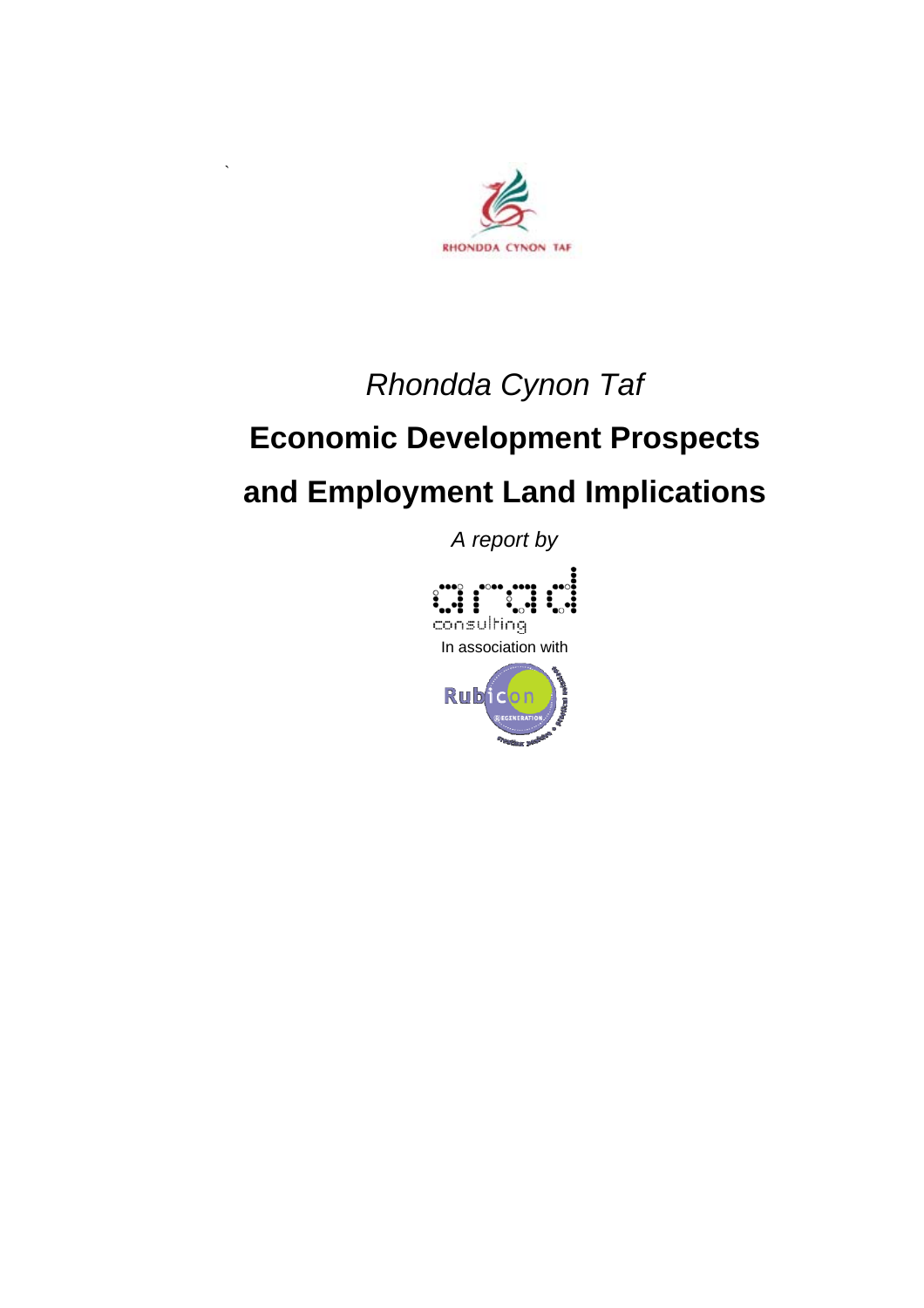RHONDDA CYNON TAF

*Rhondda Cynon Taf*

# Economic Development Prospects and Employment Land Implications

*A report by*

arad consulting

In association with

Rubicon Regeneration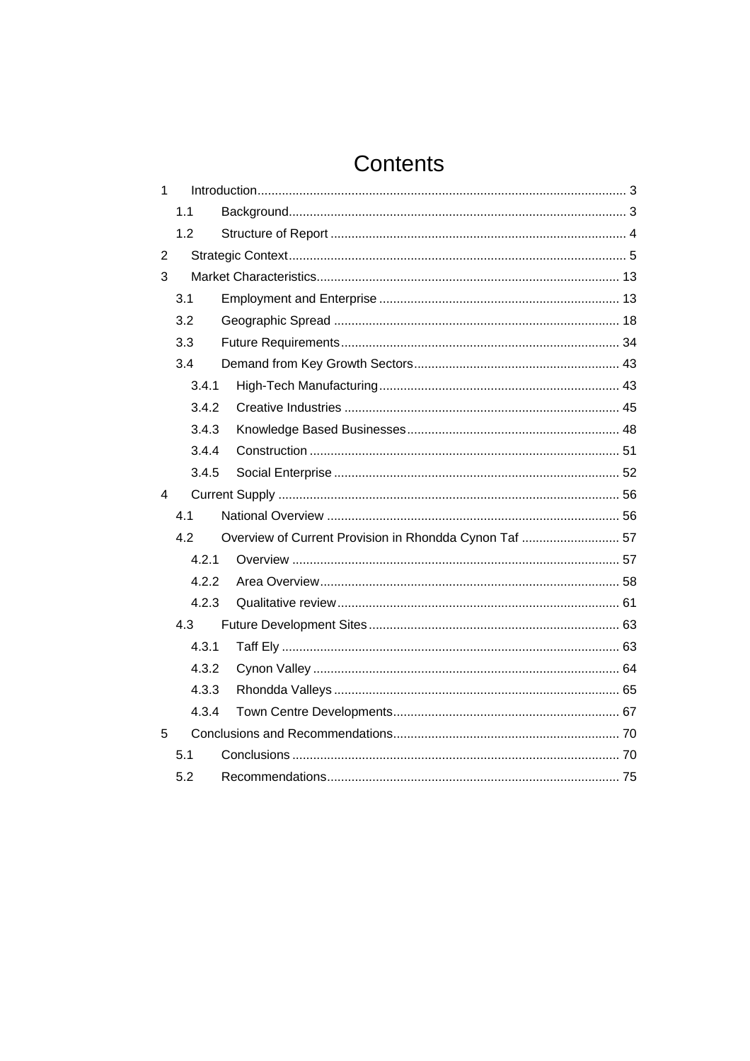# Contents

1 Introduction ........................................................................................................ 3

 1.1 Background ................................................................................................ 3

 1.2 Structure of Report .................................................................................... 4

2 Strategic Context ................................................................................................ 5

3 Market Characteristics ...................................................................................... 13

 3.1 Employment and Enterprise .................................................................... 13

 3.2 Geographic Spread ................................................................................. 18

 3.3 Future Requirements ............................................................................... 34

 3.4 Demand from Key Growth Sectors .......................................................... 43

  3.4.1 High-Tech Manufacturing .................................................................... 43

  3.4.2 Creative Industries .............................................................................. 45

  3.4.3 Knowledge Based Businesses ............................................................ 48

  3.4.4 Construction ........................................................................................ 51

  3.4.5 Social Enterprise ................................................................................. 52

4 Current Supply ................................................................................................. 56

 4.1 National Overview ................................................................................... 56

 4.2 Overview of Current Provision in Rhondda Cynon Taf ............................ 57

  4.2.1 Overview ............................................................................................. 57

  4.2.2 Area Overview ..................................................................................... 58

  4.2.3 Qualitative review ................................................................................ 61

 4.3 Future Development Sites ....................................................................... 63

  4.3.1 Taff Ely ................................................................................................ 63

  4.3.2 Cynon Valley ....................................................................................... 64

  4.3.3 Rhondda Valleys ................................................................................. 65

  4.3.4 Town Centre Developments ................................................................ 67

5 Conclusions and Recommendations ................................................................ 70

 5.1 Conclusions ............................................................................................. 70

 5.2 Recommendations ................................................................................... 75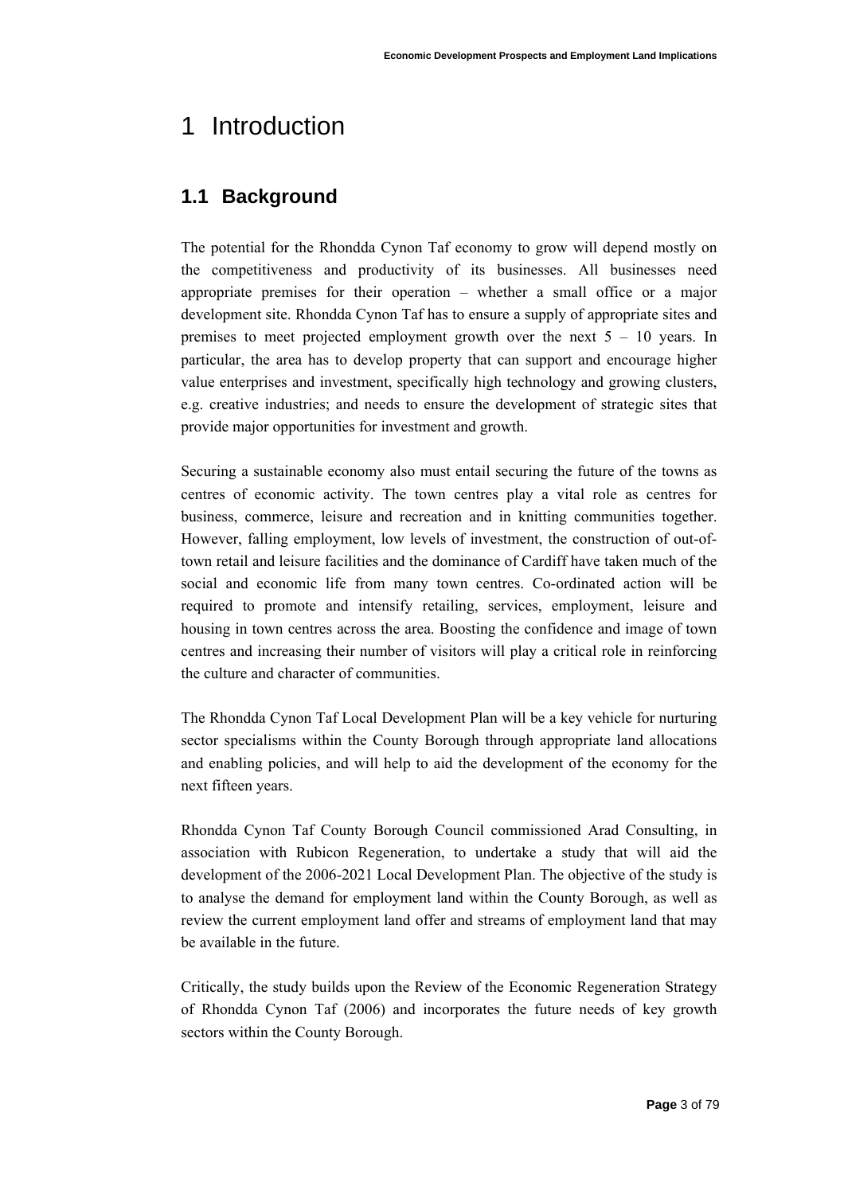# 1 Introduction

## 1.1 Background

The potential for the Rhondda Cynon Taf economy to grow will depend mostly on the competitiveness and productivity of its businesses. All businesses need appropriate premises for their operation – whether a small office or a major development site. Rhondda Cynon Taf has to ensure a supply of appropriate sites and premises to meet projected employment growth over the next 5 – 10 years. In particular, the area has to develop property that can support and encourage higher value enterprises and investment, specifically high technology and growing clusters, e.g. creative industries; and needs to ensure the development of strategic sites that provide major opportunities for investment and growth.

Securing a sustainable economy also must entail securing the future of the towns as centres of economic activity. The town centres play a vital role as centres for business, commerce, leisure and recreation and in knitting communities together. However, falling employment, low levels of investment, the construction of out-of-town retail and leisure facilities and the dominance of Cardiff have taken much of the social and economic life from many town centres. Co-ordinated action will be required to promote and intensify retailing, services, employment, leisure and housing in town centres across the area. Boosting the confidence and image of town centres and increasing their number of visitors will play a critical role in reinforcing the culture and character of communities.

The Rhondda Cynon Taf Local Development Plan will be a key vehicle for nurturing sector specialisms within the County Borough through appropriate land allocations and enabling policies, and will help to aid the development of the economy for the next fifteen years.

Rhondda Cynon Taf County Borough Council commissioned Arad Consulting, in association with Rubicon Regeneration, to undertake a study that will aid the development of the 2006-2021 Local Development Plan. The objective of the study is to analyse the demand for employment land within the County Borough, as well as review the current employment land offer and streams of employment land that may be available in the future.

Critically, the study builds upon the Review of the Economic Regeneration Strategy of Rhondda Cynon Taf (2006) and incorporates the future needs of key growth sectors within the County Borough.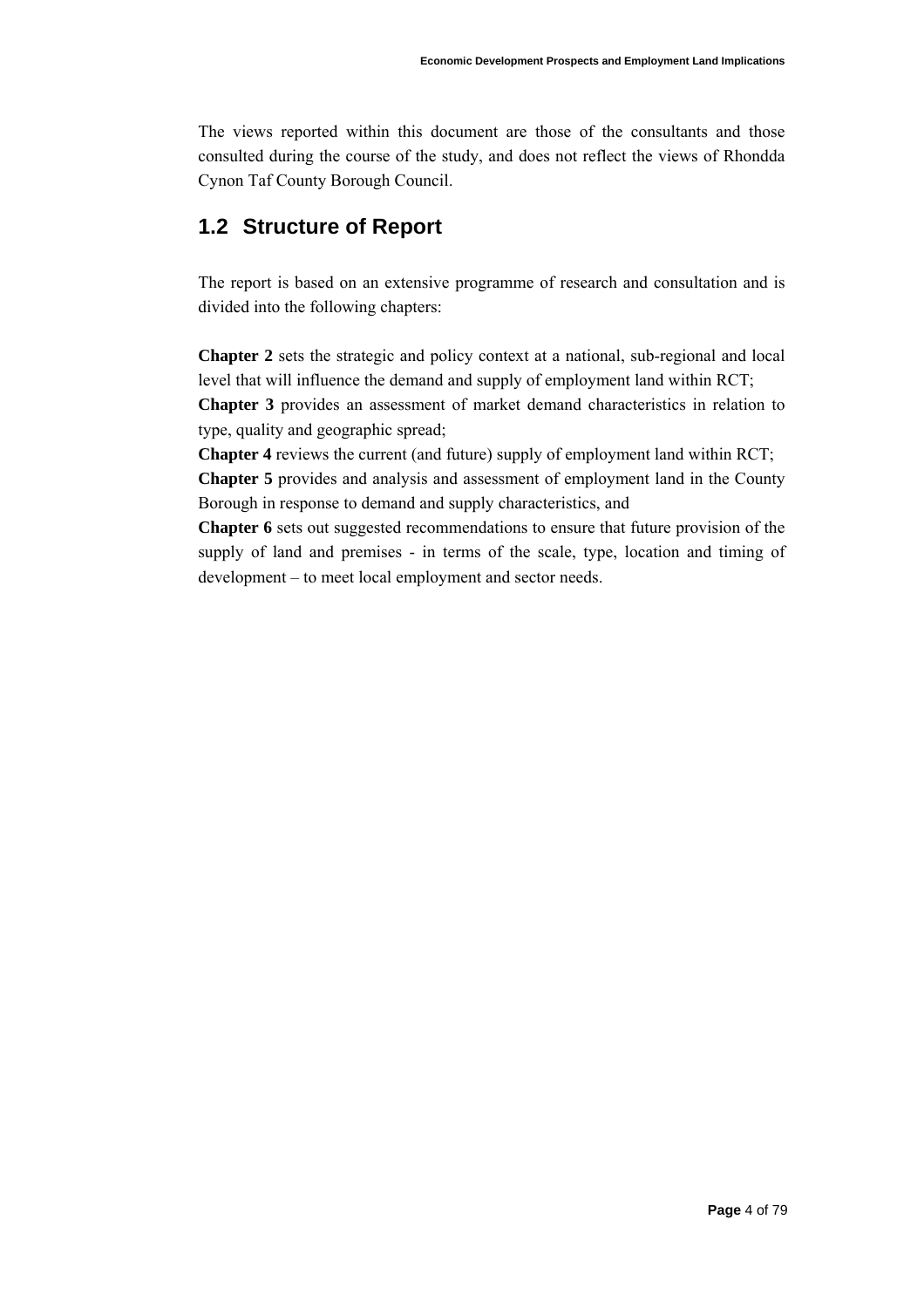The views reported within this document are those of the consultants and those consulted during the course of the study, and does not reflect the views of Rhondda Cynon Taf County Borough Council.

## 1.2 Structure of Report

The report is based on an extensive programme of research and consultation and is divided into the following chapters:

**Chapter 2** sets the strategic and policy context at a national, sub-regional and local level that will influence the demand and supply of employment land within RCT;
**Chapter 3** provides an assessment of market demand characteristics in relation to type, quality and geographic spread;
**Chapter 4** reviews the current (and future) supply of employment land within RCT;
**Chapter 5** provides and analysis and assessment of employment land in the County Borough in response to demand and supply characteristics, and
**Chapter 6** sets out suggested recommendations to ensure that future provision of the supply of land and premises - in terms of the scale, type, location and timing of development – to meet local employment and sector needs.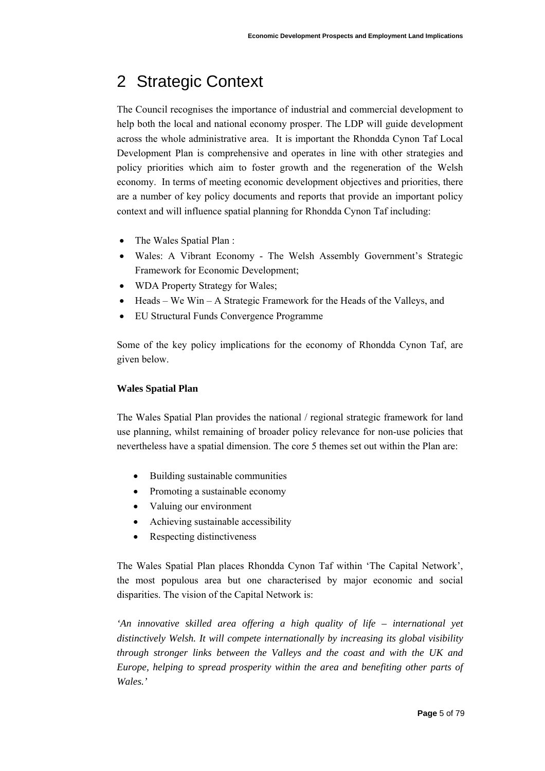# 2 Strategic Context

The Council recognises the importance of industrial and commercial development to help both the local and national economy prosper. The LDP will guide development across the whole administrative area. It is important the Rhondda Cynon Taf Local Development Plan is comprehensive and operates in line with other strategies and policy priorities which aim to foster growth and the regeneration of the Welsh economy. In terms of meeting economic development objectives and priorities, there are a number of key policy documents and reports that provide an important policy context and will influence spatial planning for Rhondda Cynon Taf including:

- The Wales Spatial Plan :
- Wales: A Vibrant Economy - The Welsh Assembly Government's Strategic Framework for Economic Development;
- WDA Property Strategy for Wales;
- Heads – We Win – A Strategic Framework for the Heads of the Valleys, and
- EU Structural Funds Convergence Programme

Some of the key policy implications for the economy of Rhondda Cynon Taf, are given below.

**Wales Spatial Plan**

The Wales Spatial Plan provides the national / regional strategic framework for land use planning, whilst remaining of broader policy relevance for non-use policies that nevertheless have a spatial dimension. The core 5 themes set out within the Plan are:

- Building sustainable communities
- Promoting a sustainable economy
- Valuing our environment
- Achieving sustainable accessibility
- Respecting distinctiveness

The Wales Spatial Plan places Rhondda Cynon Taf within 'The Capital Network', the most populous area but one characterised by major economic and social disparities. The vision of the Capital Network is:

*'An innovative skilled area offering a high quality of life – international yet distinctively Welsh. It will compete internationally by increasing its global visibility through stronger links between the Valleys and the coast and with the UK and Europe, helping to spread prosperity within the area and benefiting other parts of Wales.'*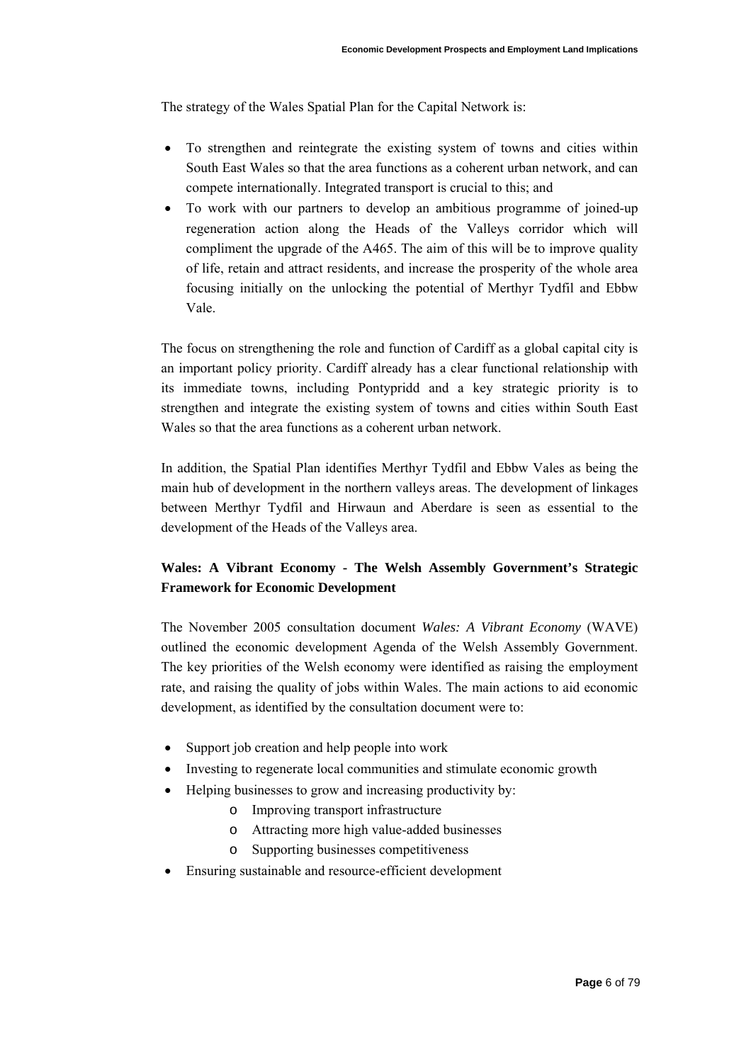The strategy of the Wales Spatial Plan for the Capital Network is:

- To strengthen and reintegrate the existing system of towns and cities within South East Wales so that the area functions as a coherent urban network, and can compete internationally. Integrated transport is crucial to this; and
- To work with our partners to develop an ambitious programme of joined-up regeneration action along the Heads of the Valleys corridor which will compliment the upgrade of the A465. The aim of this will be to improve quality of life, retain and attract residents, and increase the prosperity of the whole area focusing initially on the unlocking the potential of Merthyr Tydfil and Ebbw Vale.

The focus on strengthening the role and function of Cardiff as a global capital city is an important policy priority. Cardiff already has a clear functional relationship with its immediate towns, including Pontypridd and a key strategic priority is to strengthen and integrate the existing system of towns and cities within South East Wales so that the area functions as a coherent urban network.

In addition, the Spatial Plan identifies Merthyr Tydfil and Ebbw Vales as being the main hub of development in the northern valleys areas. The development of linkages between Merthyr Tydfil and Hirwaun and Aberdare is seen as essential to the development of the Heads of the Valleys area.

### Wales: A Vibrant Economy - The Welsh Assembly Government's Strategic Framework for Economic Development

The November 2005 consultation document *Wales: A Vibrant Economy* (WAVE) outlined the economic development Agenda of the Welsh Assembly Government. The key priorities of the Welsh economy were identified as raising the employment rate, and raising the quality of jobs within Wales. The main actions to aid economic development, as identified by the consultation document were to:

- Support job creation and help people into work
- Investing to regenerate local communities and stimulate economic growth
- Helping businesses to grow and increasing productivity by:
  - Improving transport infrastructure
  - Attracting more high value-added businesses
  - Supporting businesses competitiveness
- Ensuring sustainable and resource-efficient development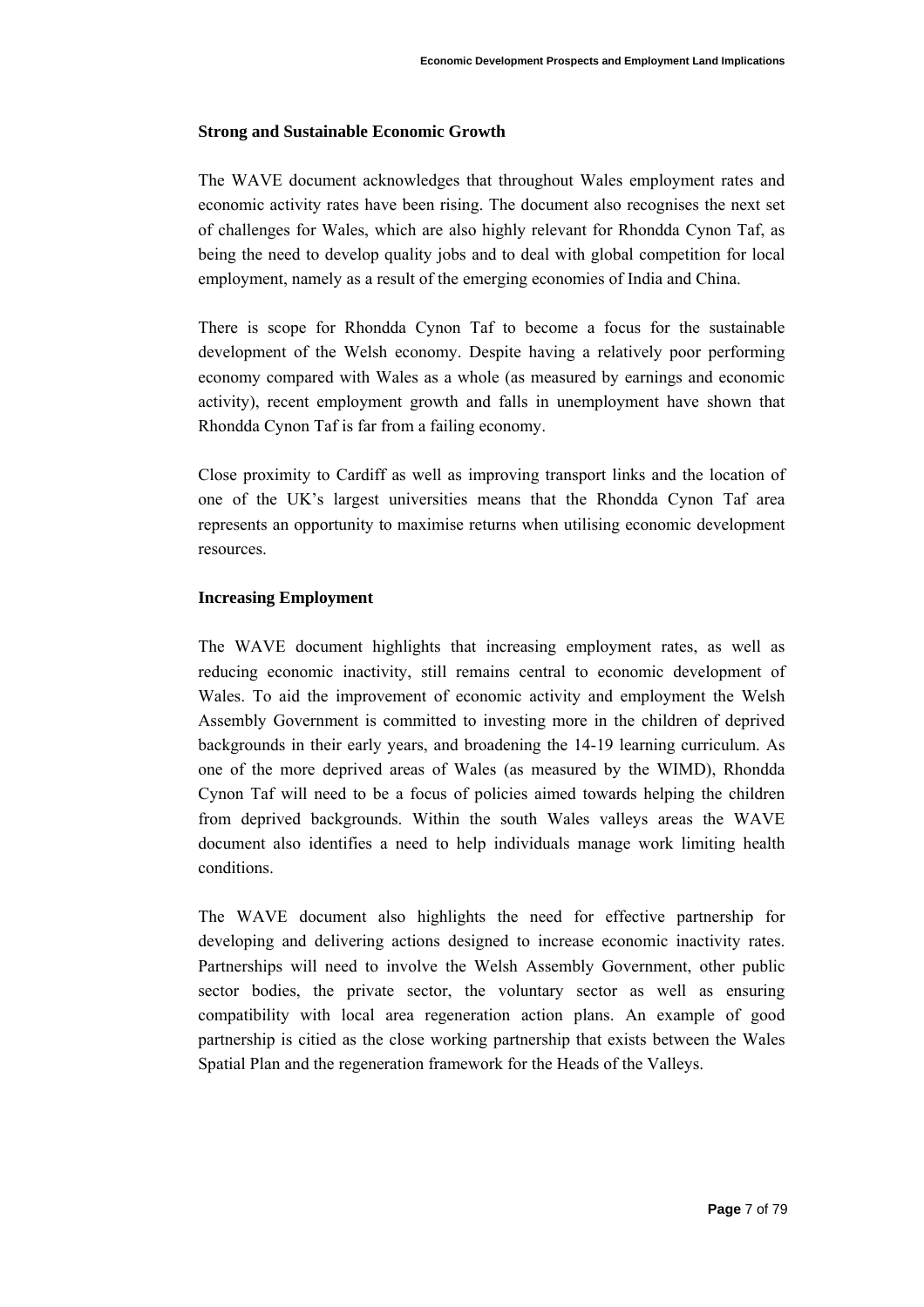**Strong and Sustainable Economic Growth**

The WAVE document acknowledges that throughout Wales employment rates and economic activity rates have been rising. The document also recognises the next set of challenges for Wales, which are also highly relevant for Rhondda Cynon Taf, as being the need to develop quality jobs and to deal with global competition for local employment, namely as a result of the emerging economies of India and China.

There is scope for Rhondda Cynon Taf to become a focus for the sustainable development of the Welsh economy. Despite having a relatively poor performing economy compared with Wales as a whole (as measured by earnings and economic activity), recent employment growth and falls in unemployment have shown that Rhondda Cynon Taf is far from a failing economy.

Close proximity to Cardiff as well as improving transport links and the location of one of the UK's largest universities means that the Rhondda Cynon Taf area represents an opportunity to maximise returns when utilising economic development resources.

**Increasing Employment**

The WAVE document highlights that increasing employment rates, as well as reducing economic inactivity, still remains central to economic development of Wales. To aid the improvement of economic activity and employment the Welsh Assembly Government is committed to investing more in the children of deprived backgrounds in their early years, and broadening the 14-19 learning curriculum. As one of the more deprived areas of Wales (as measured by the WIMD), Rhondda Cynon Taf will need to be a focus of policies aimed towards helping the children from deprived backgrounds. Within the south Wales valleys areas the WAVE document also identifies a need to help individuals manage work limiting health conditions.

The WAVE document also highlights the need for effective partnership for developing and delivering actions designed to increase economic inactivity rates. Partnerships will need to involve the Welsh Assembly Government, other public sector bodies, the private sector, the voluntary sector as well as ensuring compatibility with local area regeneration action plans. An example of good partnership is citied as the close working partnership that exists between the Wales Spatial Plan and the regeneration framework for the Heads of the Valleys.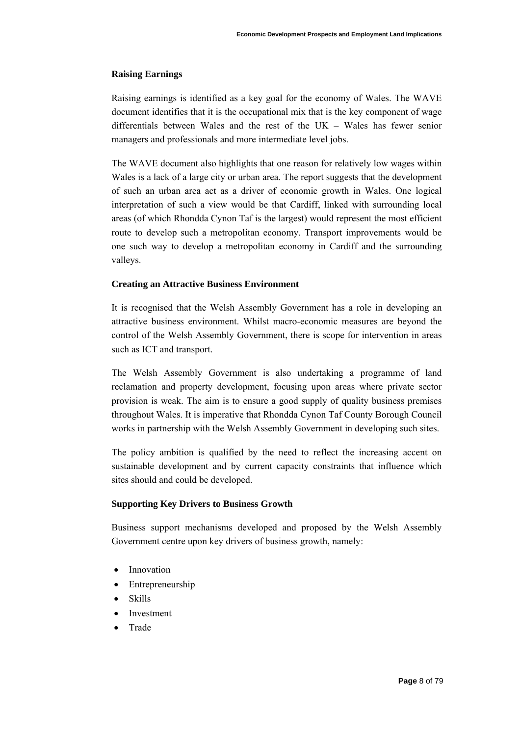**Raising Earnings**

Raising earnings is identified as a key goal for the economy of Wales. The WAVE document identifies that it is the occupational mix that is the key component of wage differentials between Wales and the rest of the UK – Wales has fewer senior managers and professionals and more intermediate level jobs.

The WAVE document also highlights that one reason for relatively low wages within Wales is a lack of a large city or urban area. The report suggests that the development of such an urban area act as a driver of economic growth in Wales. One logical interpretation of such a view would be that Cardiff, linked with surrounding local areas (of which Rhondda Cynon Taf is the largest) would represent the most efficient route to develop such a metropolitan economy. Transport improvements would be one such way to develop a metropolitan economy in Cardiff and the surrounding valleys.

**Creating an Attractive Business Environment**

It is recognised that the Welsh Assembly Government has a role in developing an attractive business environment. Whilst macro-economic measures are beyond the control of the Welsh Assembly Government, there is scope for intervention in areas such as ICT and transport.

The Welsh Assembly Government is also undertaking a programme of land reclamation and property development, focusing upon areas where private sector provision is weak. The aim is to ensure a good supply of quality business premises throughout Wales. It is imperative that Rhondda Cynon Taf County Borough Council works in partnership with the Welsh Assembly Government in developing such sites.

The policy ambition is qualified by the need to reflect the increasing accent on sustainable development and by current capacity constraints that influence which sites should and could be developed.

**Supporting Key Drivers to Business Growth**

Business support mechanisms developed and proposed by the Welsh Assembly Government centre upon key drivers of business growth, namely:

- Innovation
- Entrepreneurship
- Skills
- Investment
- Trade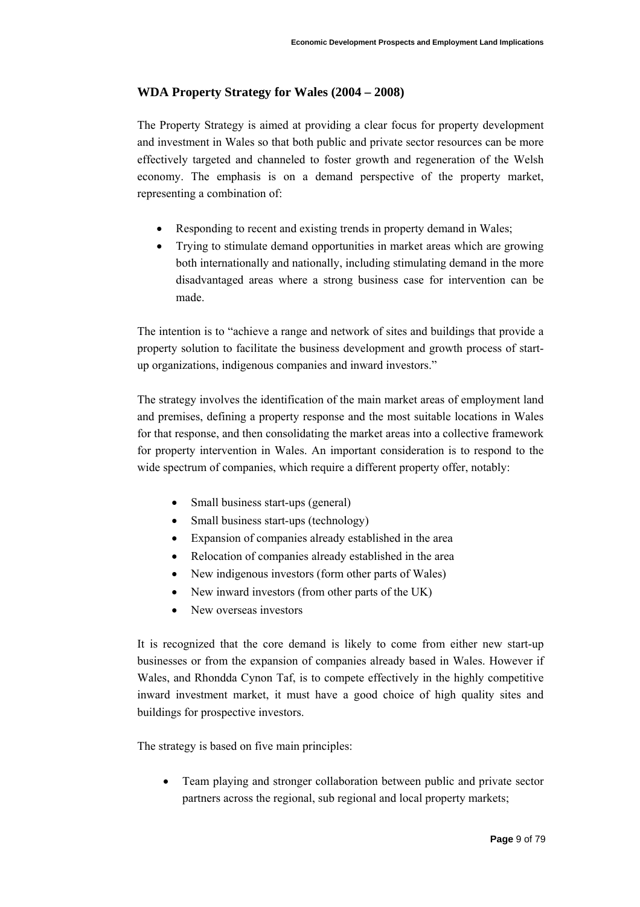## WDA Property Strategy for Wales (2004 – 2008)

The Property Strategy is aimed at providing a clear focus for property development and investment in Wales so that both public and private sector resources can be more effectively targeted and channeled to foster growth and regeneration of the Welsh economy. The emphasis is on a demand perspective of the property market, representing a combination of:

- Responding to recent and existing trends in property demand in Wales;
- Trying to stimulate demand opportunities in market areas which are growing both internationally and nationally, including stimulating demand in the more disadvantaged areas where a strong business case for intervention can be made.

The intention is to "achieve a range and network of sites and buildings that provide a property solution to facilitate the business development and growth process of start-up organizations, indigenous companies and inward investors."

The strategy involves the identification of the main market areas of employment land and premises, defining a property response and the most suitable locations in Wales for that response, and then consolidating the market areas into a collective framework for property intervention in Wales. An important consideration is to respond to the wide spectrum of companies, which require a different property offer, notably:

- Small business start-ups (general)
- Small business start-ups (technology)
- Expansion of companies already established in the area
- Relocation of companies already established in the area
- New indigenous investors (form other parts of Wales)
- New inward investors (from other parts of the UK)
- New overseas investors

It is recognized that the core demand is likely to come from either new start-up businesses or from the expansion of companies already based in Wales. However if Wales, and Rhondda Cynon Taf, is to compete effectively in the highly competitive inward investment market, it must have a good choice of high quality sites and buildings for prospective investors.

The strategy is based on five main principles:

- Team playing and stronger collaboration between public and private sector partners across the regional, sub regional and local property markets;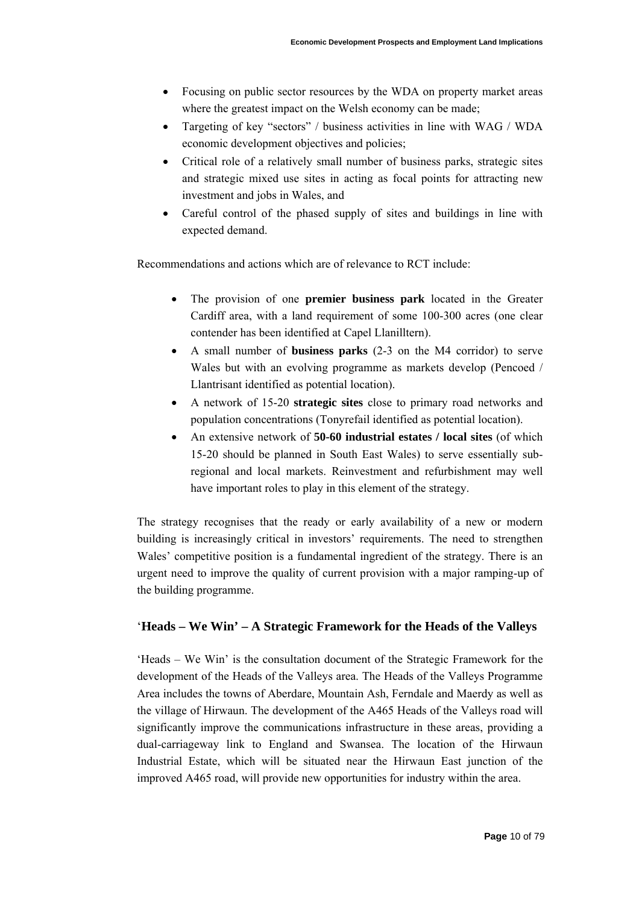- Focusing on public sector resources by the WDA on property market areas where the greatest impact on the Welsh economy can be made;
- Targeting of key "sectors" / business activities in line with WAG / WDA economic development objectives and policies;
- Critical role of a relatively small number of business parks, strategic sites and strategic mixed use sites in acting as focal points for attracting new investment and jobs in Wales, and
- Careful control of the phased supply of sites and buildings in line with expected demand.

Recommendations and actions which are of relevance to RCT include:

- The provision of one **premier business park** located in the Greater Cardiff area, with a land requirement of some 100-300 acres (one clear contender has been identified at Capel Llanilltern).
- A small number of **business parks** (2-3 on the M4 corridor) to serve Wales but with an evolving programme as markets develop (Pencoed / Llantrisant identified as potential location).
- A network of 15-20 **strategic sites** close to primary road networks and population concentrations (Tonyrefail identified as potential location).
- An extensive network of **50-60 industrial estates / local sites** (of which 15-20 should be planned in South East Wales) to serve essentially sub-regional and local markets. Reinvestment and refurbishment may well have important roles to play in this element of the strategy.

The strategy recognises that the ready or early availability of a new or modern building is increasingly critical in investors' requirements. The need to strengthen Wales' competitive position is a fundamental ingredient of the strategy. There is an urgent need to improve the quality of current provision with a major ramping-up of the building programme.

## 'Heads – We Win' – A Strategic Framework for the Heads of the Valleys

'Heads – We Win' is the consultation document of the Strategic Framework for the development of the Heads of the Valleys area. The Heads of the Valleys Programme Area includes the towns of Aberdare, Mountain Ash, Ferndale and Maerdy as well as the village of Hirwaun. The development of the A465 Heads of the Valleys road will significantly improve the communications infrastructure in these areas, providing a dual-carriageway link to England and Swansea. The location of the Hirwaun Industrial Estate, which will be situated near the Hirwaun East junction of the improved A465 road, will provide new opportunities for industry within the area.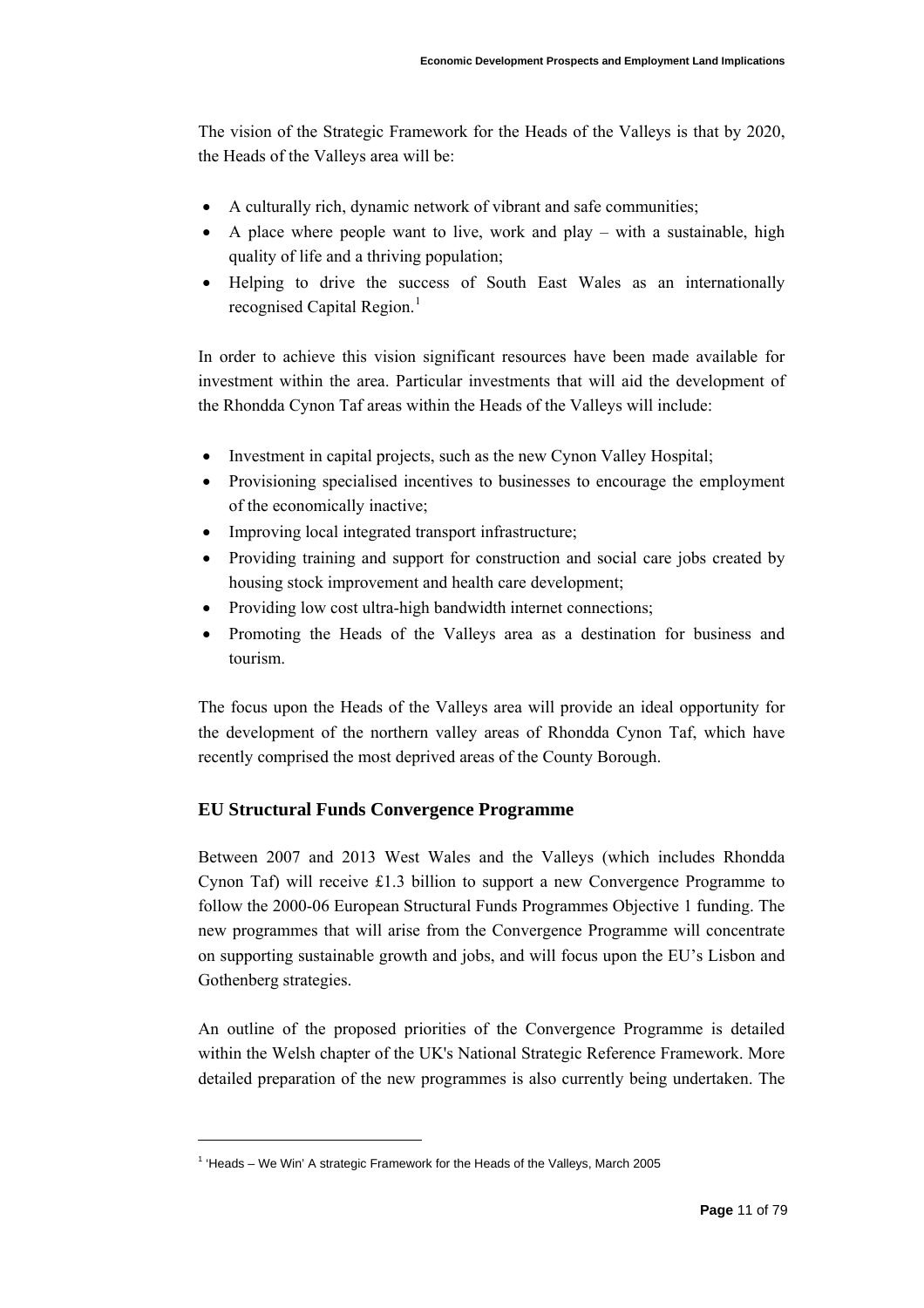The vision of the Strategic Framework for the Heads of the Valleys is that by 2020, the Heads of the Valleys area will be:

- A culturally rich, dynamic network of vibrant and safe communities;
- A place where people want to live, work and play – with a sustainable, high quality of life and a thriving population;
- Helping to drive the success of South East Wales as an internationally recognised Capital Region.[1]

In order to achieve this vision significant resources have been made available for investment within the area. Particular investments that will aid the development of the Rhondda Cynon Taf areas within the Heads of the Valleys will include:

- Investment in capital projects, such as the new Cynon Valley Hospital;
- Provisioning specialised incentives to businesses to encourage the employment of the economically inactive;
- Improving local integrated transport infrastructure;
- Providing training and support for construction and social care jobs created by housing stock improvement and health care development;
- Providing low cost ultra-high bandwidth internet connections;
- Promoting the Heads of the Valleys area as a destination for business and tourism.

The focus upon the Heads of the Valleys area will provide an ideal opportunity for the development of the northern valley areas of Rhondda Cynon Taf, which have recently comprised the most deprived areas of the County Borough.

## EU Structural Funds Convergence Programme

Between 2007 and 2013 West Wales and the Valleys (which includes Rhondda Cynon Taf) will receive £1.3 billion to support a new Convergence Programme to follow the 2000-06 European Structural Funds Programmes Objective 1 funding. The new programmes that will arise from the Convergence Programme will concentrate on supporting sustainable growth and jobs, and will focus upon the EU's Lisbon and Gothenberg strategies.

An outline of the proposed priorities of the Convergence Programme is detailed within the Welsh chapter of the UK's National Strategic Reference Framework. More detailed preparation of the new programmes is also currently being undertaken. The

[1] 'Heads – We Win' A strategic Framework for the Heads of the Valleys, March 2005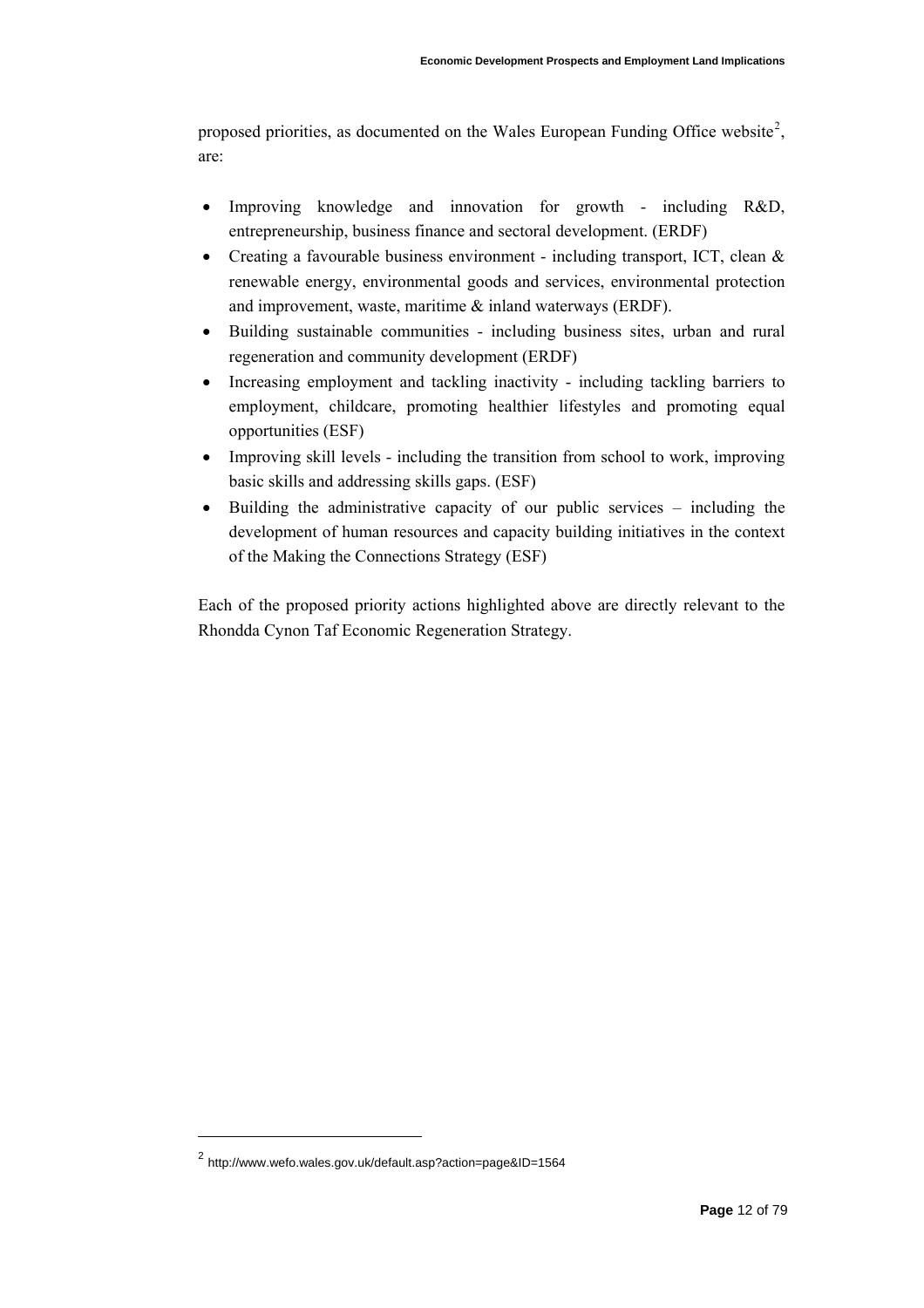proposed priorities, as documented on the Wales European Funding Office website[2], are:

- Improving knowledge and innovation for growth - including R&D, entrepreneurship, business finance and sectoral development. (ERDF)
- Creating a favourable business environment - including transport, ICT, clean & renewable energy, environmental goods and services, environmental protection and improvement, waste, maritime & inland waterways (ERDF).
- Building sustainable communities - including business sites, urban and rural regeneration and community development (ERDF)
- Increasing employment and tackling inactivity - including tackling barriers to employment, childcare, promoting healthier lifestyles and promoting equal opportunities (ESF)
- Improving skill levels - including the transition from school to work, improving basic skills and addressing skills gaps. (ESF)
- Building the administrative capacity of our public services – including the development of human resources and capacity building initiatives in the context of the Making the Connections Strategy (ESF)

Each of the proposed priority actions highlighted above are directly relevant to the Rhondda Cynon Taf Economic Regeneration Strategy.

[2] http://www.wefo.wales.gov.uk/default.asp?action=page&ID=1564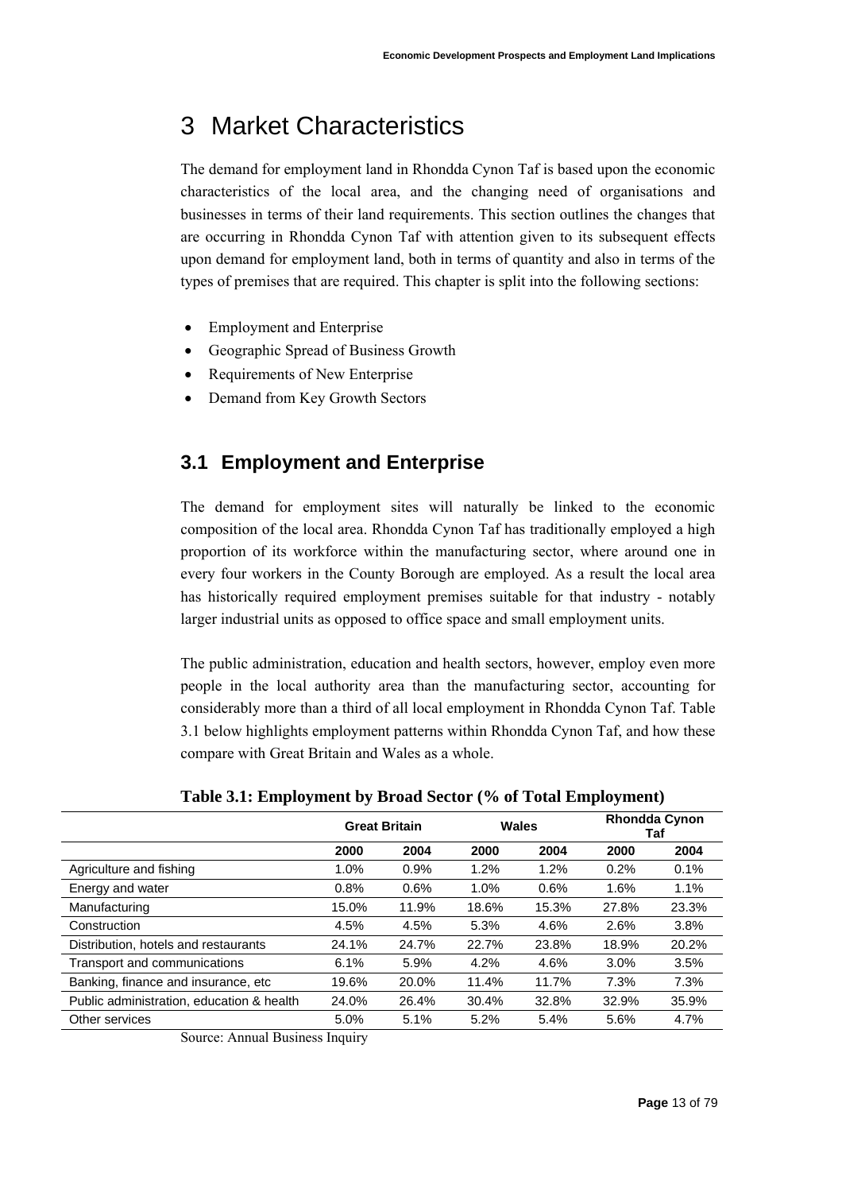# 3 Market Characteristics

The demand for employment land in Rhondda Cynon Taf is based upon the economic characteristics of the local area, and the changing need of organisations and businesses in terms of their land requirements. This section outlines the changes that are occurring in Rhondda Cynon Taf with attention given to its subsequent effects upon demand for employment land, both in terms of quantity and also in terms of the types of premises that are required. This chapter is split into the following sections:

- Employment and Enterprise
- Geographic Spread of Business Growth
- Requirements of New Enterprise
- Demand from Key Growth Sectors

## 3.1 Employment and Enterprise

The demand for employment sites will naturally be linked to the economic composition of the local area. Rhondda Cynon Taf has traditionally employed a high proportion of its workforce within the manufacturing sector, where around one in every four workers in the County Borough are employed. As a result the local area has historically required employment premises suitable for that industry - notably larger industrial units as opposed to office space and small employment units.

The public administration, education and health sectors, however, employ even more people in the local authority area than the manufacturing sector, accounting for considerably more than a third of all local employment in Rhondda Cynon Taf. Table 3.1 below highlights employment patterns within Rhondda Cynon Taf, and how these compare with Great Britain and Wales as a whole.

**Table 3.1: Employment by Broad Sector (% of Total Employment)**

| | Great Britain | | Wales | | Rhondda Cynon Taf | |
|---|---|---|---|---|---|---|
| | 2000 | 2004 | 2000 | 2004 | 2000 | 2004 |
| Agriculture and fishing | 1.0% | 0.9% | 1.2% | 1.2% | 0.2% | 0.1% |
| Energy and water | 0.8% | 0.6% | 1.0% | 0.6% | 1.6% | 1.1% |
| Manufacturing | 15.0% | 11.9% | 18.6% | 15.3% | 27.8% | 23.3% |
| Construction | 4.5% | 4.5% | 5.3% | 4.6% | 2.6% | 3.8% |
| Distribution, hotels and restaurants | 24.1% | 24.7% | 22.7% | 23.8% | 18.9% | 20.2% |
| Transport and communications | 6.1% | 5.9% | 4.2% | 4.6% | 3.0% | 3.5% |
| Banking, finance and insurance, etc | 19.6% | 20.0% | 11.4% | 11.7% | 7.3% | 7.3% |
| Public administration, education & health | 24.0% | 26.4% | 30.4% | 32.8% | 32.9% | 35.9% |
| Other services | 5.0% | 5.1% | 5.2% | 5.4% | 5.6% | 4.7% |

Source: Annual Business Inquiry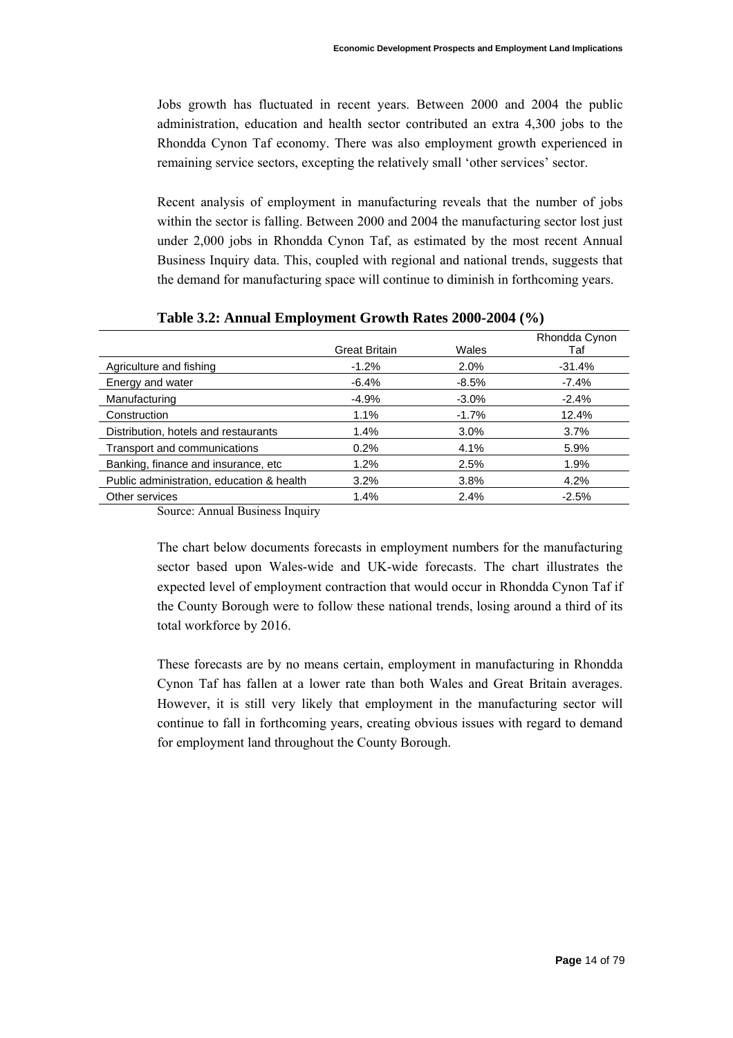Jobs growth has fluctuated in recent years. Between 2000 and 2004 the public administration, education and health sector contributed an extra 4,300 jobs to the Rhondda Cynon Taf economy. There was also employment growth experienced in remaining service sectors, excepting the relatively small 'other services' sector.

Recent analysis of employment in manufacturing reveals that the number of jobs within the sector is falling. Between 2000 and 2004 the manufacturing sector lost just under 2,000 jobs in Rhondda Cynon Taf, as estimated by the most recent Annual Business Inquiry data. This, coupled with regional and national trends, suggests that the demand for manufacturing space will continue to diminish in forthcoming years.

**Table 3.2: Annual Employment Growth Rates 2000-2004 (%)**

| | Great Britain | Wales | Rhondda Cynon Taf |
|---|---|---|---|
| Agriculture and fishing | -1.2% | 2.0% | -31.4% |
| Energy and water | -6.4% | -8.5% | -7.4% |
| Manufacturing | -4.9% | -3.0% | -2.4% |
| Construction | 1.1% | -1.7% | 12.4% |
| Distribution, hotels and restaurants | 1.4% | 3.0% | 3.7% |
| Transport and communications | 0.2% | 4.1% | 5.9% |
| Banking, finance and insurance, etc | 1.2% | 2.5% | 1.9% |
| Public administration, education & health | 3.2% | 3.8% | 4.2% |
| Other services | 1.4% | 2.4% | -2.5% |

Source: Annual Business Inquiry

The chart below documents forecasts in employment numbers for the manufacturing sector based upon Wales-wide and UK-wide forecasts. The chart illustrates the expected level of employment contraction that would occur in Rhondda Cynon Taf if the County Borough were to follow these national trends, losing around a third of its total workforce by 2016.

These forecasts are by no means certain, employment in manufacturing in Rhondda Cynon Taf has fallen at a lower rate than both Wales and Great Britain averages. However, it is still very likely that employment in the manufacturing sector will continue to fall in forthcoming years, creating obvious issues with regard to demand for employment land throughout the County Borough.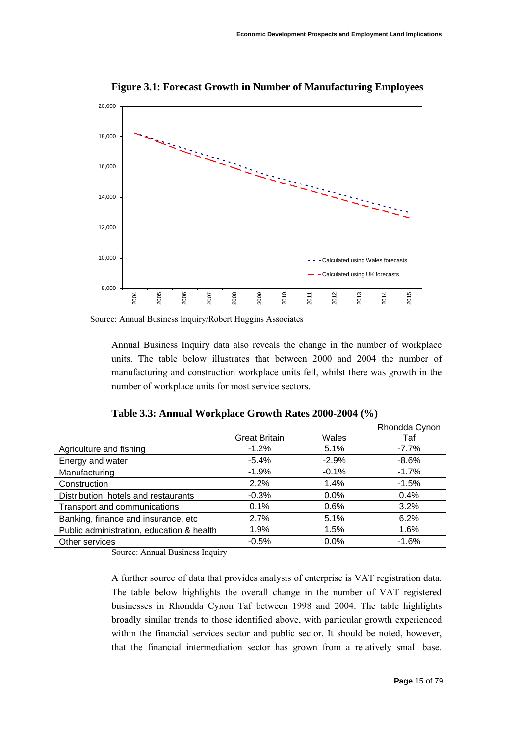**Figure 3.1: Forecast Growth in Number of Manufacturing Employees**

Source: Annual Business Inquiry/Robert Huggins Associates

Annual Business Inquiry data also reveals the change in the number of workplace units. The table below illustrates that between 2000 and 2004 the number of manufacturing and construction workplace units fell, whilst there was growth in the number of workplace units for most service sectors.

**Table 3.3: Annual Workplace Growth Rates 2000-2004 (%)**

| | Great Britain | Wales | Rhondda Cynon Taf |
|---|---|---|---|
| Agriculture and fishing | -1.2% | 5.1% | -7.7% |
| Energy and water | -5.4% | -2.9% | -8.6% |
| Manufacturing | -1.9% | -0.1% | -1.7% |
| Construction | 2.2% | 1.4% | -1.5% |
| Distribution, hotels and restaurants | -0.3% | 0.0% | 0.4% |
| Transport and communications | 0.1% | 0.6% | 3.2% |
| Banking, finance and insurance, etc | 2.7% | 5.1% | 6.2% |
| Public administration, education & health | 1.9% | 1.5% | 1.6% |
| Other services | -0.5% | 0.0% | -1.6% |

Source: Annual Business Inquiry

A further source of data that provides analysis of enterprise is VAT registration data. The table below highlights the overall change in the number of VAT registered businesses in Rhondda Cynon Taf between 1998 and 2004. The table highlights broadly similar trends to those identified above, with particular growth experienced within the financial services sector and public sector. It should be noted, however, that the financial intermediation sector has grown from a relatively small base.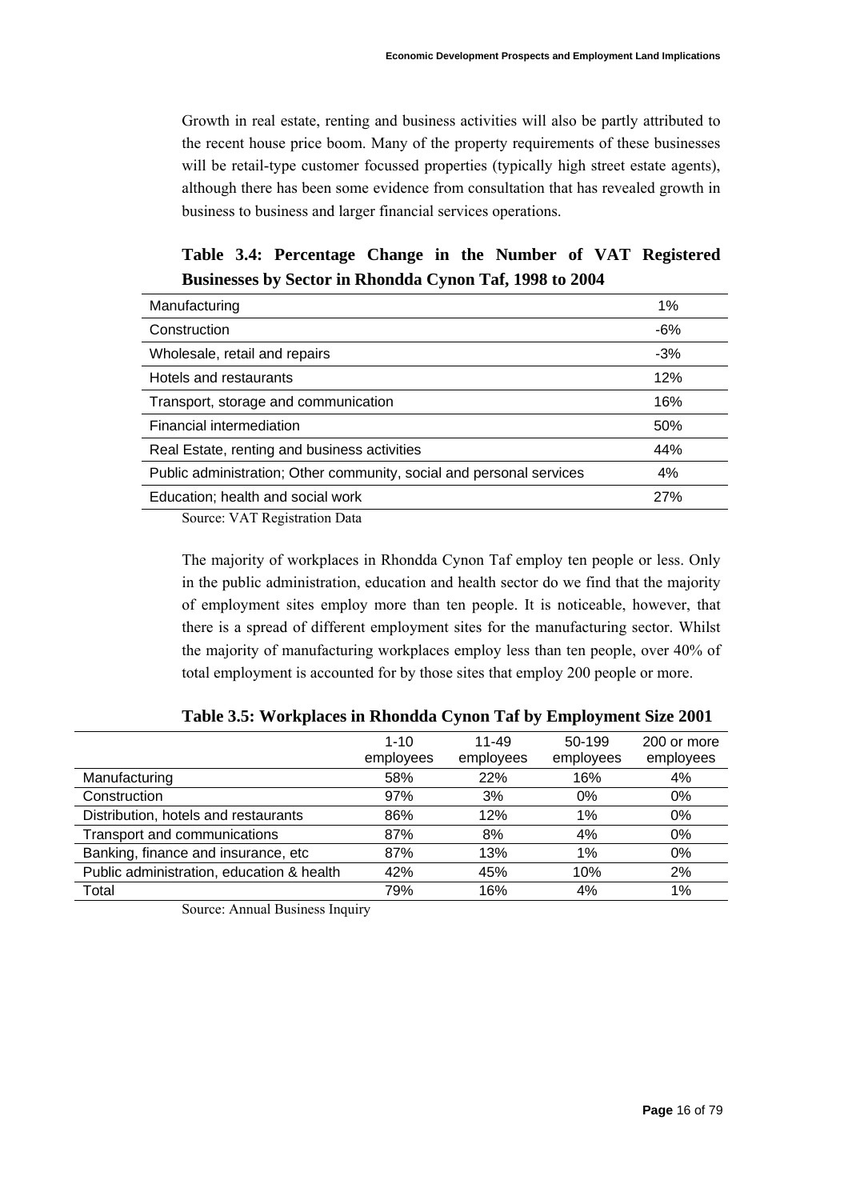Growth in real estate, renting and business activities will also be partly attributed to the recent house price boom. Many of the property requirements of these businesses will be retail-type customer focussed properties (typically high street estate agents), although there has been some evidence from consultation that has revealed growth in business to business and larger financial services operations.

**Table 3.4: Percentage Change in the Number of VAT Registered Businesses by Sector in Rhondda Cynon Taf, 1998 to 2004**

| Sector | Change |
|---|---|
| Manufacturing | 1% |
| Construction | -6% |
| Wholesale, retail and repairs | -3% |
| Hotels and restaurants | 12% |
| Transport, storage and communication | 16% |
| Financial intermediation | 50% |
| Real Estate, renting and business activities | 44% |
| Public administration; Other community, social and personal services | 4% |
| Education; health and social work | 27% |

Source: VAT Registration Data

The majority of workplaces in Rhondda Cynon Taf employ ten people or less. Only in the public administration, education and health sector do we find that the majority of employment sites employ more than ten people. It is noticeable, however, that there is a spread of different employment sites for the manufacturing sector. Whilst the majority of manufacturing workplaces employ less than ten people, over 40% of total employment is accounted for by those sites that employ 200 people or more.

**Table 3.5: Workplaces in Rhondda Cynon Taf by Employment Size 2001**

| | 1-10 employees | 11-49 employees | 50-199 employees | 200 or more employees |
|---|---|---|---|---|
| Manufacturing | 58% | 22% | 16% | 4% |
| Construction | 97% | 3% | 0% | 0% |
| Distribution, hotels and restaurants | 86% | 12% | 1% | 0% |
| Transport and communications | 87% | 8% | 4% | 0% |
| Banking, finance and insurance, etc | 87% | 13% | 1% | 0% |
| Public administration, education & health | 42% | 45% | 10% | 2% |
| Total | 79% | 16% | 4% | 1% |

Source: Annual Business Inquiry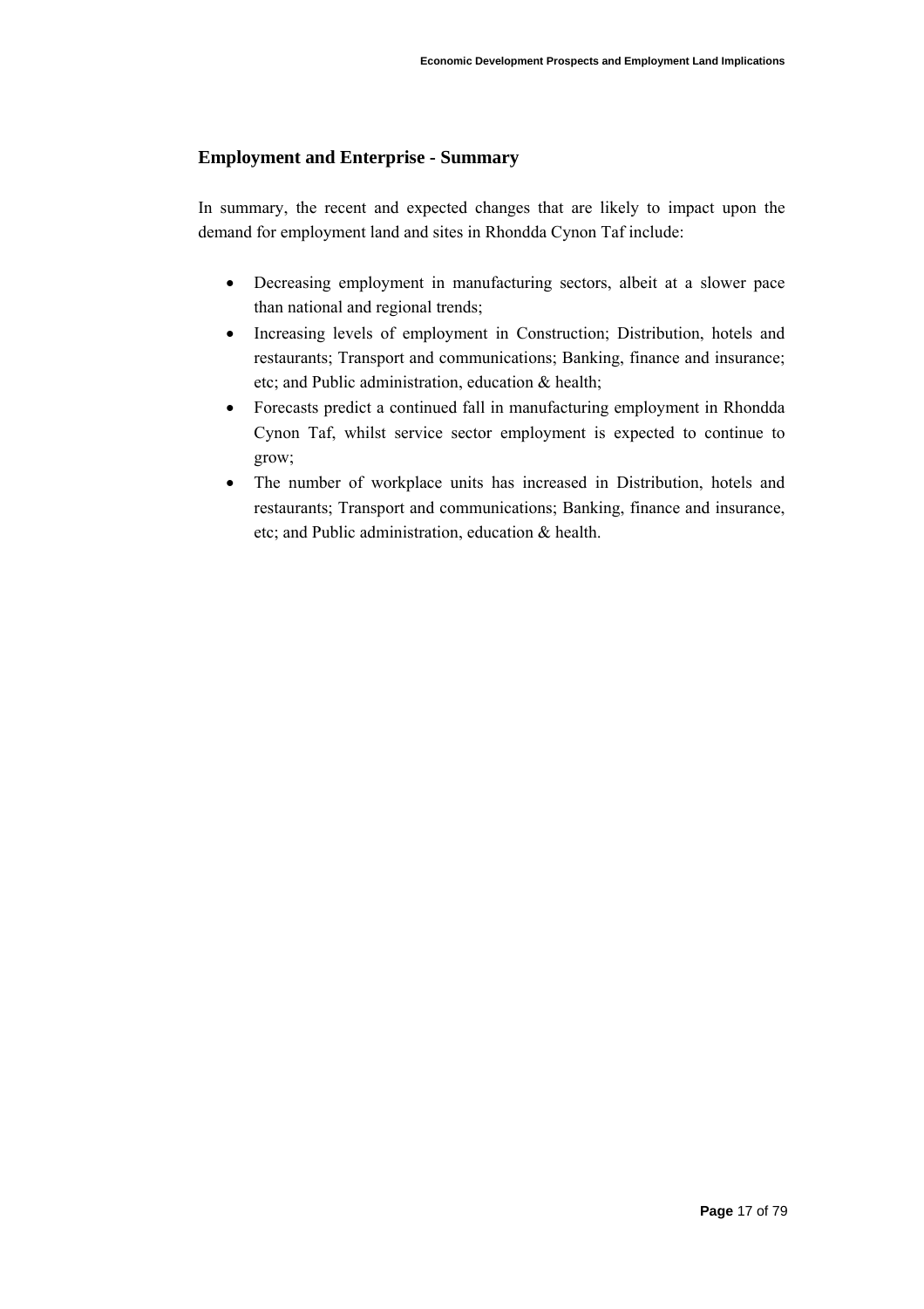## Employment and Enterprise - Summary

In summary, the recent and expected changes that are likely to impact upon the demand for employment land and sites in Rhondda Cynon Taf include:

- Decreasing employment in manufacturing sectors, albeit at a slower pace than national and regional trends;
- Increasing levels of employment in Construction; Distribution, hotels and restaurants; Transport and communications; Banking, finance and insurance; etc; and Public administration, education & health;
- Forecasts predict a continued fall in manufacturing employment in Rhondda Cynon Taf, whilst service sector employment is expected to continue to grow;
- The number of workplace units has increased in Distribution, hotels and restaurants; Transport and communications; Banking, finance and insurance, etc; and Public administration, education & health.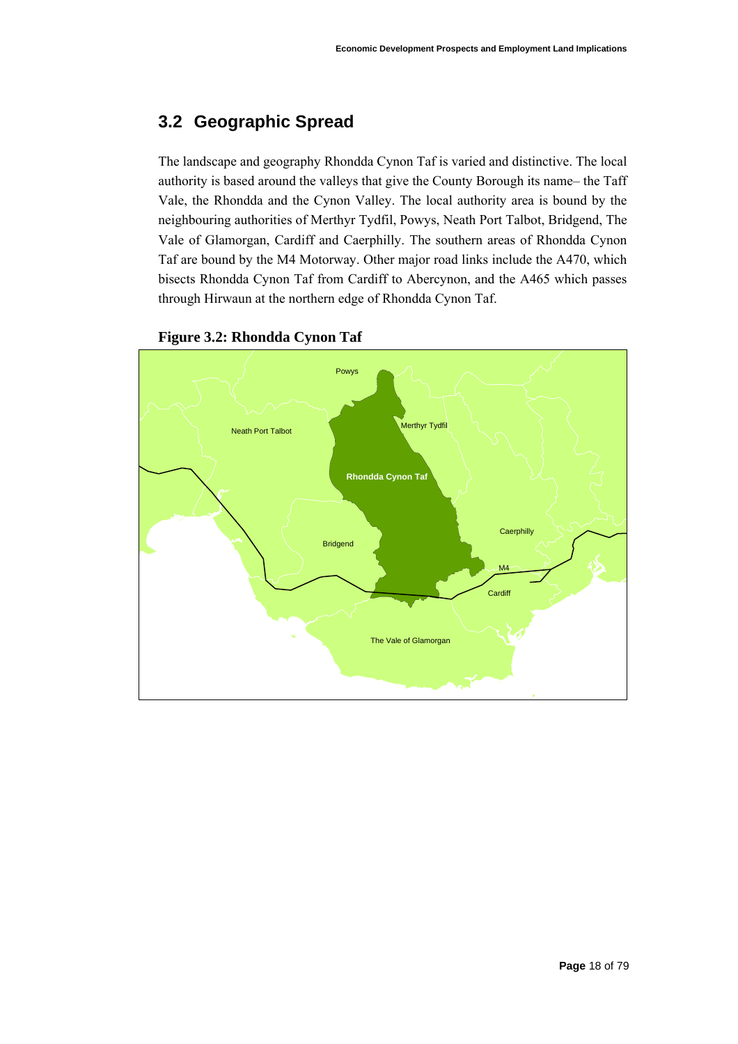## 3.2 Geographic Spread

The landscape and geography Rhondda Cynon Taf is varied and distinctive. The local authority is based around the valleys that give the County Borough its name– the Taff Vale, the Rhondda and the Cynon Valley. The local authority area is bound by the neighbouring authorities of Merthyr Tydfil, Powys, Neath Port Talbot, Bridgend, The Vale of Glamorgan, Cardiff and Caerphilly. The southern areas of Rhondda Cynon Taf are bound by the M4 Motorway. Other major road links include the A470, which bisects Rhondda Cynon Taf from Cardiff to Abercynon, and the A465 which passes through Hirwaun at the northern edge of Rhondda Cynon Taf.

**Figure 3.2: Rhondda Cynon Taf**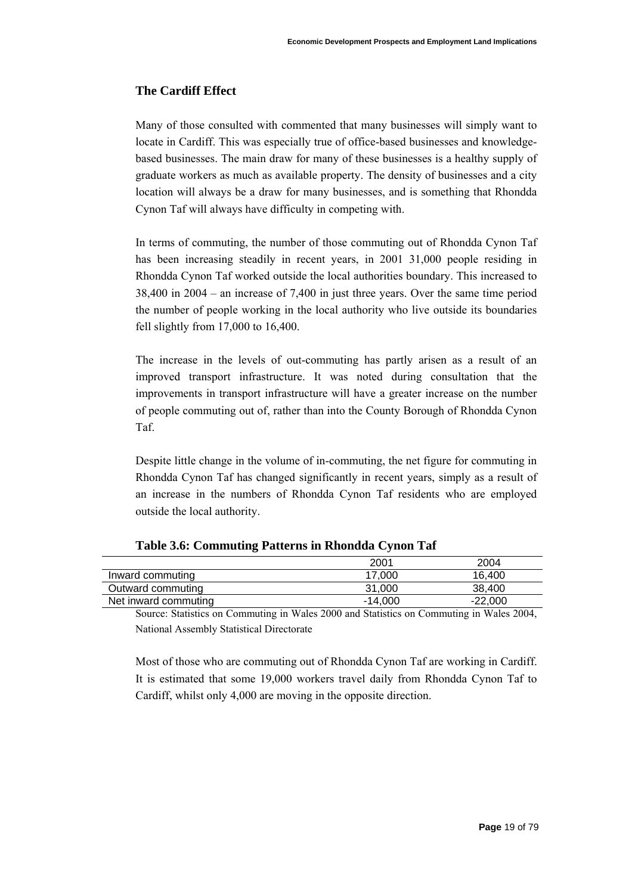## The Cardiff Effect

Many of those consulted with commented that many businesses will simply want to locate in Cardiff. This was especially true of office-based businesses and knowledge-based businesses. The main draw for many of these businesses is a healthy supply of graduate workers as much as available property. The density of businesses and a city location will always be a draw for many businesses, and is something that Rhondda Cynon Taf will always have difficulty in competing with.

In terms of commuting, the number of those commuting out of Rhondda Cynon Taf has been increasing steadily in recent years, in 2001 31,000 people residing in Rhondda Cynon Taf worked outside the local authorities boundary. This increased to 38,400 in 2004 – an increase of 7,400 in just three years. Over the same time period the number of people working in the local authority who live outside its boundaries fell slightly from 17,000 to 16,400.

The increase in the levels of out-commuting has partly arisen as a result of an improved transport infrastructure. It was noted during consultation that the improvements in transport infrastructure will have a greater increase on the number of people commuting out of, rather than into the County Borough of Rhondda Cynon Taf.

Despite little change in the volume of in-commuting, the net figure for commuting in Rhondda Cynon Taf has changed significantly in recent years, simply as a result of an increase in the numbers of Rhondda Cynon Taf residents who are employed outside the local authority.

**Table 3.6: Commuting Patterns in Rhondda Cynon Taf**

| | 2001 | 2004 |
|---|---|---|
| Inward commuting | 17,000 | 16,400 |
| Outward commuting | 31,000 | 38,400 |
| Net inward commuting | -14,000 | -22,000 |

Source: Statistics on Commuting in Wales 2000 and Statistics on Commuting in Wales 2004, National Assembly Statistical Directorate

Most of those who are commuting out of Rhondda Cynon Taf are working in Cardiff. It is estimated that some 19,000 workers travel daily from Rhondda Cynon Taf to Cardiff, whilst only 4,000 are moving in the opposite direction.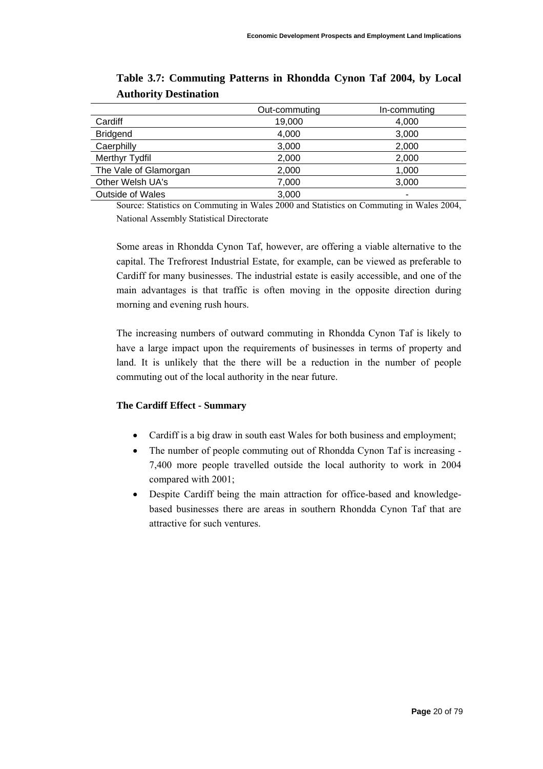**Table 3.7: Commuting Patterns in Rhondda Cynon Taf 2004, by Local Authority Destination**

| | Out-commuting | In-commuting |
|---|---|---|
| Cardiff | 19,000 | 4,000 |
| Bridgend | 4,000 | 3,000 |
| Caerphilly | 3,000 | 2,000 |
| Merthyr Tydfil | 2,000 | 2,000 |
| The Vale of Glamorgan | 2,000 | 1,000 |
| Other Welsh UA's | 7,000 | 3,000 |
| Outside of Wales | 3,000 | - |

Source: Statistics on Commuting in Wales 2000 and Statistics on Commuting in Wales 2004, National Assembly Statistical Directorate

Some areas in Rhondda Cynon Taf, however, are offering a viable alternative to the capital. The Trefrorest Industrial Estate, for example, can be viewed as preferable to Cardiff for many businesses. The industrial estate is easily accessible, and one of the main advantages is that traffic is often moving in the opposite direction during morning and evening rush hours.

The increasing numbers of outward commuting in Rhondda Cynon Taf is likely to have a large impact upon the requirements of businesses in terms of property and land. It is unlikely that the there will be a reduction in the number of people commuting out of the local authority in the near future.

**The Cardiff Effect - Summary**

- Cardiff is a big draw in south east Wales for both business and employment;
- The number of people commuting out of Rhondda Cynon Taf is increasing - 7,400 more people travelled outside the local authority to work in 2004 compared with 2001;
- Despite Cardiff being the main attraction for office-based and knowledge-based businesses there are areas in southern Rhondda Cynon Taf that are attractive for such ventures.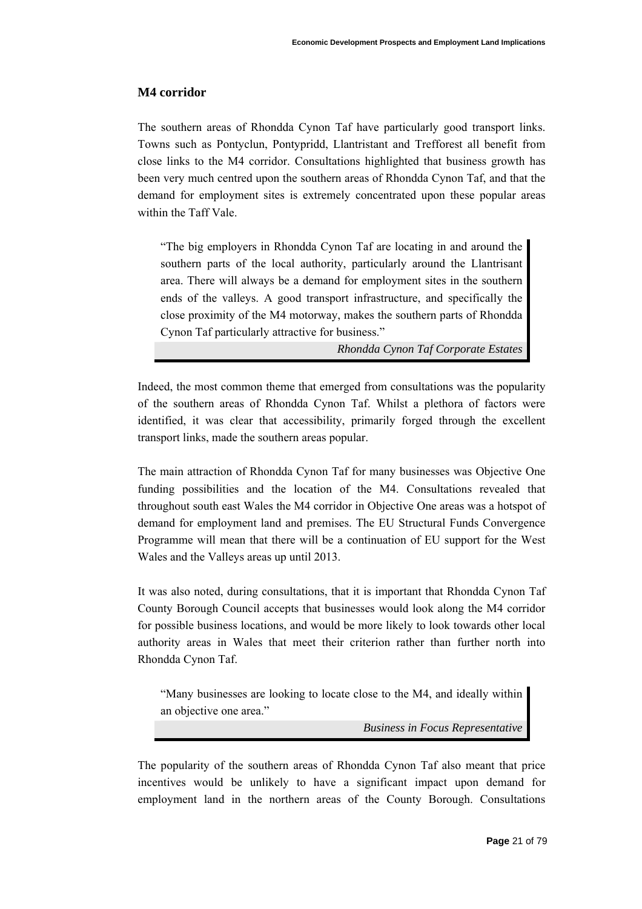## M4 corridor

The southern areas of Rhondda Cynon Taf have particularly good transport links. Towns such as Pontyclun, Pontypridd, Llantristant and Trefforest all benefit from close links to the M4 corridor. Consultations highlighted that business growth has been very much centred upon the southern areas of Rhondda Cynon Taf, and that the demand for employment sites is extremely concentrated upon these popular areas within the Taff Vale.

> "The big employers in Rhondda Cynon Taf are locating in and around the southern parts of the local authority, particularly around the Llantrisant area. There will always be a demand for employment sites in the southern ends of the valleys. A good transport infrastructure, and specifically the close proximity of the M4 motorway, makes the southern parts of Rhondda Cynon Taf particularly attractive for business."
>
> *Rhondda Cynon Taf Corporate Estates*

Indeed, the most common theme that emerged from consultations was the popularity of the southern areas of Rhondda Cynon Taf. Whilst a plethora of factors were identified, it was clear that accessibility, primarily forged through the excellent transport links, made the southern areas popular.

The main attraction of Rhondda Cynon Taf for many businesses was Objective One funding possibilities and the location of the M4. Consultations revealed that throughout south east Wales the M4 corridor in Objective One areas was a hotspot of demand for employment land and premises. The EU Structural Funds Convergence Programme will mean that there will be a continuation of EU support for the West Wales and the Valleys areas up until 2013.

It was also noted, during consultations, that it is important that Rhondda Cynon Taf County Borough Council accepts that businesses would look along the M4 corridor for possible business locations, and would be more likely to look towards other local authority areas in Wales that meet their criterion rather than further north into Rhondda Cynon Taf.

> "Many businesses are looking to locate close to the M4, and ideally within an objective one area."
>
> *Business in Focus Representative*

The popularity of the southern areas of Rhondda Cynon Taf also meant that price incentives would be unlikely to have a significant impact upon demand for employment land in the northern areas of the County Borough. Consultations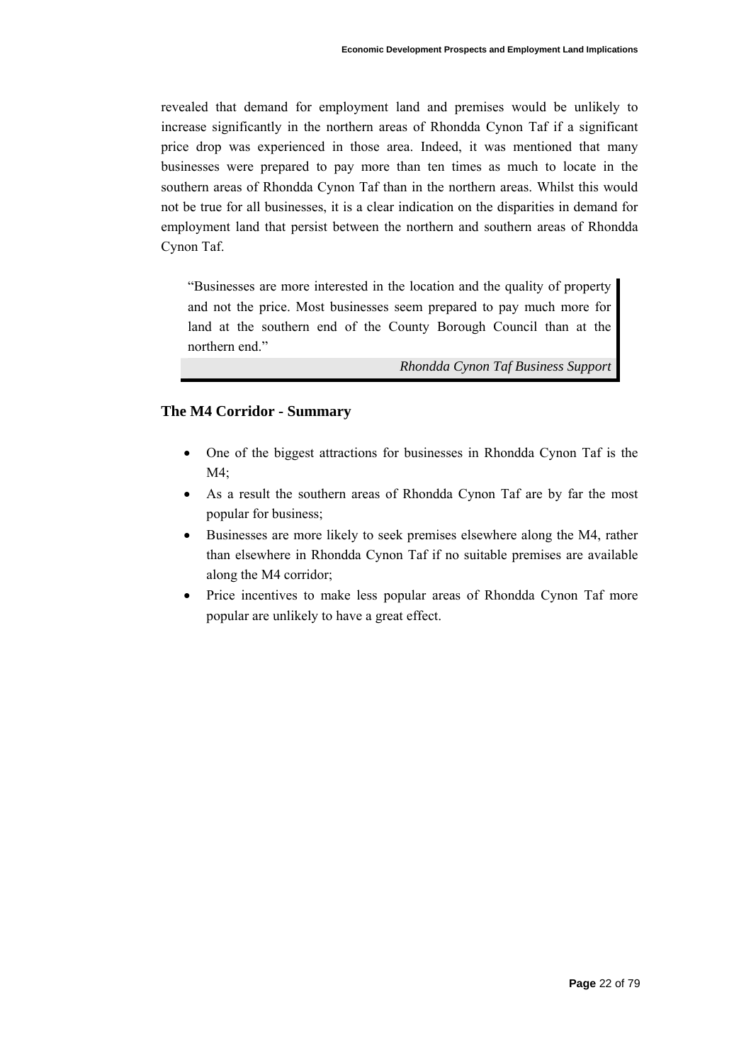revealed that demand for employment land and premises would be unlikely to increase significantly in the northern areas of Rhondda Cynon Taf if a significant price drop was experienced in those area. Indeed, it was mentioned that many businesses were prepared to pay more than ten times as much to locate in the southern areas of Rhondda Cynon Taf than in the northern areas. Whilst this would not be true for all businesses, it is a clear indication on the disparities in demand for employment land that persist between the northern and southern areas of Rhondda Cynon Taf.

> "Businesses are more interested in the location and the quality of property and not the price. Most businesses seem prepared to pay much more for land at the southern end of the County Borough Council than at the northern end."
>
> *Rhondda Cynon Taf Business Support*

### The M4 Corridor - Summary

- One of the biggest attractions for businesses in Rhondda Cynon Taf is the M4;
- As a result the southern areas of Rhondda Cynon Taf are by far the most popular for business;
- Businesses are more likely to seek premises elsewhere along the M4, rather than elsewhere in Rhondda Cynon Taf if no suitable premises are available along the M4 corridor;
- Price incentives to make less popular areas of Rhondda Cynon Taf more popular are unlikely to have a great effect.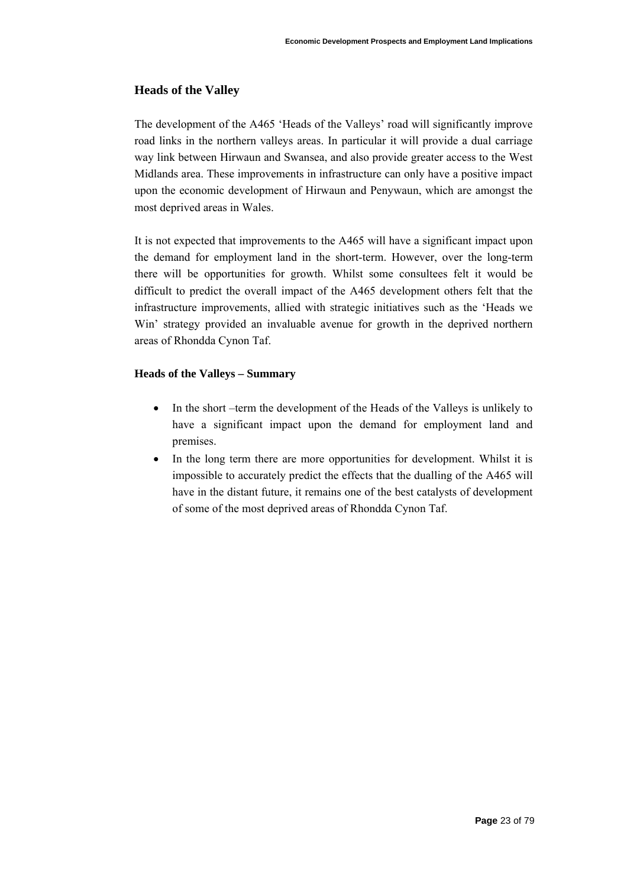## Heads of the Valley

The development of the A465 'Heads of the Valleys' road will significantly improve road links in the northern valleys areas. In particular it will provide a dual carriage way link between Hirwaun and Swansea, and also provide greater access to the West Midlands area. These improvements in infrastructure can only have a positive impact upon the economic development of Hirwaun and Penywaun, which are amongst the most deprived areas in Wales.

It is not expected that improvements to the A465 will have a significant impact upon the demand for employment land in the short-term. However, over the long-term there will be opportunities for growth. Whilst some consultees felt it would be difficult to predict the overall impact of the A465 development others felt that the infrastructure improvements, allied with strategic initiatives such as the 'Heads we Win' strategy provided an invaluable avenue for growth in the deprived northern areas of Rhondda Cynon Taf.

### Heads of the Valleys – Summary

- In the short –term the development of the Heads of the Valleys is unlikely to have a significant impact upon the demand for employment land and premises.
- In the long term there are more opportunities for development. Whilst it is impossible to accurately predict the effects that the dualling of the A465 will have in the distant future, it remains one of the best catalysts of development of some of the most deprived areas of Rhondda Cynon Taf.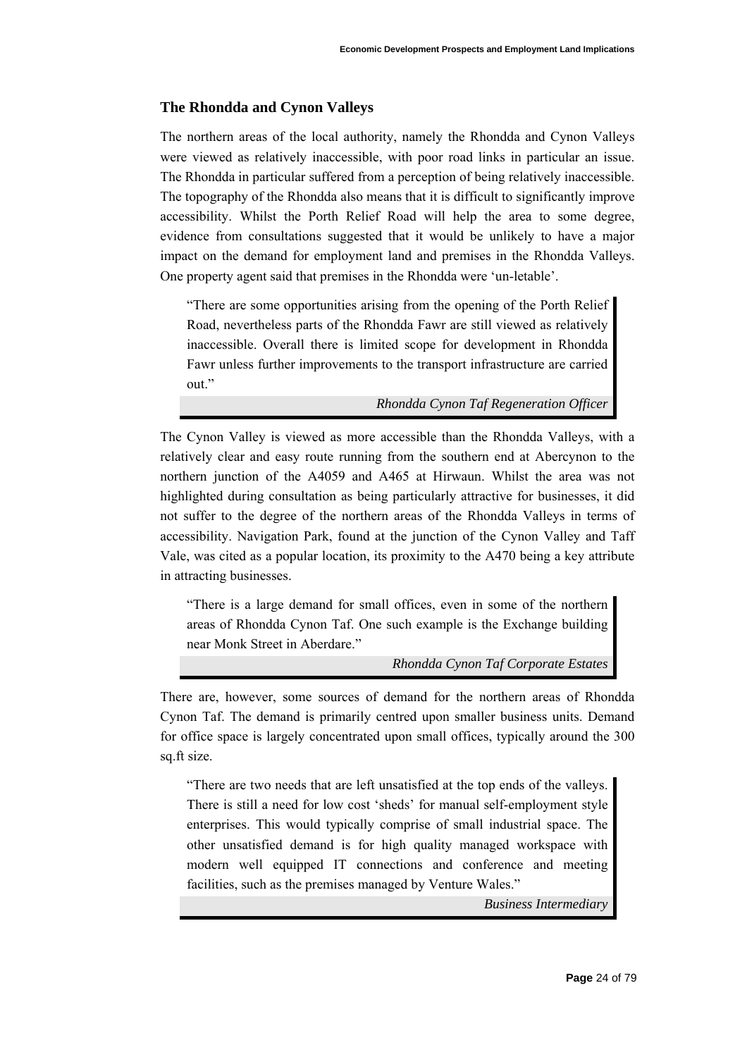## The Rhondda and Cynon Valleys

The northern areas of the local authority, namely the Rhondda and Cynon Valleys were viewed as relatively inaccessible, with poor road links in particular an issue. The Rhondda in particular suffered from a perception of being relatively inaccessible. The topography of the Rhondda also means that it is difficult to significantly improve accessibility. Whilst the Porth Relief Road will help the area to some degree, evidence from consultations suggested that it would be unlikely to have a major impact on the demand for employment land and premises in the Rhondda Valleys. One property agent said that premises in the Rhondda were 'un-letable'.

> "There are some opportunities arising from the opening of the Porth Relief Road, nevertheless parts of the Rhondda Fawr are still viewed as relatively inaccessible. Overall there is limited scope for development in Rhondda Fawr unless further improvements to the transport infrastructure are carried out."
>
> *Rhondda Cynon Taf Regeneration Officer*

The Cynon Valley is viewed as more accessible than the Rhondda Valleys, with a relatively clear and easy route running from the southern end at Abercynon to the northern junction of the A4059 and A465 at Hirwaun. Whilst the area was not highlighted during consultation as being particularly attractive for businesses, it did not suffer to the degree of the northern areas of the Rhondda Valleys in terms of accessibility. Navigation Park, found at the junction of the Cynon Valley and Taff Vale, was cited as a popular location, its proximity to the A470 being a key attribute in attracting businesses.

> "There is a large demand for small offices, even in some of the northern areas of Rhondda Cynon Taf. One such example is the Exchange building near Monk Street in Aberdare."
>
> *Rhondda Cynon Taf Corporate Estates*

There are, however, some sources of demand for the northern areas of Rhondda Cynon Taf. The demand is primarily centred upon smaller business units. Demand for office space is largely concentrated upon small offices, typically around the 300 sq.ft size.

> "There are two needs that are left unsatisfied at the top ends of the valleys. There is still a need for low cost 'sheds' for manual self-employment style enterprises. This would typically comprise of small industrial space. The other unsatisfied demand is for high quality managed workspace with modern well equipped IT connections and conference and meeting facilities, such as the premises managed by Venture Wales."
>
> *Business Intermediary*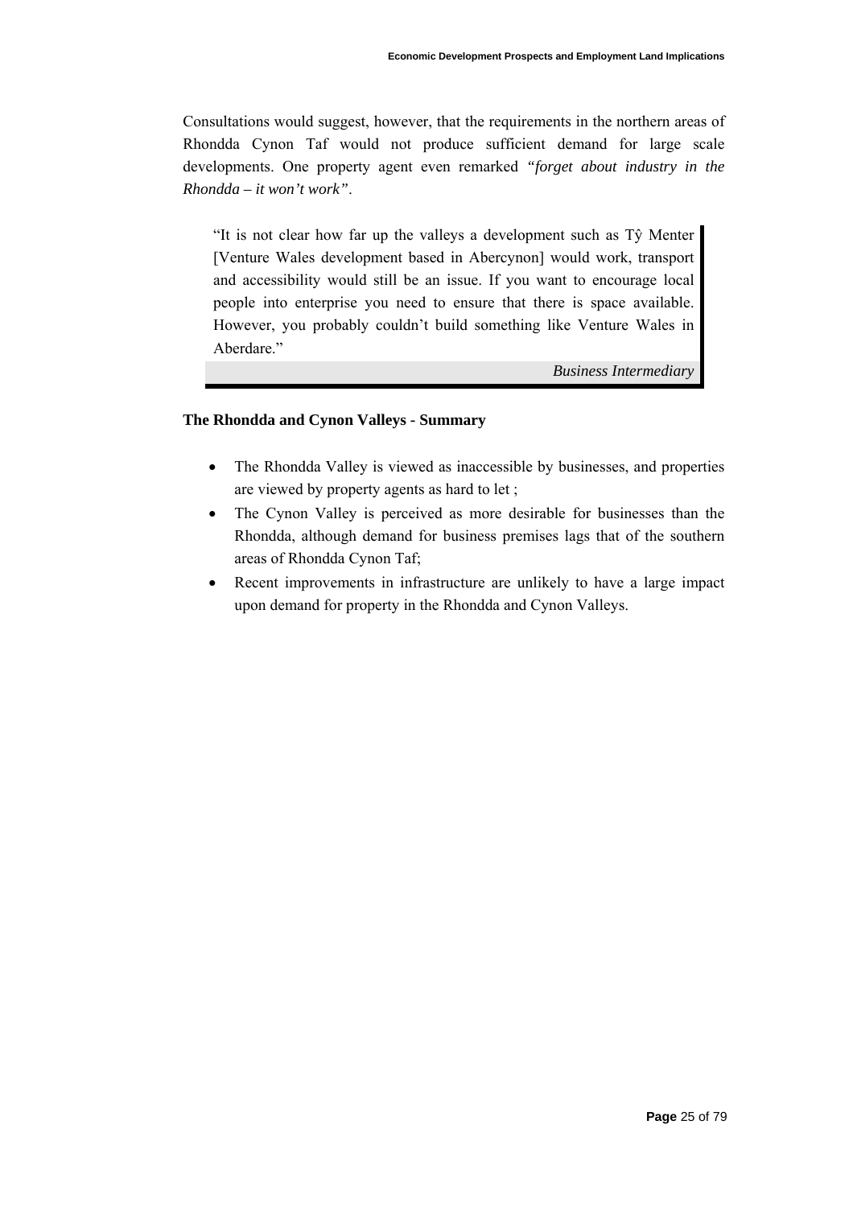Consultations would suggest, however, that the requirements in the northern areas of Rhondda Cynon Taf would not produce sufficient demand for large scale developments. One property agent even remarked *"forget about industry in the Rhondda – it won't work"*.

> "It is not clear how far up the valleys a development such as Tŷ Menter [Venture Wales development based in Abercynon] would work, transport and accessibility would still be an issue. If you want to encourage local people into enterprise you need to ensure that there is space available. However, you probably couldn't build something like Venture Wales in Aberdare."
>
> *Business Intermediary*

**The Rhondda and Cynon Valleys - Summary**

- The Rhondda Valley is viewed as inaccessible by businesses, and properties are viewed by property agents as hard to let ;
- The Cynon Valley is perceived as more desirable for businesses than the Rhondda, although demand for business premises lags that of the southern areas of Rhondda Cynon Taf;
- Recent improvements in infrastructure are unlikely to have a large impact upon demand for property in the Rhondda and Cynon Valleys.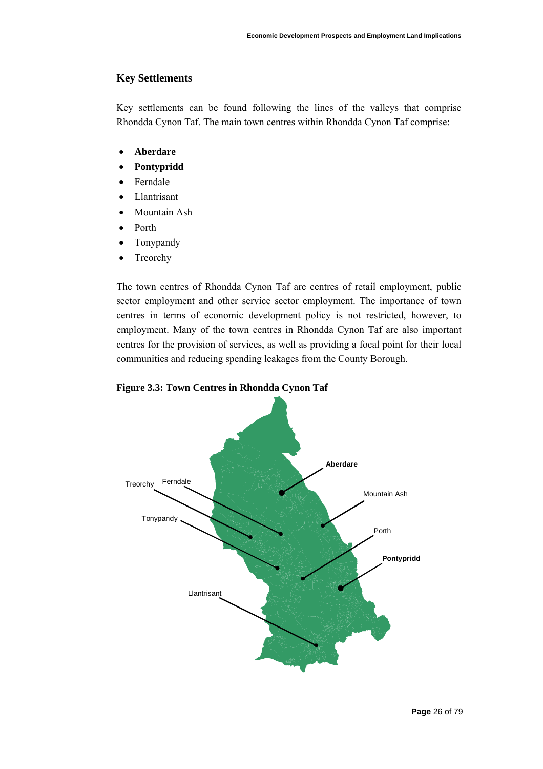## Key Settlements

Key settlements can be found following the lines of the valleys that comprise Rhondda Cynon Taf. The main town centres within Rhondda Cynon Taf comprise:

- **Aberdare**
- **Pontypridd**
- Ferndale
- Llantrisant
- Mountain Ash
- Porth
- Tonypandy
- Treorchy

The town centres of Rhondda Cynon Taf are centres of retail employment, public sector employment and other service sector employment. The importance of town centres in terms of economic development policy is not restricted, however, to employment. Many of the town centres in Rhondda Cynon Taf are also important centres for the provision of services, as well as providing a focal point for their local communities and reducing spending leakages from the County Borough.

**Figure 3.3: Town Centres in Rhondda Cynon Taf**

Aberdare, Treorchy, Ferndale, Mountain Ash, Tonypandy, Porth, Pontypridd, Llantrisant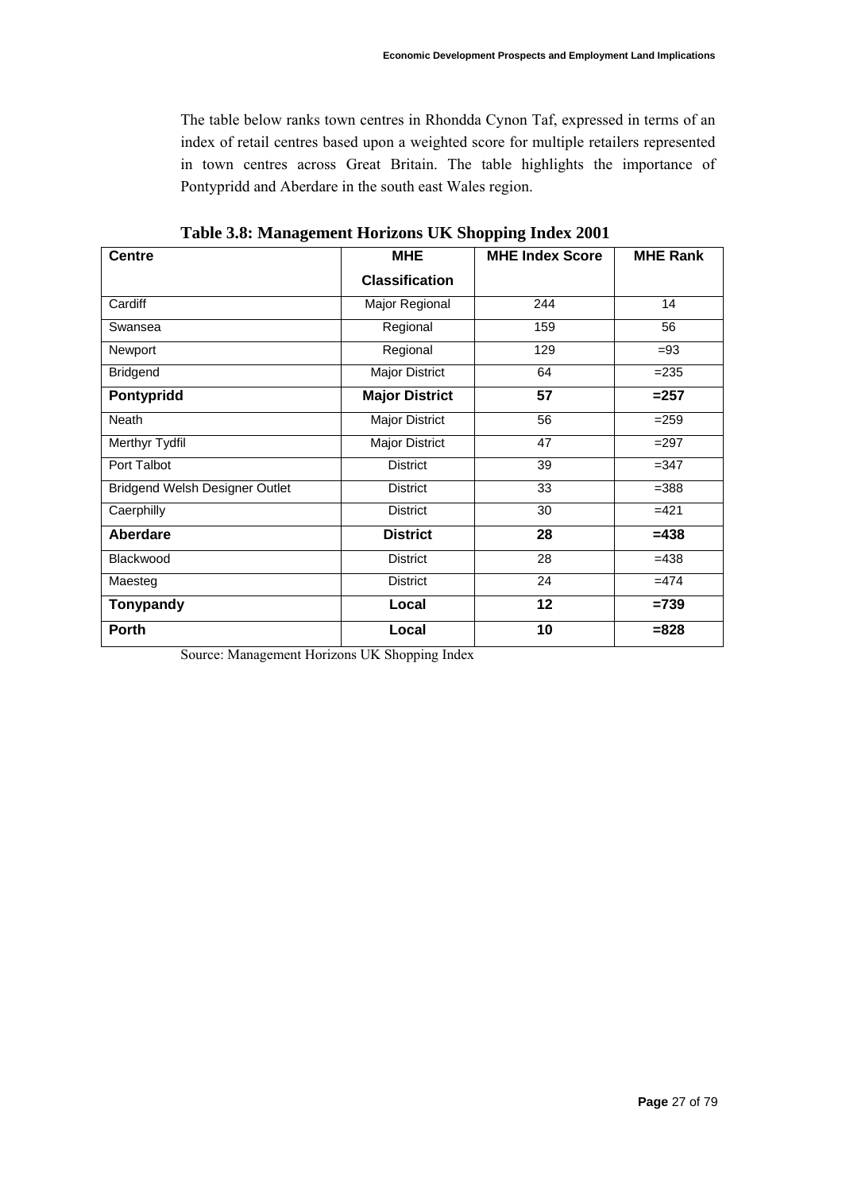The table below ranks town centres in Rhondda Cynon Taf, expressed in terms of an index of retail centres based upon a weighted score for multiple retailers represented in town centres across Great Britain. The table highlights the importance of Pontypridd and Aberdare in the south east Wales region.

**Table 3.8: Management Horizons UK Shopping Index 2001**

| Centre | MHE Classification | MHE Index Score | MHE Rank |
|---|---|---|---|
| Cardiff | Major Regional | 244 | 14 |
| Swansea | Regional | 159 | 56 |
| Newport | Regional | 129 | =93 |
| Bridgend | Major District | 64 | =235 |
| **Pontypridd** | **Major District** | **57** | **=257** |
| Neath | Major District | 56 | =259 |
| Merthyr Tydfil | Major District | 47 | =297 |
| Port Talbot | District | 39 | =347 |
| Bridgend Welsh Designer Outlet | District | 33 | =388 |
| Caerphilly | District | 30 | =421 |
| **Aberdare** | **District** | **28** | **=438** |
| Blackwood | District | 28 | =438 |
| Maesteg | District | 24 | =474 |
| **Tonypandy** | **Local** | **12** | **=739** |
| **Porth** | **Local** | **10** | **=828** |

Source: Management Horizons UK Shopping Index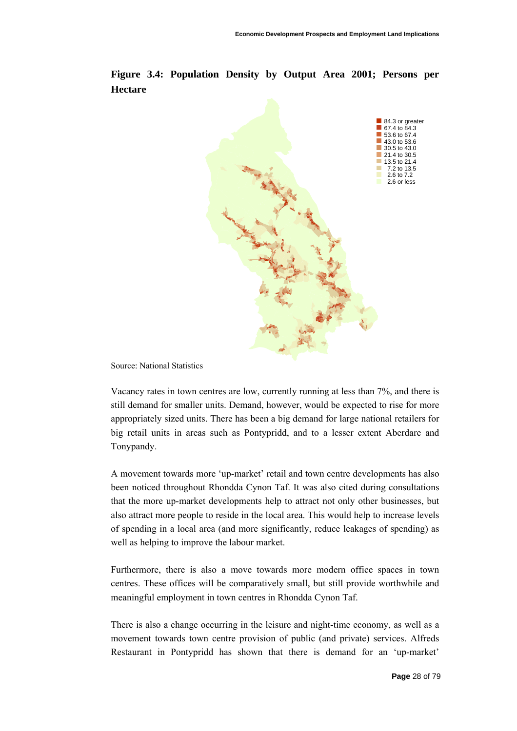**Figure 3.4: Population Density by Output Area 2001; Persons per Hectare**

84.3 or greater
67.4 to 84.3
53.6 to 67.4
43.0 to 53.6
30.5 to 43.0
21.4 to 30.5
13.5 to 21.4
7.2 to 13.5
2.6 to 7.2
2.6 or less

Source: National Statistics

Vacancy rates in town centres are low, currently running at less than 7%, and there is still demand for smaller units. Demand, however, would be expected to rise for more appropriately sized units. There has been a big demand for large national retailers for big retail units in areas such as Pontypridd, and to a lesser extent Aberdare and Tonypandy.

A movement towards more 'up-market' retail and town centre developments has also been noticed throughout Rhondda Cynon Taf. It was also cited during consultations that the more up-market developments help to attract not only other businesses, but also attract more people to reside in the local area. This would help to increase levels of spending in a local area (and more significantly, reduce leakages of spending) as well as helping to improve the labour market.

Furthermore, there is also a move towards more modern office spaces in town centres. These offices will be comparatively small, but still provide worthwhile and meaningful employment in town centres in Rhondda Cynon Taf.

There is also a change occurring in the leisure and night-time economy, as well as a movement towards town centre provision of public (and private) services. Alfreds Restaurant in Pontypridd has shown that there is demand for an 'up-market'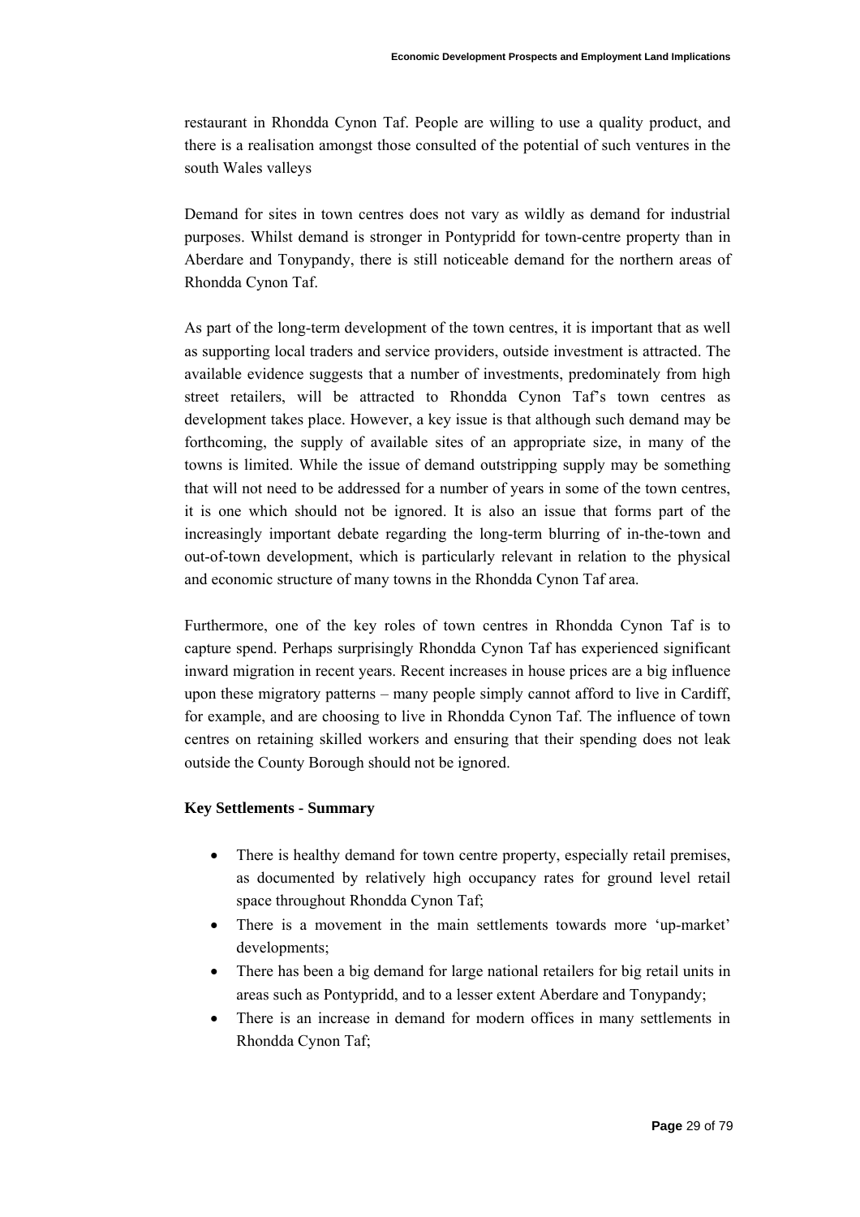restaurant in Rhondda Cynon Taf. People are willing to use a quality product, and there is a realisation amongst those consulted of the potential of such ventures in the south Wales valleys

Demand for sites in town centres does not vary as wildly as demand for industrial purposes. Whilst demand is stronger in Pontypridd for town-centre property than in Aberdare and Tonypandy, there is still noticeable demand for the northern areas of Rhondda Cynon Taf.

As part of the long-term development of the town centres, it is important that as well as supporting local traders and service providers, outside investment is attracted. The available evidence suggests that a number of investments, predominately from high street retailers, will be attracted to Rhondda Cynon Taf's town centres as development takes place. However, a key issue is that although such demand may be forthcoming, the supply of available sites of an appropriate size, in many of the towns is limited. While the issue of demand outstripping supply may be something that will not need to be addressed for a number of years in some of the town centres, it is one which should not be ignored. It is also an issue that forms part of the increasingly important debate regarding the long-term blurring of in-the-town and out-of-town development, which is particularly relevant in relation to the physical and economic structure of many towns in the Rhondda Cynon Taf area.

Furthermore, one of the key roles of town centres in Rhondda Cynon Taf is to capture spend. Perhaps surprisingly Rhondda Cynon Taf has experienced significant inward migration in recent years. Recent increases in house prices are a big influence upon these migratory patterns – many people simply cannot afford to live in Cardiff, for example, and are choosing to live in Rhondda Cynon Taf. The influence of town centres on retaining skilled workers and ensuring that their spending does not leak outside the County Borough should not be ignored.

**Key Settlements - Summary**

- There is healthy demand for town centre property, especially retail premises, as documented by relatively high occupancy rates for ground level retail space throughout Rhondda Cynon Taf;
- There is a movement in the main settlements towards more 'up-market' developments;
- There has been a big demand for large national retailers for big retail units in areas such as Pontypridd, and to a lesser extent Aberdare and Tonypandy;
- There is an increase in demand for modern offices in many settlements in Rhondda Cynon Taf;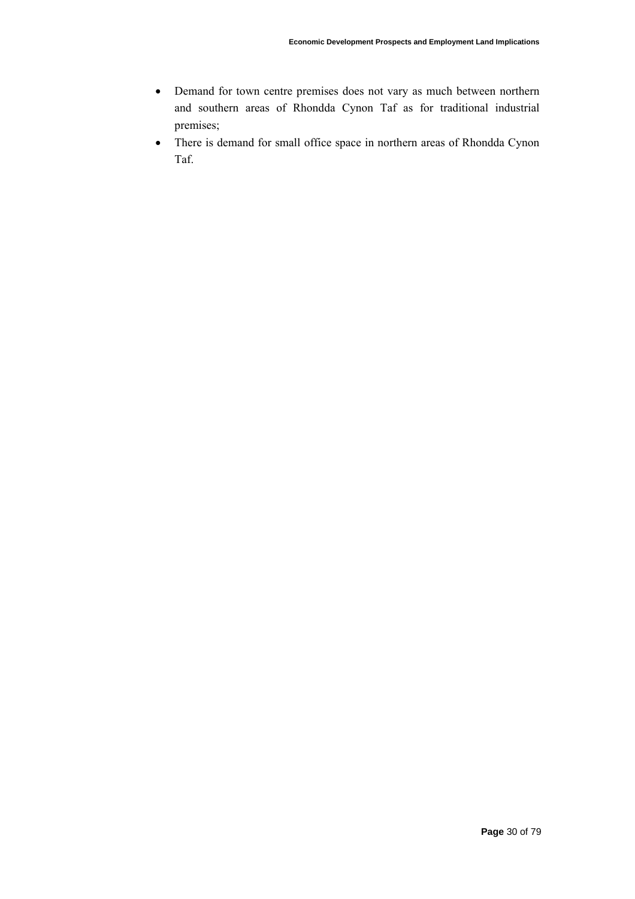- Demand for town centre premises does not vary as much between northern and southern areas of Rhondda Cynon Taf as for traditional industrial premises;
- There is demand for small office space in northern areas of Rhondda Cynon Taf.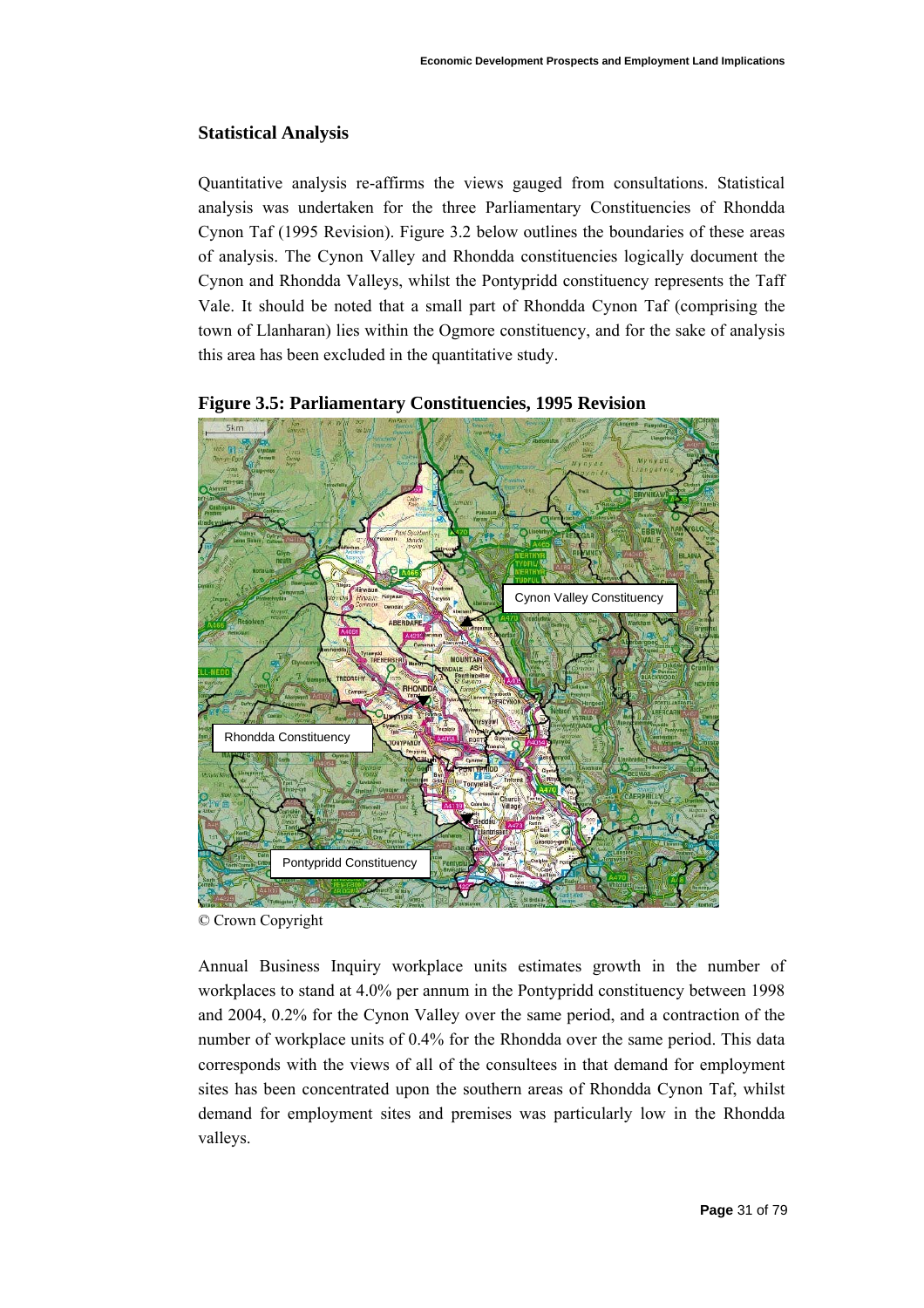### Statistical Analysis

Quantitative analysis re-affirms the views gauged from consultations. Statistical analysis was undertaken for the three Parliamentary Constituencies of Rhondda Cynon Taf (1995 Revision). Figure 3.2 below outlines the boundaries of these areas of analysis. The Cynon Valley and Rhondda constituencies logically document the Cynon and Rhondda Valleys, whilst the Pontypridd constituency represents the Taff Vale. It should be noted that a small part of Rhondda Cynon Taf (comprising the town of Llanharan) lies within the Ogmore constituency, and for the sake of analysis this area has been excluded in the quantitative study.

**Figure 3.5: Parliamentary Constituencies, 1995 Revision**

© Crown Copyright

Annual Business Inquiry workplace units estimates growth in the number of workplaces to stand at 4.0% per annum in the Pontypridd constituency between 1998 and 2004, 0.2% for the Cynon Valley over the same period, and a contraction of the number of workplace units of 0.4% for the Rhondda over the same period. This data corresponds with the views of all of the consultees in that demand for employment sites has been concentrated upon the southern areas of Rhondda Cynon Taf, whilst demand for employment sites and premises was particularly low in the Rhondda valleys.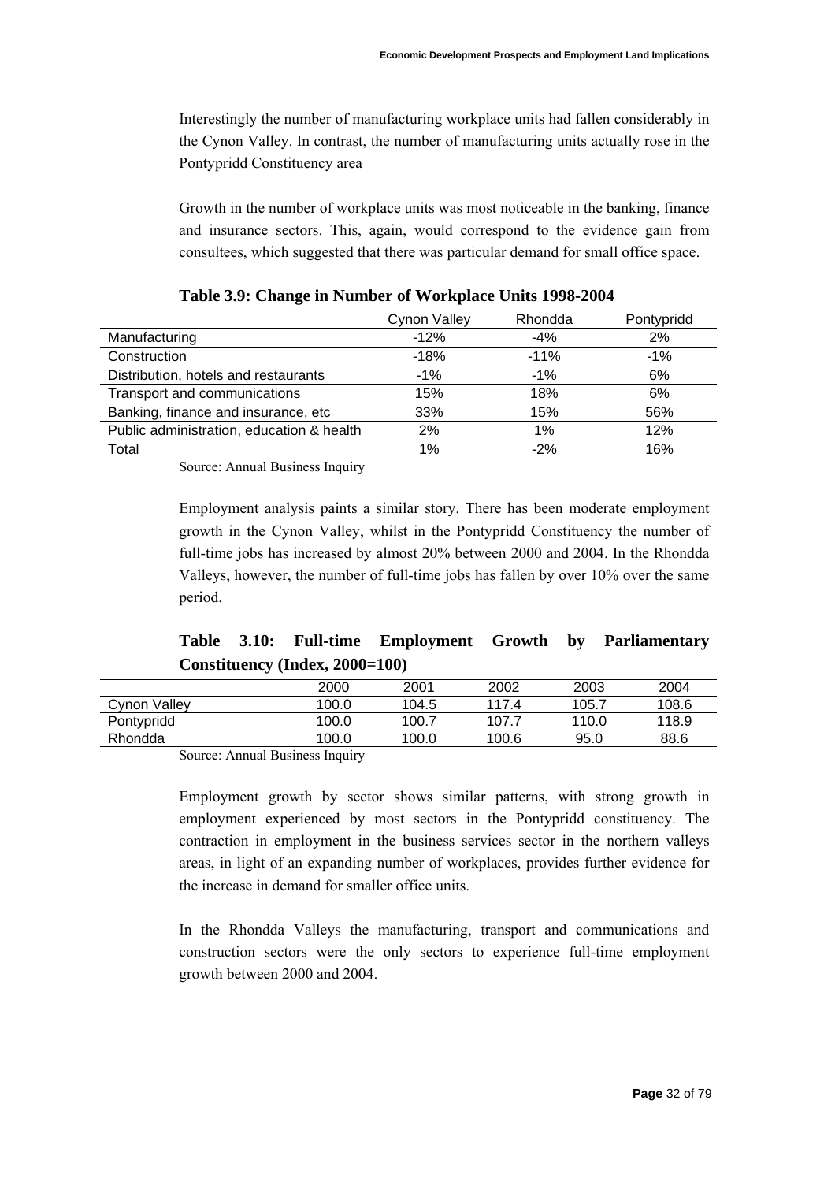Interestingly the number of manufacturing workplace units had fallen considerably in the Cynon Valley. In contrast, the number of manufacturing units actually rose in the Pontypridd Constituency area

Growth in the number of workplace units was most noticeable in the banking, finance and insurance sectors. This, again, would correspond to the evidence gain from consultees, which suggested that there was particular demand for small office space.

**Table 3.9: Change in Number of Workplace Units 1998-2004**

| | Cynon Valley | Rhondda | Pontypridd |
|---|---|---|---|
| Manufacturing | -12% | -4% | 2% |
| Construction | -18% | -11% | -1% |
| Distribution, hotels and restaurants | -1% | -1% | 6% |
| Transport and communications | 15% | 18% | 6% |
| Banking, finance and insurance, etc | 33% | 15% | 56% |
| Public administration, education & health | 2% | 1% | 12% |
| Total | 1% | -2% | 16% |

Source: Annual Business Inquiry

Employment analysis paints a similar story. There has been moderate employment growth in the Cynon Valley, whilst in the Pontypridd Constituency the number of full-time jobs has increased by almost 20% between 2000 and 2004. In the Rhondda Valleys, however, the number of full-time jobs has fallen by over 10% over the same period.

**Table 3.10: Full-time Employment Growth by Parliamentary Constituency (Index, 2000=100)**

| | 2000 | 2001 | 2002 | 2003 | 2004 |
|---|---|---|---|---|---|
| Cynon Valley | 100.0 | 104.5 | 117.4 | 105.7 | 108.6 |
| Pontypridd | 100.0 | 100.7 | 107.7 | 110.0 | 118.9 |
| Rhondda | 100.0 | 100.0 | 100.6 | 95.0 | 88.6 |

Source: Annual Business Inquiry

Employment growth by sector shows similar patterns, with strong growth in employment experienced by most sectors in the Pontypridd constituency. The contraction in employment in the business services sector in the northern valleys areas, in light of an expanding number of workplaces, provides further evidence for the increase in demand for smaller office units.

In the Rhondda Valleys the manufacturing, transport and communications and construction sectors were the only sectors to experience full-time employment growth between 2000 and 2004.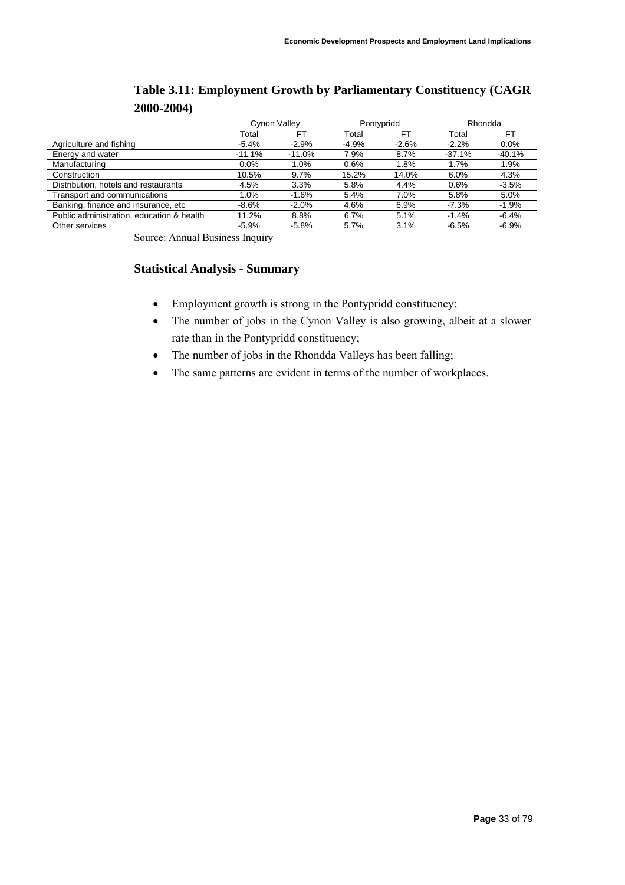**Table 3.11: Employment Growth by Parliamentary Constituency (CAGR 2000-2004)**

| | Cynon Valley | | Pontypridd | | Rhondda | |
|---|---|---|---|---|---|---|
| | Total | FT | Total | FT | Total | FT |
| Agriculture and fishing | -5.4% | -2.9% | -4.9% | -2.6% | -2.2% | 0.0% |
| Energy and water | -11.1% | -11.0% | 7.9% | 8.7% | -37.1% | -40.1% |
| Manufacturing | 0.0% | 1.0% | 0.6% | 1.8% | 1.7% | 1.9% |
| Construction | 10.5% | 9.7% | 15.2% | 14.0% | 6.0% | 4.3% |
| Distribution, hotels and restaurants | 4.5% | 3.3% | 5.8% | 4.4% | 0.6% | -3.5% |
| Transport and communications | 1.0% | -1.6% | 5.4% | 7.0% | 5.8% | 5.0% |
| Banking, finance and insurance, etc | -8.6% | -2.0% | 4.6% | 6.9% | -7.3% | -1.9% |
| Public administration, education & health | 11.2% | 8.8% | 6.7% | 5.1% | -1.4% | -6.4% |
| Other services | -5.9% | -5.8% | 5.7% | 3.1% | -6.5% | -6.9% |

Source: Annual Business Inquiry

### Statistical Analysis - Summary

- Employment growth is strong in the Pontypridd constituency;
- The number of jobs in the Cynon Valley is also growing, albeit at a slower rate than in the Pontypridd constituency;
- The number of jobs in the Rhondda Valleys has been falling;
- The same patterns are evident in terms of the number of workplaces.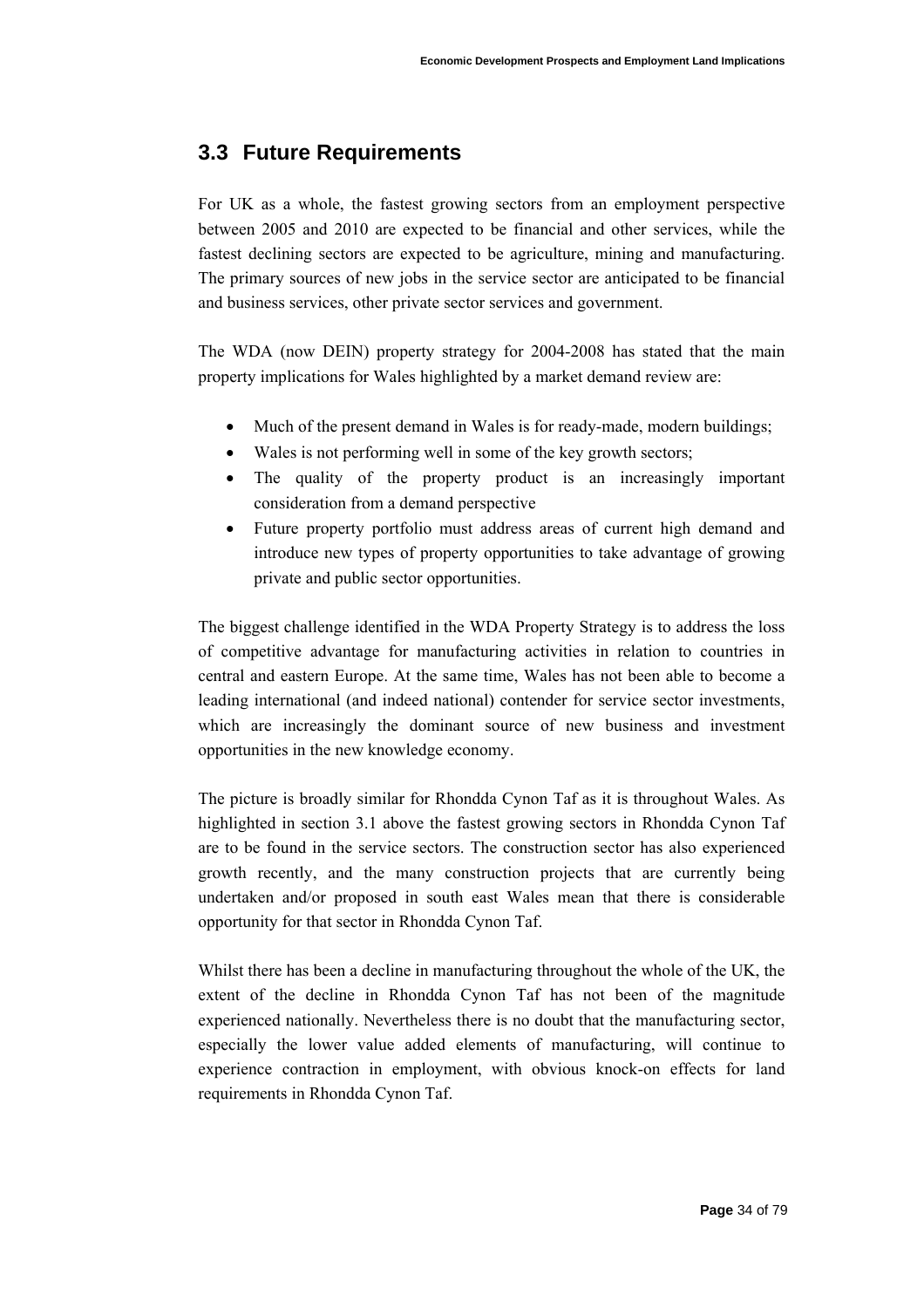## 3.3 Future Requirements

For UK as a whole, the fastest growing sectors from an employment perspective between 2005 and 2010 are expected to be financial and other services, while the fastest declining sectors are expected to be agriculture, mining and manufacturing. The primary sources of new jobs in the service sector are anticipated to be financial and business services, other private sector services and government.

The WDA (now DEIN) property strategy for 2004-2008 has stated that the main property implications for Wales highlighted by a market demand review are:

- Much of the present demand in Wales is for ready-made, modern buildings;
- Wales is not performing well in some of the key growth sectors;
- The quality of the property product is an increasingly important consideration from a demand perspective
- Future property portfolio must address areas of current high demand and introduce new types of property opportunities to take advantage of growing private and public sector opportunities.

The biggest challenge identified in the WDA Property Strategy is to address the loss of competitive advantage for manufacturing activities in relation to countries in central and eastern Europe. At the same time, Wales has not been able to become a leading international (and indeed national) contender for service sector investments, which are increasingly the dominant source of new business and investment opportunities in the new knowledge economy.

The picture is broadly similar for Rhondda Cynon Taf as it is throughout Wales. As highlighted in section 3.1 above the fastest growing sectors in Rhondda Cynon Taf are to be found in the service sectors. The construction sector has also experienced growth recently, and the many construction projects that are currently being undertaken and/or proposed in south east Wales mean that there is considerable opportunity for that sector in Rhondda Cynon Taf.

Whilst there has been a decline in manufacturing throughout the whole of the UK, the extent of the decline in Rhondda Cynon Taf has not been of the magnitude experienced nationally. Nevertheless there is no doubt that the manufacturing sector, especially the lower value added elements of manufacturing, will continue to experience contraction in employment, with obvious knock-on effects for land requirements in Rhondda Cynon Taf.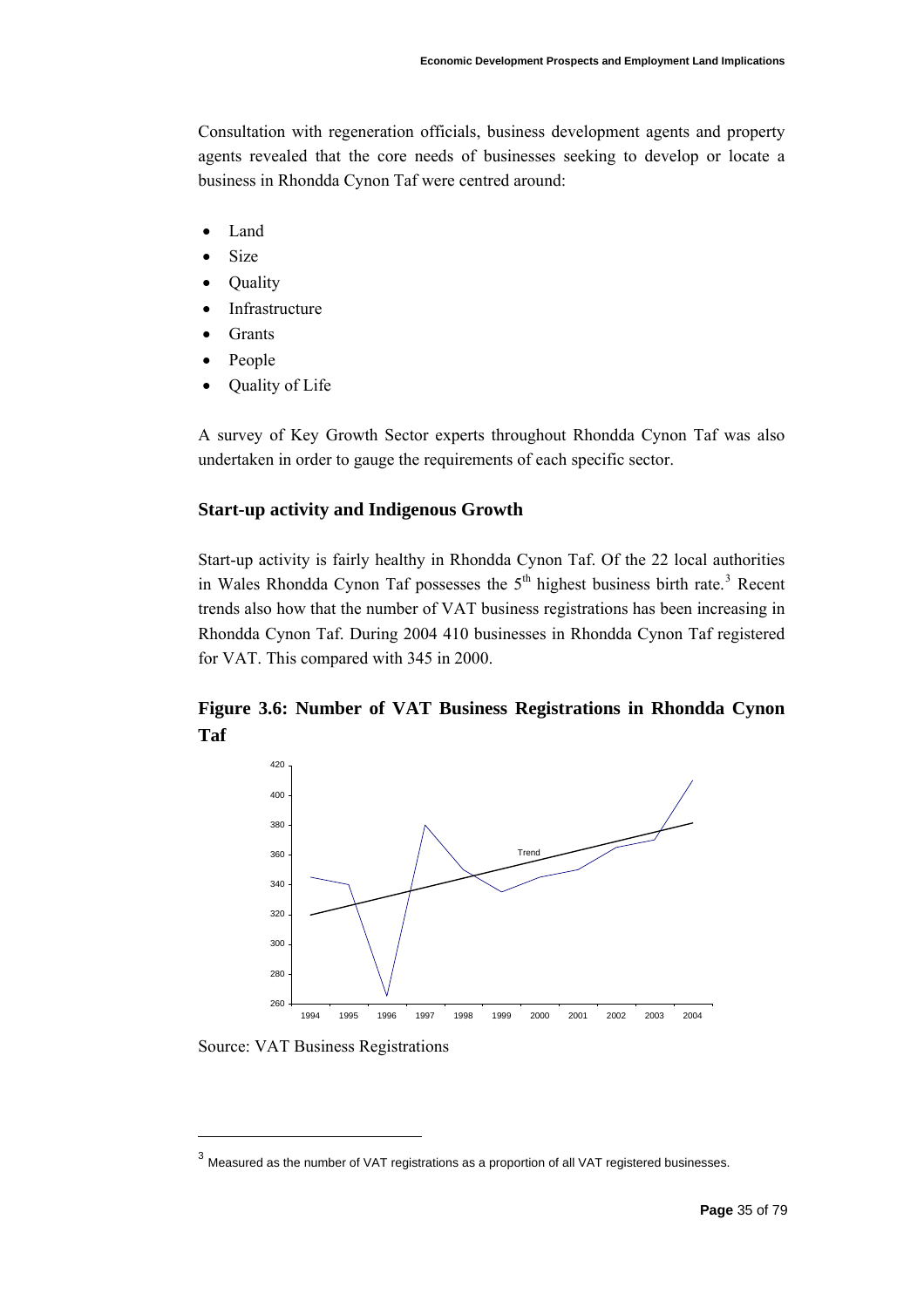Consultation with regeneration officials, business development agents and property agents revealed that the core needs of businesses seeking to develop or locate a business in Rhondda Cynon Taf were centred around:

- Land
- Size
- Quality
- Infrastructure
- Grants
- People
- Quality of Life

A survey of Key Growth Sector experts throughout Rhondda Cynon Taf was also undertaken in order to gauge the requirements of each specific sector.

### Start-up activity and Indigenous Growth

Start-up activity is fairly healthy in Rhondda Cynon Taf. Of the 22 local authorities in Wales Rhondda Cynon Taf possesses the 5th highest business birth rate.[3] Recent trends also how that the number of VAT business registrations has been increasing in Rhondda Cynon Taf. During 2004 410 businesses in Rhondda Cynon Taf registered for VAT. This compared with 345 in 2000.

**Figure 3.6: Number of VAT Business Registrations in Rhondda Cynon Taf**

Source: VAT Business Registrations

[3] Measured as the number of VAT registrations as a proportion of all VAT registered businesses.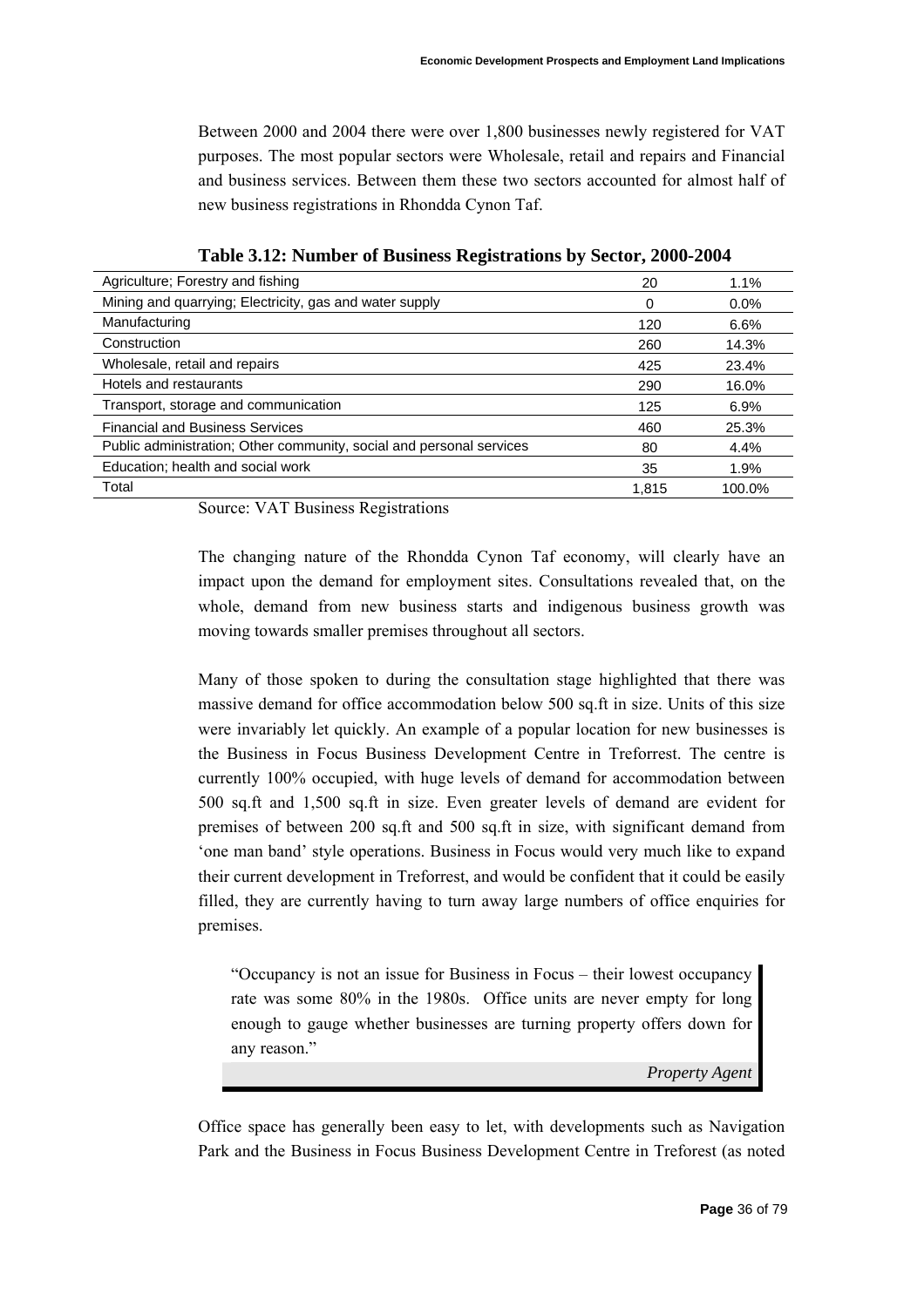Between 2000 and 2004 there were over 1,800 businesses newly registered for VAT purposes. The most popular sectors were Wholesale, retail and repairs and Financial and business services. Between them these two sectors accounted for almost half of new business registrations in Rhondda Cynon Taf.

**Table 3.12: Number of Business Registrations by Sector, 2000-2004**

| Sector | Number | % |
|---|---|---|
| Agriculture; Forestry and fishing | 20 | 1.1% |
| Mining and quarrying; Electricity, gas and water supply | 0 | 0.0% |
| Manufacturing | 120 | 6.6% |
| Construction | 260 | 14.3% |
| Wholesale, retail and repairs | 425 | 23.4% |
| Hotels and restaurants | 290 | 16.0% |
| Transport, storage and communication | 125 | 6.9% |
| Financial and Business Services | 460 | 25.3% |
| Public administration; Other community, social and personal services | 80 | 4.4% |
| Education; health and social work | 35 | 1.9% |
| Total | 1,815 | 100.0% |

Source: VAT Business Registrations

The changing nature of the Rhondda Cynon Taf economy, will clearly have an impact upon the demand for employment sites. Consultations revealed that, on the whole, demand from new business starts and indigenous business growth was moving towards smaller premises throughout all sectors.

Many of those spoken to during the consultation stage highlighted that there was massive demand for office accommodation below 500 sq.ft in size. Units of this size were invariably let quickly. An example of a popular location for new businesses is the Business in Focus Business Development Centre in Treforrest. The centre is currently 100% occupied, with huge levels of demand for accommodation between 500 sq.ft and 1,500 sq.ft in size. Even greater levels of demand are evident for premises of between 200 sq.ft and 500 sq.ft in size, with significant demand from 'one man band' style operations. Business in Focus would very much like to expand their current development in Treforrest, and would be confident that it could be easily filled, they are currently having to turn away large numbers of office enquiries for premises.

> "Occupancy is not an issue for Business in Focus – their lowest occupancy rate was some 80% in the 1980s. Office units are never empty for long enough to gauge whether businesses are turning property offers down for any reason."
>
> *Property Agent*

Office space has generally been easy to let, with developments such as Navigation Park and the Business in Focus Business Development Centre in Treforest (as noted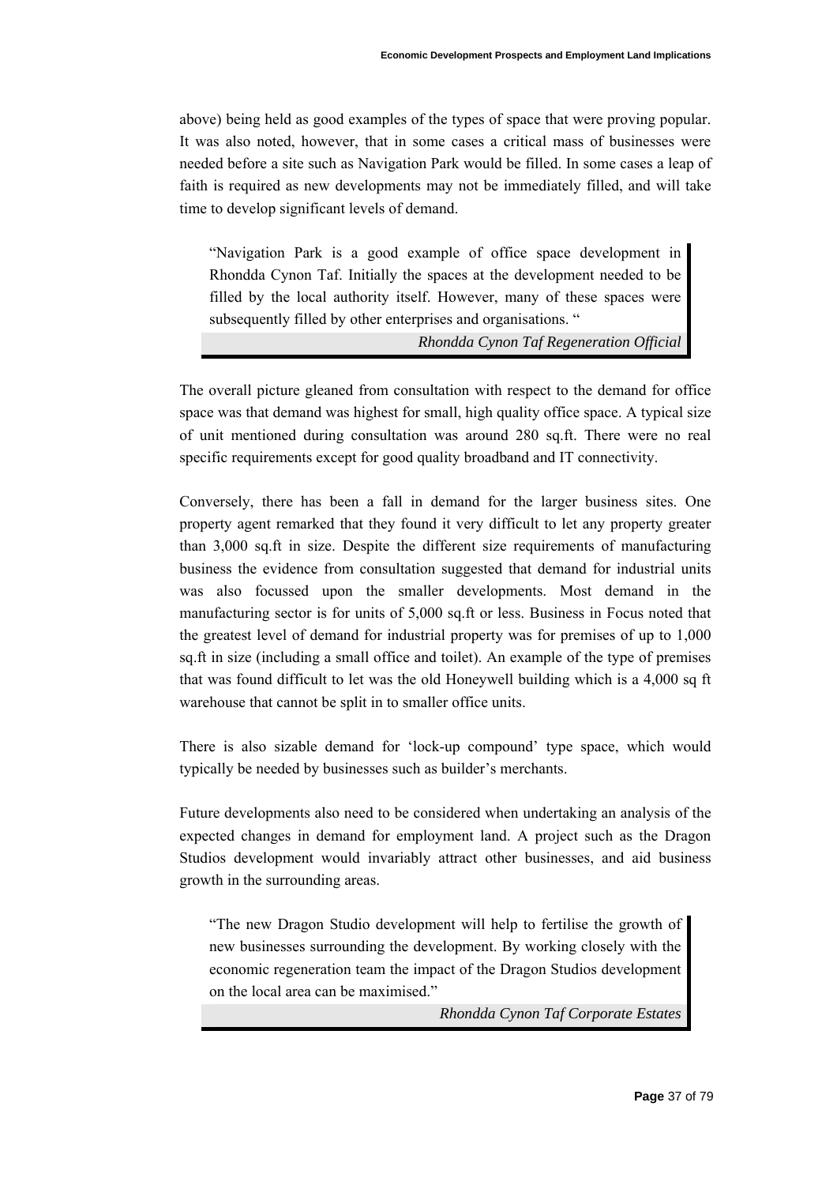above) being held as good examples of the types of space that were proving popular. It was also noted, however, that in some cases a critical mass of businesses were needed before a site such as Navigation Park would be filled. In some cases a leap of faith is required as new developments may not be immediately filled, and will take time to develop significant levels of demand.

> "Navigation Park is a good example of office space development in Rhondda Cynon Taf. Initially the spaces at the development needed to be filled by the local authority itself. However, many of these spaces were subsequently filled by other enterprises and organisations. "
>
> *Rhondda Cynon Taf Regeneration Official*

The overall picture gleaned from consultation with respect to the demand for office space was that demand was highest for small, high quality office space. A typical size of unit mentioned during consultation was around 280 sq.ft. There were no real specific requirements except for good quality broadband and IT connectivity.

Conversely, there has been a fall in demand for the larger business sites. One property agent remarked that they found it very difficult to let any property greater than 3,000 sq.ft in size. Despite the different size requirements of manufacturing business the evidence from consultation suggested that demand for industrial units was also focussed upon the smaller developments. Most demand in the manufacturing sector is for units of 5,000 sq.ft or less. Business in Focus noted that the greatest level of demand for industrial property was for premises of up to 1,000 sq.ft in size (including a small office and toilet). An example of the type of premises that was found difficult to let was the old Honeywell building which is a 4,000 sq ft warehouse that cannot be split in to smaller office units.

There is also sizable demand for 'lock-up compound' type space, which would typically be needed by businesses such as builder's merchants.

Future developments also need to be considered when undertaking an analysis of the expected changes in demand for employment land. A project such as the Dragon Studios development would invariably attract other businesses, and aid business growth in the surrounding areas.

> "The new Dragon Studio development will help to fertilise the growth of new businesses surrounding the development. By working closely with the economic regeneration team the impact of the Dragon Studios development on the local area can be maximised."
>
> *Rhondda Cynon Taf Corporate Estates*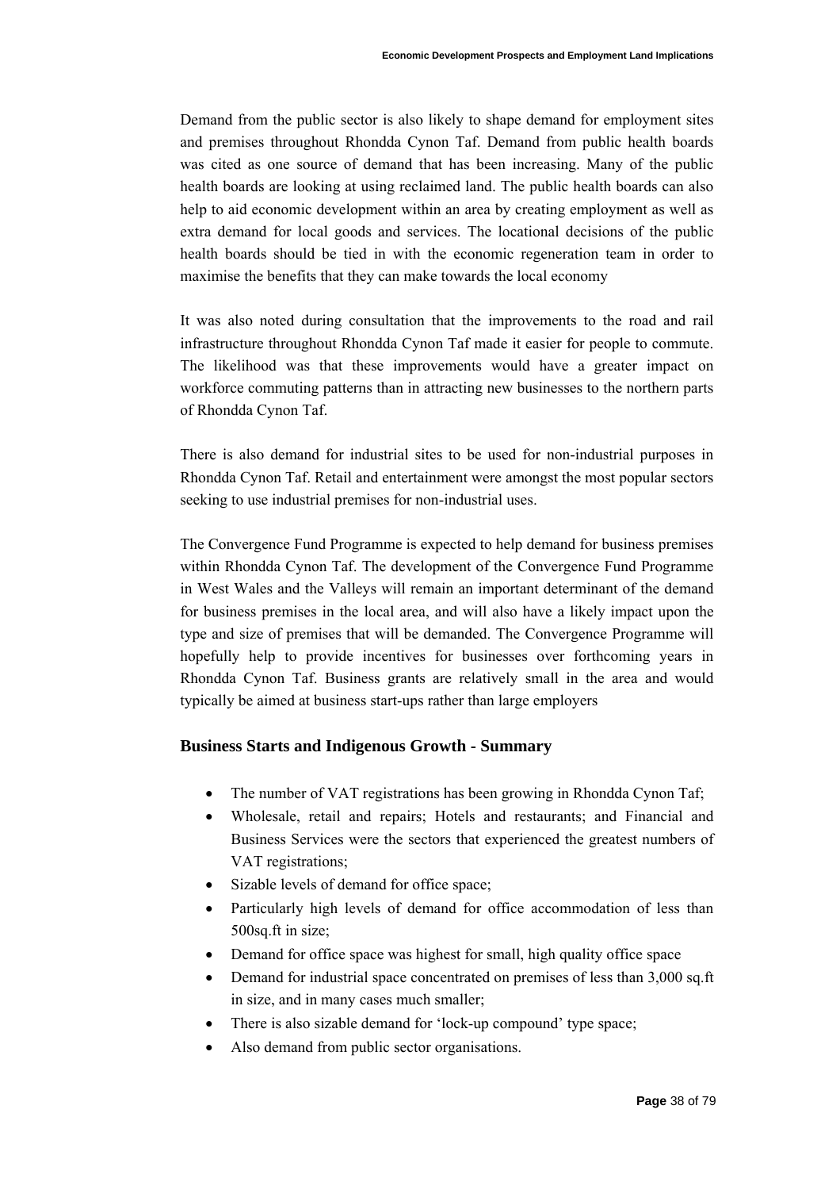Demand from the public sector is also likely to shape demand for employment sites and premises throughout Rhondda Cynon Taf. Demand from public health boards was cited as one source of demand that has been increasing. Many of the public health boards are looking at using reclaimed land. The public health boards can also help to aid economic development within an area by creating employment as well as extra demand for local goods and services. The locational decisions of the public health boards should be tied in with the economic regeneration team in order to maximise the benefits that they can make towards the local economy

It was also noted during consultation that the improvements to the road and rail infrastructure throughout Rhondda Cynon Taf made it easier for people to commute. The likelihood was that these improvements would have a greater impact on workforce commuting patterns than in attracting new businesses to the northern parts of Rhondda Cynon Taf.

There is also demand for industrial sites to be used for non-industrial purposes in Rhondda Cynon Taf. Retail and entertainment were amongst the most popular sectors seeking to use industrial premises for non-industrial uses.

The Convergence Fund Programme is expected to help demand for business premises within Rhondda Cynon Taf. The development of the Convergence Fund Programme in West Wales and the Valleys will remain an important determinant of the demand for business premises in the local area, and will also have a likely impact upon the type and size of premises that will be demanded. The Convergence Programme will hopefully help to provide incentives for businesses over forthcoming years in Rhondda Cynon Taf. Business grants are relatively small in the area and would typically be aimed at business start-ups rather than large employers

### Business Starts and Indigenous Growth - Summary

- The number of VAT registrations has been growing in Rhondda Cynon Taf;
- Wholesale, retail and repairs; Hotels and restaurants; and Financial and Business Services were the sectors that experienced the greatest numbers of VAT registrations;
- Sizable levels of demand for office space;
- Particularly high levels of demand for office accommodation of less than 500sq.ft in size;
- Demand for office space was highest for small, high quality office space
- Demand for industrial space concentrated on premises of less than 3,000 sq.ft in size, and in many cases much smaller;
- There is also sizable demand for 'lock-up compound' type space;
- Also demand from public sector organisations.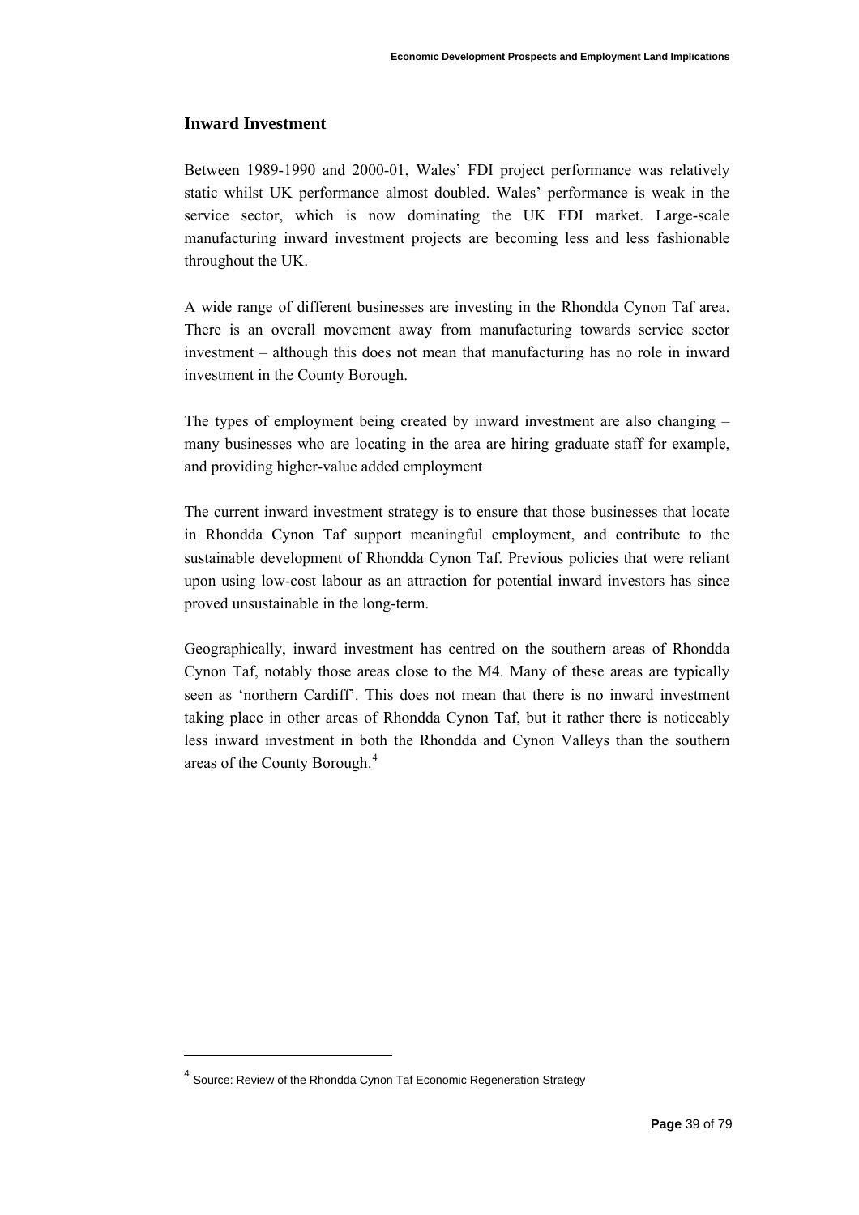## Inward Investment

Between 1989-1990 and 2000-01, Wales' FDI project performance was relatively static whilst UK performance almost doubled. Wales' performance is weak in the service sector, which is now dominating the UK FDI market. Large-scale manufacturing inward investment projects are becoming less and less fashionable throughout the UK.

A wide range of different businesses are investing in the Rhondda Cynon Taf area. There is an overall movement away from manufacturing towards service sector investment – although this does not mean that manufacturing has no role in inward investment in the County Borough.

The types of employment being created by inward investment are also changing – many businesses who are locating in the area are hiring graduate staff for example, and providing higher-value added employment

The current inward investment strategy is to ensure that those businesses that locate in Rhondda Cynon Taf support meaningful employment, and contribute to the sustainable development of Rhondda Cynon Taf. Previous policies that were reliant upon using low-cost labour as an attraction for potential inward investors has since proved unsustainable in the long-term.

Geographically, inward investment has centred on the southern areas of Rhondda Cynon Taf, notably those areas close to the M4. Many of these areas are typically seen as 'northern Cardiff'. This does not mean that there is no inward investment taking place in other areas of Rhondda Cynon Taf, but it rather there is noticeably less inward investment in both the Rhondda and Cynon Valleys than the southern areas of the County Borough.[4]

---

[4] Source: Review of the Rhondda Cynon Taf Economic Regeneration Strategy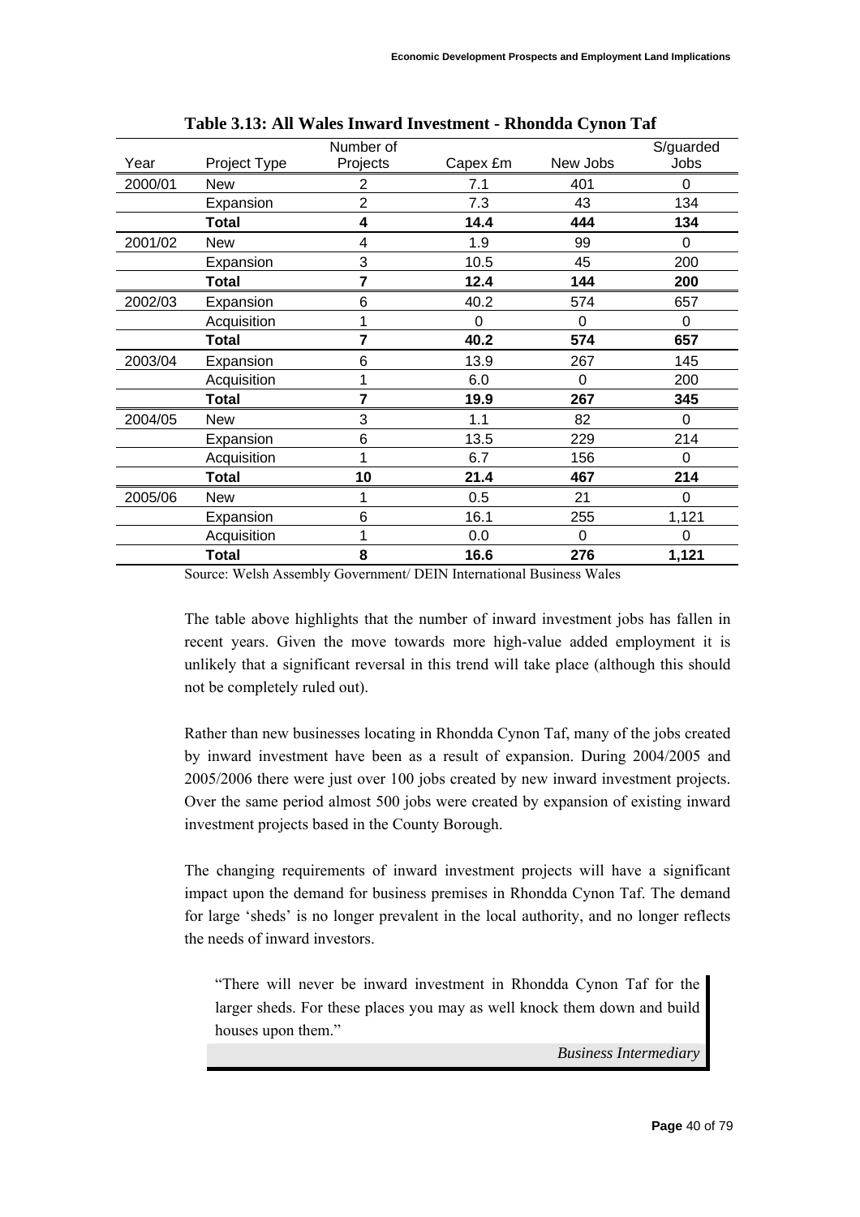**Table 3.13: All Wales Inward Investment - Rhondda Cynon Taf**

| Year | Project Type | Number of Projects | Capex £m | New Jobs | S/guarded Jobs |
|---|---|---|---|---|---|
| 2000/01 | New | 2 | 7.1 | 401 | 0 |
| | Expansion | 2 | 7.3 | 43 | 134 |
| | **Total** | **4** | **14.4** | **444** | **134** |
| 2001/02 | New | 4 | 1.9 | 99 | 0 |
| | Expansion | 3 | 10.5 | 45 | 200 |
| | **Total** | **7** | **12.4** | **144** | **200** |
| 2002/03 | Expansion | 6 | 40.2 | 574 | 657 |
| | Acquisition | 1 | 0 | 0 | 0 |
| | **Total** | **7** | **40.2** | **574** | **657** |
| 2003/04 | Expansion | 6 | 13.9 | 267 | 145 |
| | Acquisition | 1 | 6.0 | 0 | 200 |
| | **Total** | **7** | **19.9** | **267** | **345** |
| 2004/05 | New | 3 | 1.1 | 82 | 0 |
| | Expansion | 6 | 13.5 | 229 | 214 |
| | Acquisition | 1 | 6.7 | 156 | 0 |
| | **Total** | **10** | **21.4** | **467** | **214** |
| 2005/06 | New | 1 | 0.5 | 21 | 0 |
| | Expansion | 6 | 16.1 | 255 | 1,121 |
| | Acquisition | 1 | 0.0 | 0 | 0 |
| | **Total** | **8** | **16.6** | **276** | **1,121** |

Source: Welsh Assembly Government/ DEIN International Business Wales

The table above highlights that the number of inward investment jobs has fallen in recent years. Given the move towards more high-value added employment it is unlikely that a significant reversal in this trend will take place (although this should not be completely ruled out).

Rather than new businesses locating in Rhondda Cynon Taf, many of the jobs created by inward investment have been as a result of expansion. During 2004/2005 and 2005/2006 there were just over 100 jobs created by new inward investment projects. Over the same period almost 500 jobs were created by expansion of existing inward investment projects based in the County Borough.

The changing requirements of inward investment projects will have a significant impact upon the demand for business premises in Rhondda Cynon Taf. The demand for large 'sheds' is no longer prevalent in the local authority, and no longer reflects the needs of inward investors.

> "There will never be inward investment in Rhondda Cynon Taf for the larger sheds. For these places you may as well knock them down and build houses upon them."
>
> *Business Intermediary*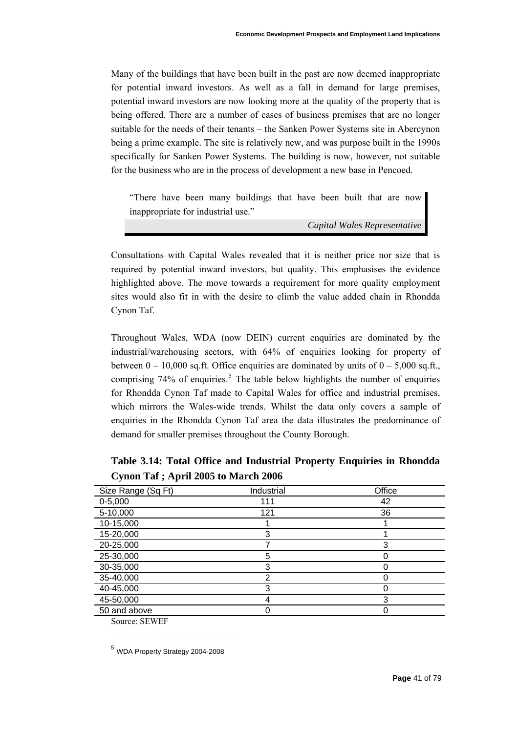Many of the buildings that have been built in the past are now deemed inappropriate for potential inward investors. As well as a fall in demand for large premises, potential inward investors are now looking more at the quality of the property that is being offered. There are a number of cases of business premises that are no longer suitable for the needs of their tenants – the Sanken Power Systems site in Abercynon being a prime example. The site is relatively new, and was purpose built in the 1990s specifically for Sanken Power Systems. The building is now, however, not suitable for the business who are in the process of development a new base in Pencoed.

> "There have been many buildings that have been built that are now inappropriate for industrial use."
>
> *Capital Wales Representative*

Consultations with Capital Wales revealed that it is neither price nor size that is required by potential inward investors, but quality. This emphasises the evidence highlighted above. The move towards a requirement for more quality employment sites would also fit in with the desire to climb the value added chain in Rhondda Cynon Taf.

Throughout Wales, WDA (now DEIN) current enquiries are dominated by the industrial/warehousing sectors, with 64% of enquiries looking for property of between 0 – 10,000 sq.ft. Office enquiries are dominated by units of 0 – 5,000 sq.ft., comprising 74% of enquiries.[5] The table below highlights the number of enquiries for Rhondda Cynon Taf made to Capital Wales for office and industrial premises, which mirrors the Wales-wide trends. Whilst the data only covers a sample of enquiries in the Rhondda Cynon Taf area the data illustrates the predominance of demand for smaller premises throughout the County Borough.

**Table 3.14: Total Office and Industrial Property Enquiries in Rhondda Cynon Taf ; April 2005 to March 2006**

| Size Range (Sq Ft) | Industrial | Office |
|---|---|---|
| 0-5,000 | 111 | 42 |
| 5-10,000 | 121 | 36 |
| 10-15,000 | 1 | 1 |
| 15-20,000 | 3 | 1 |
| 20-25,000 | 7 | 3 |
| 25-30,000 | 5 | 0 |
| 30-35,000 | 3 | 0 |
| 35-40,000 | 2 | 0 |
| 40-45,000 | 3 | 0 |
| 45-50,000 | 4 | 3 |
| 50 and above | 0 | 0 |

Source: SEWEF

[5] WDA Property Strategy 2004-2008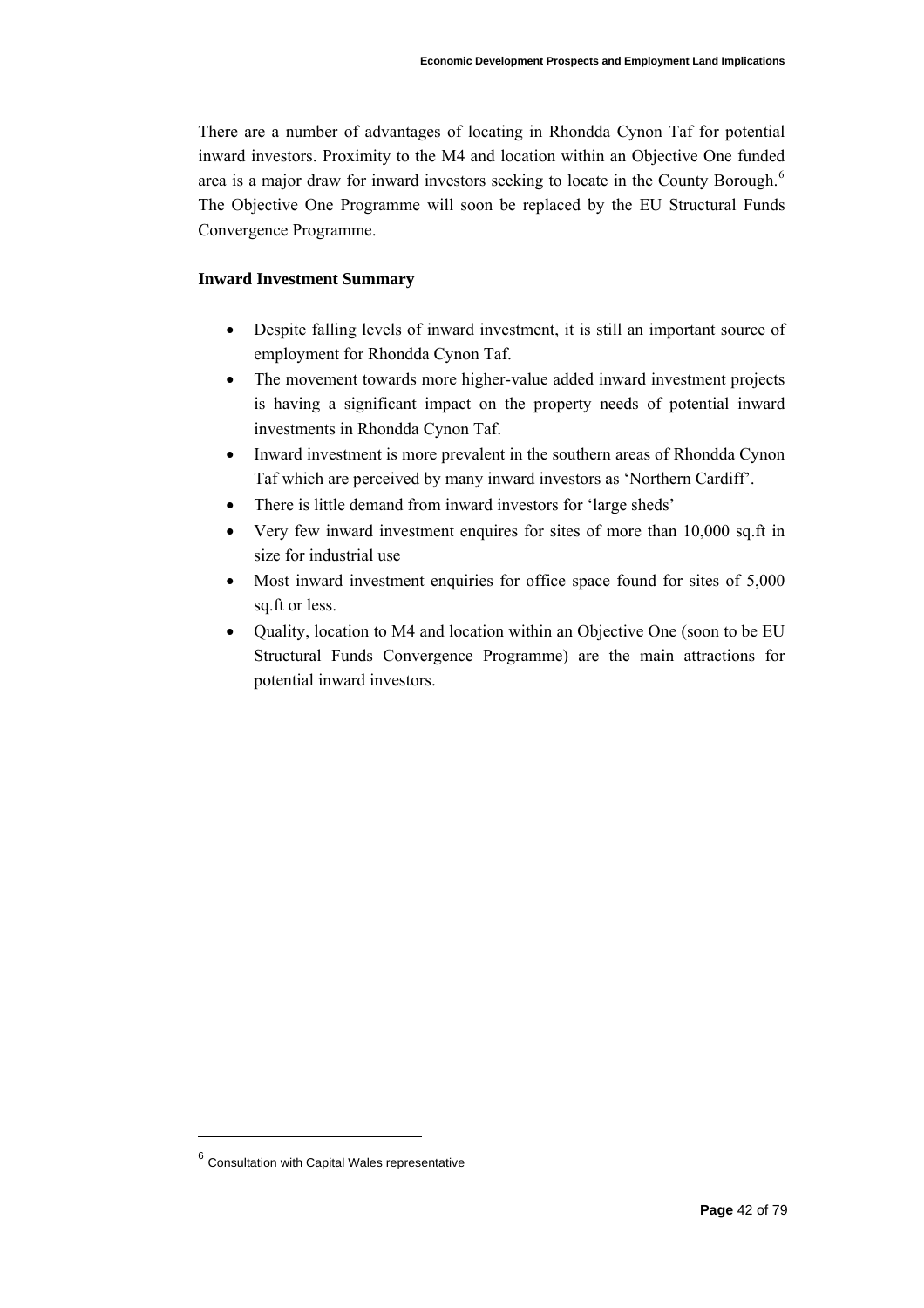There are a number of advantages of locating in Rhondda Cynon Taf for potential inward investors. Proximity to the M4 and location within an Objective One funded area is a major draw for inward investors seeking to locate in the County Borough.[6] The Objective One Programme will soon be replaced by the EU Structural Funds Convergence Programme.

**Inward Investment Summary**

- Despite falling levels of inward investment, it is still an important source of employment for Rhondda Cynon Taf.
- The movement towards more higher-value added inward investment projects is having a significant impact on the property needs of potential inward investments in Rhondda Cynon Taf.
- Inward investment is more prevalent in the southern areas of Rhondda Cynon Taf which are perceived by many inward investors as 'Northern Cardiff'.
- There is little demand from inward investors for 'large sheds'
- Very few inward investment enquires for sites of more than 10,000 sq.ft in size for industrial use
- Most inward investment enquiries for office space found for sites of 5,000 sq.ft or less.
- Quality, location to M4 and location within an Objective One (soon to be EU Structural Funds Convergence Programme) are the main attractions for potential inward investors.

[6] Consultation with Capital Wales representative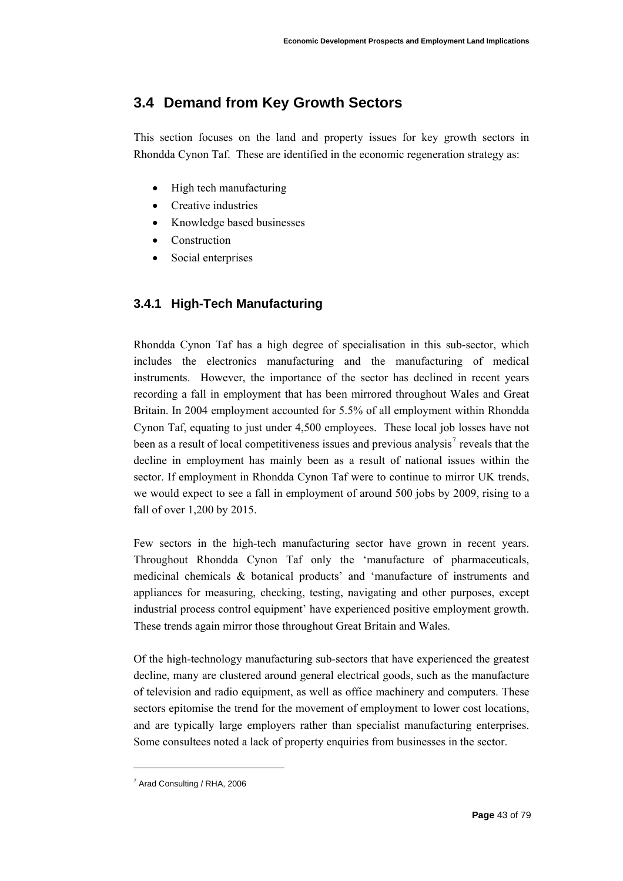## 3.4 Demand from Key Growth Sectors

This section focuses on the land and property issues for key growth sectors in Rhondda Cynon Taf. These are identified in the economic regeneration strategy as:

- High tech manufacturing
- Creative industries
- Knowledge based businesses
- Construction
- Social enterprises

### 3.4.1 High-Tech Manufacturing

Rhondda Cynon Taf has a high degree of specialisation in this sub-sector, which includes the electronics manufacturing and the manufacturing of medical instruments. However, the importance of the sector has declined in recent years recording a fall in employment that has been mirrored throughout Wales and Great Britain. In 2004 employment accounted for 5.5% of all employment within Rhondda Cynon Taf, equating to just under 4,500 employees. These local job losses have not been as a result of local competitiveness issues and previous analysis[7] reveals that the decline in employment has mainly been as a result of national issues within the sector. If employment in Rhondda Cynon Taf were to continue to mirror UK trends, we would expect to see a fall in employment of around 500 jobs by 2009, rising to a fall of over 1,200 by 2015.

Few sectors in the high-tech manufacturing sector have grown in recent years. Throughout Rhondda Cynon Taf only the 'manufacture of pharmaceuticals, medicinal chemicals & botanical products' and 'manufacture of instruments and appliances for measuring, checking, testing, navigating and other purposes, except industrial process control equipment' have experienced positive employment growth. These trends again mirror those throughout Great Britain and Wales.

Of the high-technology manufacturing sub-sectors that have experienced the greatest decline, many are clustered around general electrical goods, such as the manufacture of television and radio equipment, as well as office machinery and computers. These sectors epitomise the trend for the movement of employment to lower cost locations, and are typically large employers rather than specialist manufacturing enterprises. Some consultees noted a lack of property enquiries from businesses in the sector.

---

[7] Arad Consulting / RHA, 2006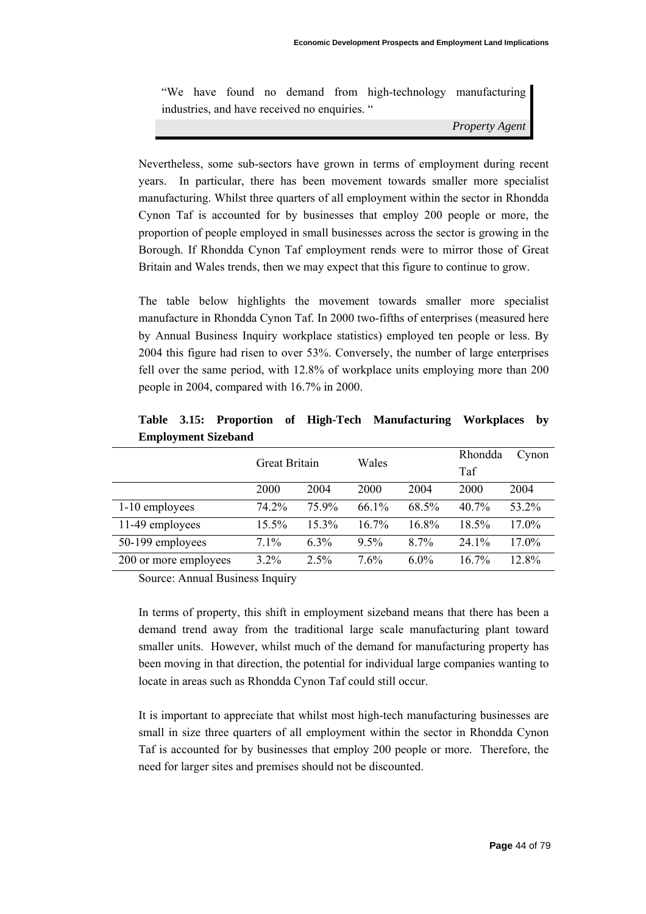> "We have found no demand from high-technology manufacturing industries, and have received no enquiries. "
>
> *Property Agent*

Nevertheless, some sub-sectors have grown in terms of employment during recent years. In particular, there has been movement towards smaller more specialist manufacturing. Whilst three quarters of all employment within the sector in Rhondda Cynon Taf is accounted for by businesses that employ 200 people or more, the proportion of people employed in small businesses across the sector is growing in the Borough. If Rhondda Cynon Taf employment rends were to mirror those of Great Britain and Wales trends, then we may expect that this figure to continue to grow.

The table below highlights the movement towards smaller more specialist manufacture in Rhondda Cynon Taf. In 2000 two-fifths of enterprises (measured here by Annual Business Inquiry workplace statistics) employed ten people or less. By 2004 this figure had risen to over 53%. Conversely, the number of large enterprises fell over the same period, with 12.8% of workplace units employing more than 200 people in 2004, compared with 16.7% in 2000.

**Table 3.15: Proportion of High-Tech Manufacturing Workplaces by Employment Sizeband**

| | Great Britain | | Wales | | Rhondda Cynon Taf | |
|---|---|---|---|---|---|---|
| | 2000 | 2004 | 2000 | 2004 | 2000 | 2004 |
| 1-10 employees | 74.2% | 75.9% | 66.1% | 68.5% | 40.7% | 53.2% |
| 11-49 employees | 15.5% | 15.3% | 16.7% | 16.8% | 18.5% | 17.0% |
| 50-199 employees | 7.1% | 6.3% | 9.5% | 8.7% | 24.1% | 17.0% |
| 200 or more employees | 3.2% | 2.5% | 7.6% | 6.0% | 16.7% | 12.8% |

Source: Annual Business Inquiry

In terms of property, this shift in employment sizeband means that there has been a demand trend away from the traditional large scale manufacturing plant toward smaller units. However, whilst much of the demand for manufacturing property has been moving in that direction, the potential for individual large companies wanting to locate in areas such as Rhondda Cynon Taf could still occur.

It is important to appreciate that whilst most high-tech manufacturing businesses are small in size three quarters of all employment within the sector in Rhondda Cynon Taf is accounted for by businesses that employ 200 people or more. Therefore, the need for larger sites and premises should not be discounted.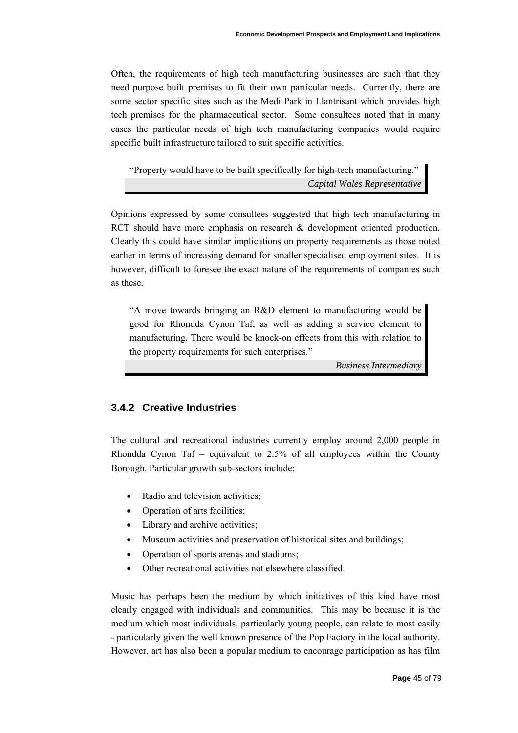Often, the requirements of high tech manufacturing businesses are such that they need purpose built premises to fit their own particular needs. Currently, there are some sector specific sites such as the Medi Park in Llantrisant which provides high tech premises for the pharmaceutical sector. Some consultees noted that in many cases the particular needs of high tech manufacturing companies would require specific built infrastructure tailored to suit specific activities.

> "Property would have to be built specifically for high-tech manufacturing."
>
> *Capital Wales Representative*

Opinions expressed by some consultees suggested that high tech manufacturing in RCT should have more emphasis on research & development oriented production. Clearly this could have similar implications on property requirements as those noted earlier in terms of increasing demand for smaller specialised employment sites. It is however, difficult to foresee the exact nature of the requirements of companies such as these.

> "A move towards bringing an R&D element to manufacturing would be good for Rhondda Cynon Taf, as well as adding a service element to manufacturing. There would be knock-on effects from this with relation to the property requirements for such enterprises."
>
> *Business Intermediary*

### 3.4.2 Creative Industries

The cultural and recreational industries currently employ around 2,000 people in Rhondda Cynon Taf – equivalent to 2.5% of all employees within the County Borough. Particular growth sub-sectors include:

- Radio and television activities;
- Operation of arts facilities;
- Library and archive activities;
- Museum activities and preservation of historical sites and buildings;
- Operation of sports arenas and stadiums;
- Other recreational activities not elsewhere classified.

Music has perhaps been the medium by which initiatives of this kind have most clearly engaged with individuals and communities. This may be because it is the medium which most individuals, particularly young people, can relate to most easily - particularly given the well known presence of the Pop Factory in the local authority. However, art has also been a popular medium to encourage participation as has film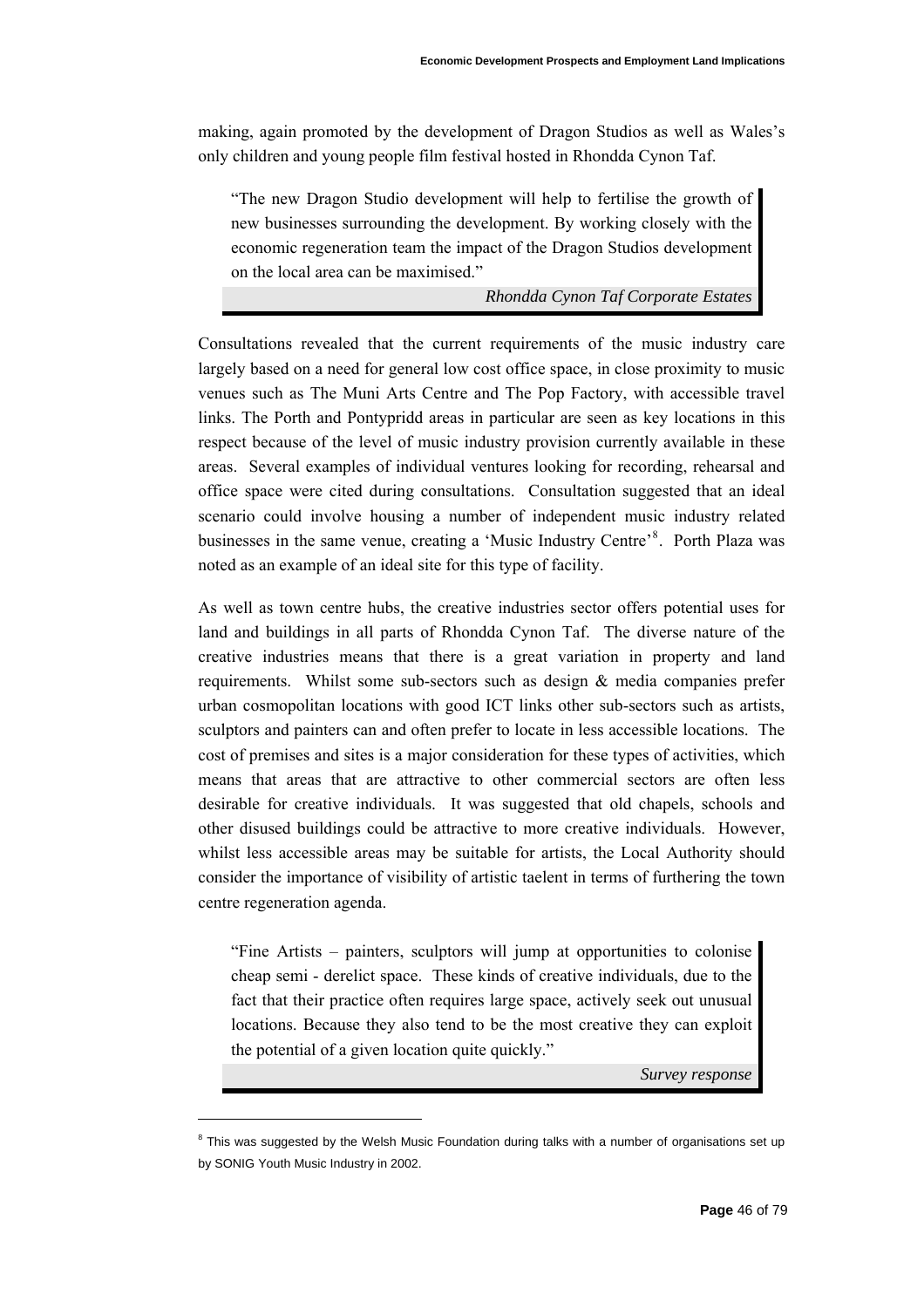making, again promoted by the development of Dragon Studios as well as Wales's only children and young people film festival hosted in Rhondda Cynon Taf.

> "The new Dragon Studio development will help to fertilise the growth of new businesses surrounding the development. By working closely with the economic regeneration team the impact of the Dragon Studios development on the local area can be maximised."
>
> *Rhondda Cynon Taf Corporate Estates*

Consultations revealed that the current requirements of the music industry care largely based on a need for general low cost office space, in close proximity to music venues such as The Muni Arts Centre and The Pop Factory, with accessible travel links. The Porth and Pontypridd areas in particular are seen as key locations in this respect because of the level of music industry provision currently available in these areas. Several examples of individual ventures looking for recording, rehearsal and office space were cited during consultations. Consultation suggested that an ideal scenario could involve housing a number of independent music industry related businesses in the same venue, creating a 'Music Industry Centre'[8]. Porth Plaza was noted as an example of an ideal site for this type of facility.

As well as town centre hubs, the creative industries sector offers potential uses for land and buildings in all parts of Rhondda Cynon Taf. The diverse nature of the creative industries means that there is a great variation in property and land requirements. Whilst some sub-sectors such as design & media companies prefer urban cosmopolitan locations with good ICT links other sub-sectors such as artists, sculptors and painters can and often prefer to locate in less accessible locations. The cost of premises and sites is a major consideration for these types of activities, which means that areas that are attractive to other commercial sectors are often less desirable for creative individuals. It was suggested that old chapels, schools and other disused buildings could be attractive to more creative individuals. However, whilst less accessible areas may be suitable for artists, the Local Authority should consider the importance of visibility of artistic taelent in terms of furthering the town centre regeneration agenda.

> "Fine Artists – painters, sculptors will jump at opportunities to colonise cheap semi - derelict space. These kinds of creative individuals, due to the fact that their practice often requires large space, actively seek out unusual locations. Because they also tend to be the most creative they can exploit the potential of a given location quite quickly."
>
> *Survey response*

---

[8] This was suggested by the Welsh Music Foundation during talks with a number of organisations set up by SONIG Youth Music Industry in 2002.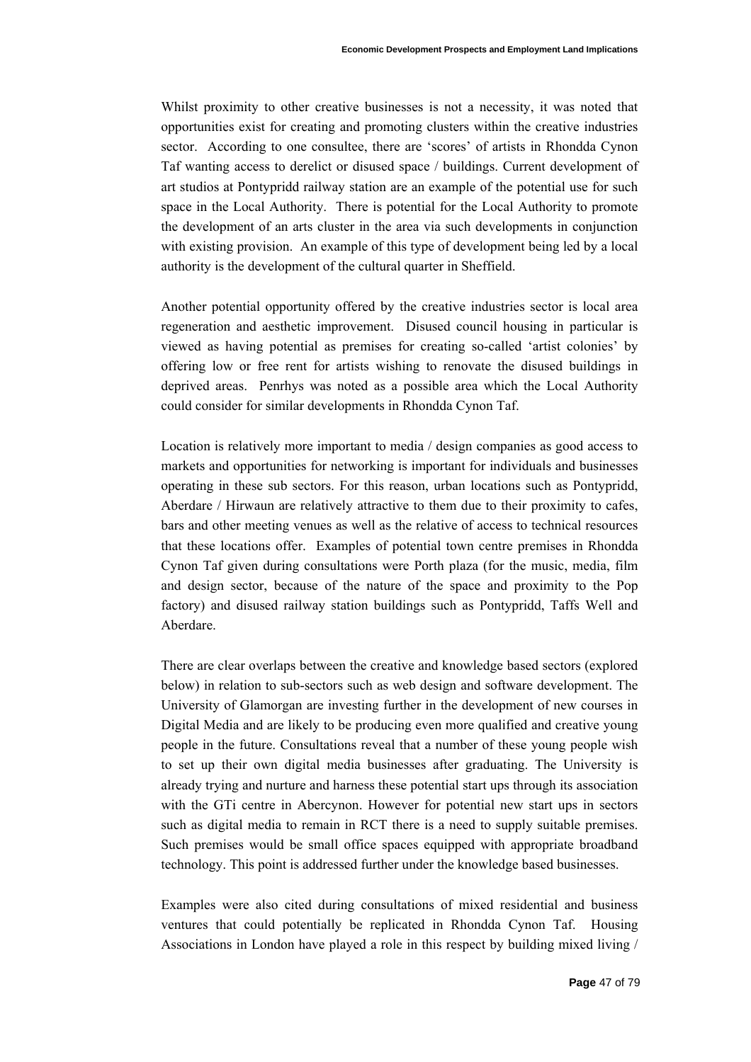Whilst proximity to other creative businesses is not a necessity, it was noted that opportunities exist for creating and promoting clusters within the creative industries sector. According to one consultee, there are 'scores' of artists in Rhondda Cynon Taf wanting access to derelict or disused space / buildings. Current development of art studios at Pontypridd railway station are an example of the potential use for such space in the Local Authority. There is potential for the Local Authority to promote the development of an arts cluster in the area via such developments in conjunction with existing provision. An example of this type of development being led by a local authority is the development of the cultural quarter in Sheffield.

Another potential opportunity offered by the creative industries sector is local area regeneration and aesthetic improvement. Disused council housing in particular is viewed as having potential as premises for creating so-called 'artist colonies' by offering low or free rent for artists wishing to renovate the disused buildings in deprived areas. Penrhys was noted as a possible area which the Local Authority could consider for similar developments in Rhondda Cynon Taf.

Location is relatively more important to media / design companies as good access to markets and opportunities for networking is important for individuals and businesses operating in these sub sectors. For this reason, urban locations such as Pontypridd, Aberdare / Hirwaun are relatively attractive to them due to their proximity to cafes, bars and other meeting venues as well as the relative of access to technical resources that these locations offer. Examples of potential town centre premises in Rhondda Cynon Taf given during consultations were Porth plaza (for the music, media, film and design sector, because of the nature of the space and proximity to the Pop factory) and disused railway station buildings such as Pontypridd, Taffs Well and Aberdare.

There are clear overlaps between the creative and knowledge based sectors (explored below) in relation to sub-sectors such as web design and software development. The University of Glamorgan are investing further in the development of new courses in Digital Media and are likely to be producing even more qualified and creative young people in the future. Consultations reveal that a number of these young people wish to set up their own digital media businesses after graduating. The University is already trying and nurture and harness these potential start ups through its association with the GTi centre in Abercynon. However for potential new start ups in sectors such as digital media to remain in RCT there is a need to supply suitable premises. Such premises would be small office spaces equipped with appropriate broadband technology. This point is addressed further under the knowledge based businesses.

Examples were also cited during consultations of mixed residential and business ventures that could potentially be replicated in Rhondda Cynon Taf. Housing Associations in London have played a role in this respect by building mixed living /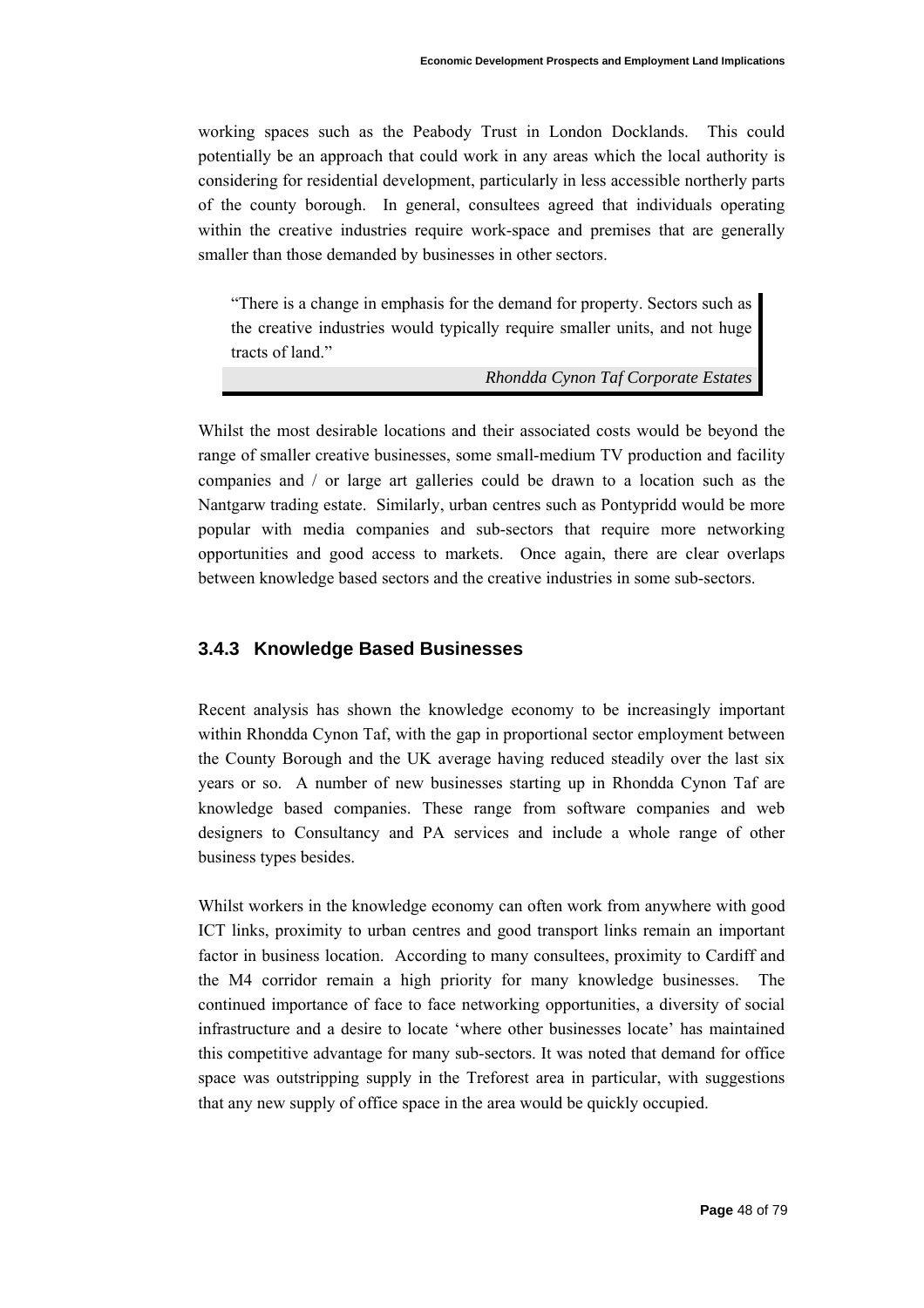working spaces such as the Peabody Trust in London Docklands. This could potentially be an approach that could work in any areas which the local authority is considering for residential development, particularly in less accessible northerly parts of the county borough. In general, consultees agreed that individuals operating within the creative industries require work-space and premises that are generally smaller than those demanded by businesses in other sectors.

> "There is a change in emphasis for the demand for property. Sectors such as the creative industries would typically require smaller units, and not huge tracts of land."
>
> *Rhondda Cynon Taf Corporate Estates*

Whilst the most desirable locations and their associated costs would be beyond the range of smaller creative businesses, some small-medium TV production and facility companies and / or large art galleries could be drawn to a location such as the Nantgarw trading estate. Similarly, urban centres such as Pontypridd would be more popular with media companies and sub-sectors that require more networking opportunities and good access to markets. Once again, there are clear overlaps between knowledge based sectors and the creative industries in some sub-sectors.

### 3.4.3 Knowledge Based Businesses

Recent analysis has shown the knowledge economy to be increasingly important within Rhondda Cynon Taf, with the gap in proportional sector employment between the County Borough and the UK average having reduced steadily over the last six years or so. A number of new businesses starting up in Rhondda Cynon Taf are knowledge based companies. These range from software companies and web designers to Consultancy and PA services and include a whole range of other business types besides.

Whilst workers in the knowledge economy can often work from anywhere with good ICT links, proximity to urban centres and good transport links remain an important factor in business location. According to many consultees, proximity to Cardiff and the M4 corridor remain a high priority for many knowledge businesses. The continued importance of face to face networking opportunities, a diversity of social infrastructure and a desire to locate 'where other businesses locate' has maintained this competitive advantage for many sub-sectors. It was noted that demand for office space was outstripping supply in the Treforest area in particular, with suggestions that any new supply of office space in the area would be quickly occupied.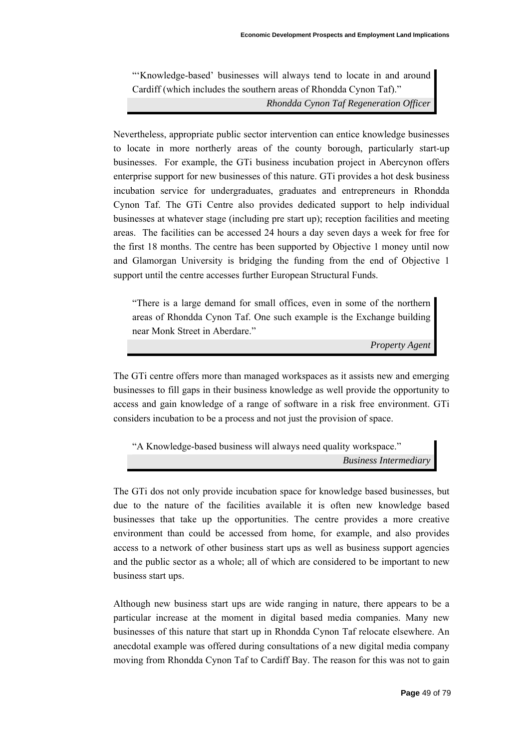> "'Knowledge-based' businesses will always tend to locate in and around Cardiff (which includes the southern areas of Rhondda Cynon Taf)."
>
> *Rhondda Cynon Taf Regeneration Officer*

Nevertheless, appropriate public sector intervention can entice knowledge businesses to locate in more northerly areas of the county borough, particularly start-up businesses. For example, the GTi business incubation project in Abercynon offers enterprise support for new businesses of this nature. GTi provides a hot desk business incubation service for undergraduates, graduates and entrepreneurs in Rhondda Cynon Taf. The GTi Centre also provides dedicated support to help individual businesses at whatever stage (including pre start up); reception facilities and meeting areas. The facilities can be accessed 24 hours a day seven days a week for free for the first 18 months. The centre has been supported by Objective 1 money until now and Glamorgan University is bridging the funding from the end of Objective 1 support until the centre accesses further European Structural Funds.

> "There is a large demand for small offices, even in some of the northern areas of Rhondda Cynon Taf. One such example is the Exchange building near Monk Street in Aberdare."
>
> *Property Agent*

The GTi centre offers more than managed workspaces as it assists new and emerging businesses to fill gaps in their business knowledge as well provide the opportunity to access and gain knowledge of a range of software in a risk free environment. GTi considers incubation to be a process and not just the provision of space.

> "A Knowledge-based business will always need quality workspace."
>
> *Business Intermediary*

The GTi dos not only provide incubation space for knowledge based businesses, but due to the nature of the facilities available it is often new knowledge based businesses that take up the opportunities. The centre provides a more creative environment than could be accessed from home, for example, and also provides access to a network of other business start ups as well as business support agencies and the public sector as a whole; all of which are considered to be important to new business start ups.

Although new business start ups are wide ranging in nature, there appears to be a particular increase at the moment in digital based media companies. Many new businesses of this nature that start up in Rhondda Cynon Taf relocate elsewhere. An anecdotal example was offered during consultations of a new digital media company moving from Rhondda Cynon Taf to Cardiff Bay. The reason for this was not to gain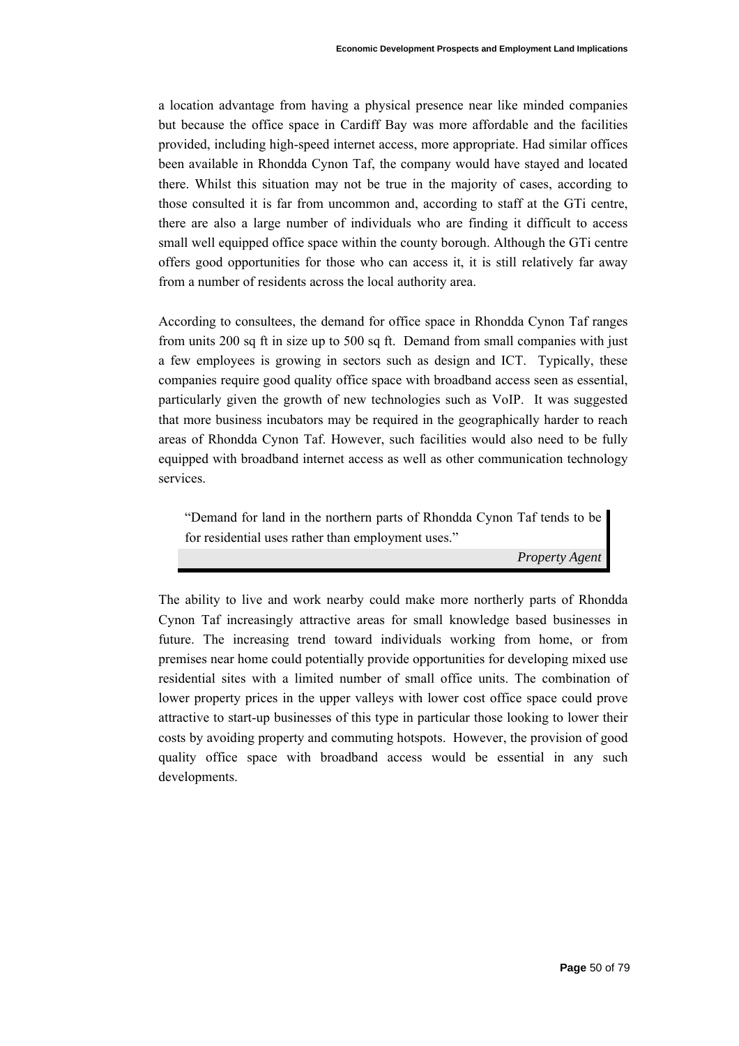a location advantage from having a physical presence near like minded companies but because the office space in Cardiff Bay was more affordable and the facilities provided, including high-speed internet access, more appropriate. Had similar offices been available in Rhondda Cynon Taf, the company would have stayed and located there. Whilst this situation may not be true in the majority of cases, according to those consulted it is far from uncommon and, according to staff at the GTi centre, there are also a large number of individuals who are finding it difficult to access small well equipped office space within the county borough. Although the GTi centre offers good opportunities for those who can access it, it is still relatively far away from a number of residents across the local authority area.

According to consultees, the demand for office space in Rhondda Cynon Taf ranges from units 200 sq ft in size up to 500 sq ft. Demand from small companies with just a few employees is growing in sectors such as design and ICT. Typically, these companies require good quality office space with broadband access seen as essential, particularly given the growth of new technologies such as VoIP. It was suggested that more business incubators may be required in the geographically harder to reach areas of Rhondda Cynon Taf. However, such facilities would also need to be fully equipped with broadband internet access as well as other communication technology services.

> "Demand for land in the northern parts of Rhondda Cynon Taf tends to be for residential uses rather than employment uses."
>
> *Property Agent*

The ability to live and work nearby could make more northerly parts of Rhondda Cynon Taf increasingly attractive areas for small knowledge based businesses in future. The increasing trend toward individuals working from home, or from premises near home could potentially provide opportunities for developing mixed use residential sites with a limited number of small office units. The combination of lower property prices in the upper valleys with lower cost office space could prove attractive to start-up businesses of this type in particular those looking to lower their costs by avoiding property and commuting hotspots. However, the provision of good quality office space with broadband access would be essential in any such developments.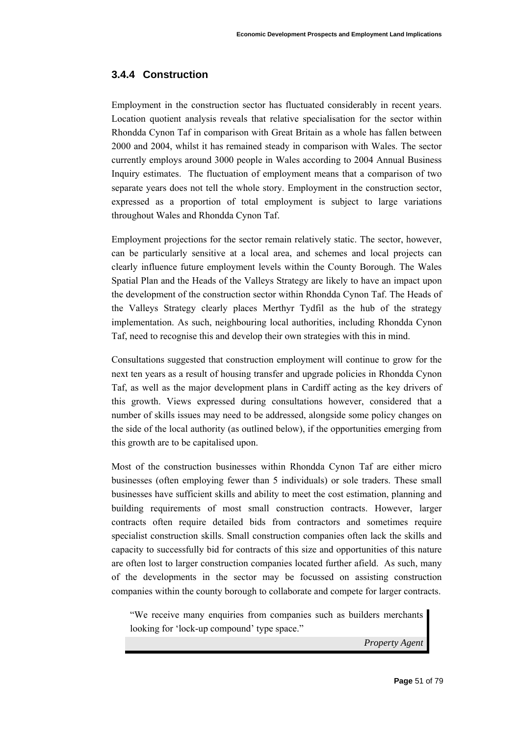### 3.4.4 Construction

Employment in the construction sector has fluctuated considerably in recent years. Location quotient analysis reveals that relative specialisation for the sector within Rhondda Cynon Taf in comparison with Great Britain as a whole has fallen between 2000 and 2004, whilst it has remained steady in comparison with Wales. The sector currently employs around 3000 people in Wales according to 2004 Annual Business Inquiry estimates. The fluctuation of employment means that a comparison of two separate years does not tell the whole story. Employment in the construction sector, expressed as a proportion of total employment is subject to large variations throughout Wales and Rhondda Cynon Taf.

Employment projections for the sector remain relatively static. The sector, however, can be particularly sensitive at a local area, and schemes and local projects can clearly influence future employment levels within the County Borough. The Wales Spatial Plan and the Heads of the Valleys Strategy are likely to have an impact upon the development of the construction sector within Rhondda Cynon Taf. The Heads of the Valleys Strategy clearly places Merthyr Tydfil as the hub of the strategy implementation. As such, neighbouring local authorities, including Rhondda Cynon Taf, need to recognise this and develop their own strategies with this in mind.

Consultations suggested that construction employment will continue to grow for the next ten years as a result of housing transfer and upgrade policies in Rhondda Cynon Taf, as well as the major development plans in Cardiff acting as the key drivers of this growth. Views expressed during consultations however, considered that a number of skills issues may need to be addressed, alongside some policy changes on the side of the local authority (as outlined below), if the opportunities emerging from this growth are to be capitalised upon.

Most of the construction businesses within Rhondda Cynon Taf are either micro businesses (often employing fewer than 5 individuals) or sole traders. These small businesses have sufficient skills and ability to meet the cost estimation, planning and building requirements of most small construction contracts. However, larger contracts often require detailed bids from contractors and sometimes require specialist construction skills. Small construction companies often lack the skills and capacity to successfully bid for contracts of this size and opportunities of this nature are often lost to larger construction companies located further afield. As such, many of the developments in the sector may be focussed on assisting construction companies within the county borough to collaborate and compete for larger contracts.

> "We receive many enquiries from companies such as builders merchants looking for 'lock-up compound' type space."
>
> *Property Agent*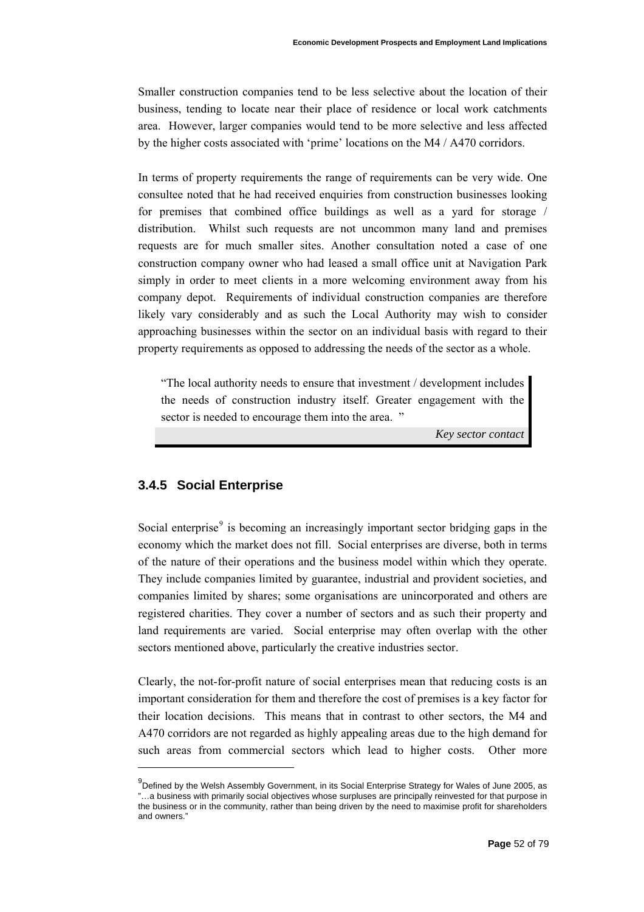Smaller construction companies tend to be less selective about the location of their business, tending to locate near their place of residence or local work catchments area. However, larger companies would tend to be more selective and less affected by the higher costs associated with 'prime' locations on the M4 / A470 corridors.

In terms of property requirements the range of requirements can be very wide. One consultee noted that he had received enquiries from construction businesses looking for premises that combined office buildings as well as a yard for storage / distribution. Whilst such requests are not uncommon many land and premises requests are for much smaller sites. Another consultation noted a case of one construction company owner who had leased a small office unit at Navigation Park simply in order to meet clients in a more welcoming environment away from his company depot. Requirements of individual construction companies are therefore likely vary considerably and as such the Local Authority may wish to consider approaching businesses within the sector on an individual basis with regard to their property requirements as opposed to addressing the needs of the sector as a whole.

> "The local authority needs to ensure that investment / development includes the needs of construction industry itself. Greater engagement with the sector is needed to encourage them into the area. "
>
> *Key sector contact*

### 3.4.5 Social Enterprise

Social enterprise[9] is becoming an increasingly important sector bridging gaps in the economy which the market does not fill. Social enterprises are diverse, both in terms of the nature of their operations and the business model within which they operate. They include companies limited by guarantee, industrial and provident societies, and companies limited by shares; some organisations are unincorporated and others are registered charities. They cover a number of sectors and as such their property and land requirements are varied. Social enterprise may often overlap with the other sectors mentioned above, particularly the creative industries sector.

Clearly, the not-for-profit nature of social enterprises mean that reducing costs is an important consideration for them and therefore the cost of premises is a key factor for their location decisions. This means that in contrast to other sectors, the M4 and A470 corridors are not regarded as highly appealing areas due to the high demand for such areas from commercial sectors which lead to higher costs. Other more

---

[9] Defined by the Welsh Assembly Government, in its Social Enterprise Strategy for Wales of June 2005, as "…a business with primarily social objectives whose surpluses are principally reinvested for that purpose in the business or in the community, rather than being driven by the need to maximise profit for shareholders and owners."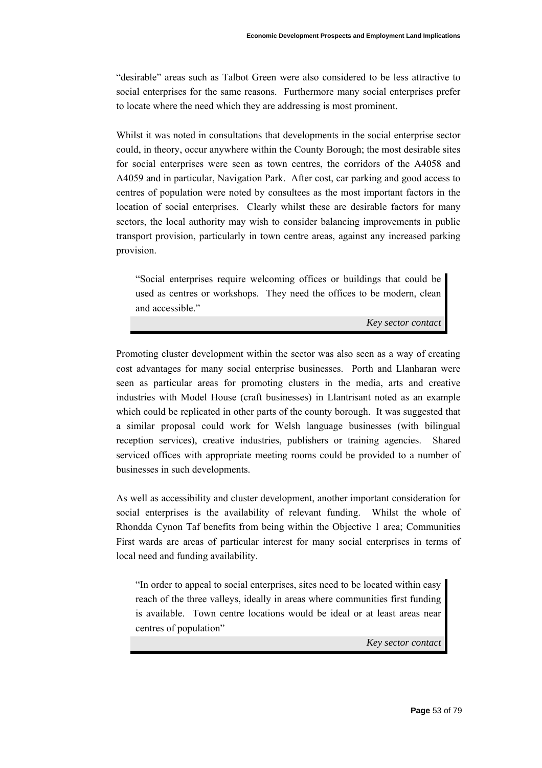"desirable" areas such as Talbot Green were also considered to be less attractive to social enterprises for the same reasons. Furthermore many social enterprises prefer to locate where the need which they are addressing is most prominent.

Whilst it was noted in consultations that developments in the social enterprise sector could, in theory, occur anywhere within the County Borough; the most desirable sites for social enterprises were seen as town centres, the corridors of the A4058 and A4059 and in particular, Navigation Park. After cost, car parking and good access to centres of population were noted by consultees as the most important factors in the location of social enterprises. Clearly whilst these are desirable factors for many sectors, the local authority may wish to consider balancing improvements in public transport provision, particularly in town centre areas, against any increased parking provision.

> "Social enterprises require welcoming offices or buildings that could be used as centres or workshops. They need the offices to be modern, clean and accessible."
>
> *Key sector contact*

Promoting cluster development within the sector was also seen as a way of creating cost advantages for many social enterprise businesses. Porth and Llanharan were seen as particular areas for promoting clusters in the media, arts and creative industries with Model House (craft businesses) in Llantrisant noted as an example which could be replicated in other parts of the county borough. It was suggested that a similar proposal could work for Welsh language businesses (with bilingual reception services), creative industries, publishers or training agencies. Shared serviced offices with appropriate meeting rooms could be provided to a number of businesses in such developments.

As well as accessibility and cluster development, another important consideration for social enterprises is the availability of relevant funding. Whilst the whole of Rhondda Cynon Taf benefits from being within the Objective 1 area; Communities First wards are areas of particular interest for many social enterprises in terms of local need and funding availability.

> "In order to appeal to social enterprises, sites need to be located within easy reach of the three valleys, ideally in areas where communities first funding is available. Town centre locations would be ideal or at least areas near centres of population"
>
> *Key sector contact*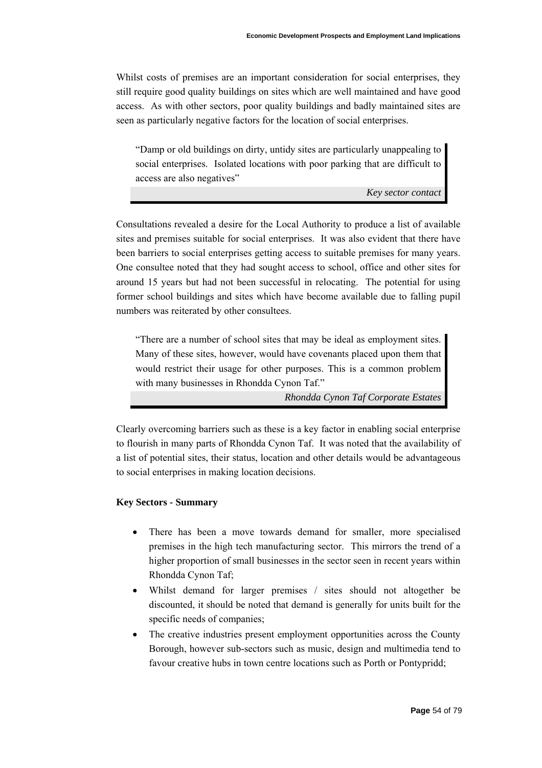Whilst costs of premises are an important consideration for social enterprises, they still require good quality buildings on sites which are well maintained and have good access. As with other sectors, poor quality buildings and badly maintained sites are seen as particularly negative factors for the location of social enterprises.

> "Damp or old buildings on dirty, untidy sites are particularly unappealing to social enterprises. Isolated locations with poor parking that are difficult to access are also negatives"
>
> *Key sector contact*

Consultations revealed a desire for the Local Authority to produce a list of available sites and premises suitable for social enterprises. It was also evident that there have been barriers to social enterprises getting access to suitable premises for many years. One consultee noted that they had sought access to school, office and other sites for around 15 years but had not been successful in relocating. The potential for using former school buildings and sites which have become available due to falling pupil numbers was reiterated by other consultees.

> "There are a number of school sites that may be ideal as employment sites. Many of these sites, however, would have covenants placed upon them that would restrict their usage for other purposes. This is a common problem with many businesses in Rhondda Cynon Taf."
>
> *Rhondda Cynon Taf Corporate Estates*

Clearly overcoming barriers such as these is a key factor in enabling social enterprise to flourish in many parts of Rhondda Cynon Taf. It was noted that the availability of a list of potential sites, their status, location and other details would be advantageous to social enterprises in making location decisions.

**Key Sectors - Summary**

- There has been a move towards demand for smaller, more specialised premises in the high tech manufacturing sector. This mirrors the trend of a higher proportion of small businesses in the sector seen in recent years within Rhondda Cynon Taf;
- Whilst demand for larger premises / sites should not altogether be discounted, it should be noted that demand is generally for units built for the specific needs of companies;
- The creative industries present employment opportunities across the County Borough, however sub-sectors such as music, design and multimedia tend to favour creative hubs in town centre locations such as Porth or Pontypridd;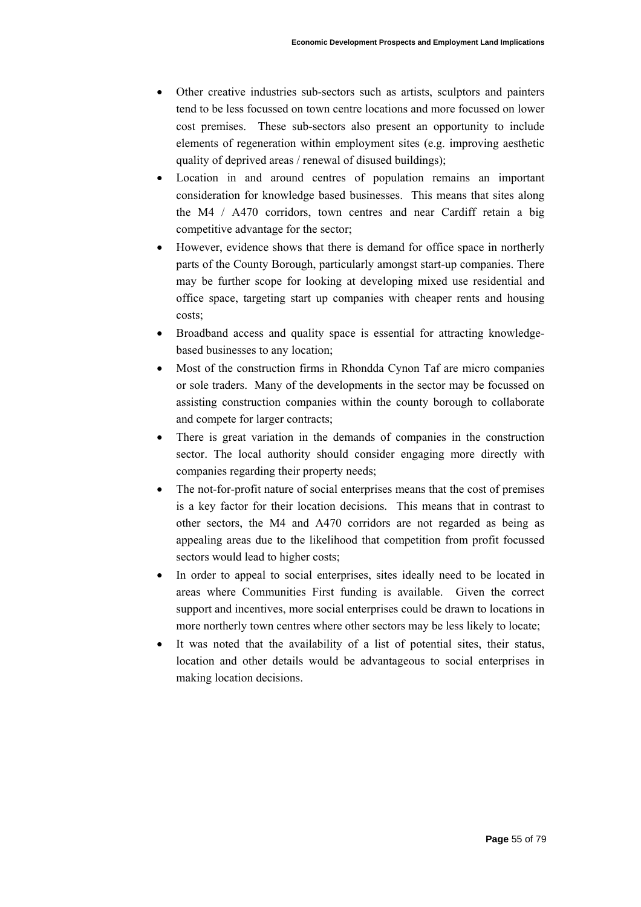- Other creative industries sub-sectors such as artists, sculptors and painters tend to be less focussed on town centre locations and more focussed on lower cost premises. These sub-sectors also present an opportunity to include elements of regeneration within employment sites (e.g. improving aesthetic quality of deprived areas / renewal of disused buildings);
- Location in and around centres of population remains an important consideration for knowledge based businesses. This means that sites along the M4 / A470 corridors, town centres and near Cardiff retain a big competitive advantage for the sector;
- However, evidence shows that there is demand for office space in northerly parts of the County Borough, particularly amongst start-up companies. There may be further scope for looking at developing mixed use residential and office space, targeting start up companies with cheaper rents and housing costs;
- Broadband access and quality space is essential for attracting knowledge-based businesses to any location;
- Most of the construction firms in Rhondda Cynon Taf are micro companies or sole traders. Many of the developments in the sector may be focussed on assisting construction companies within the county borough to collaborate and compete for larger contracts;
- There is great variation in the demands of companies in the construction sector. The local authority should consider engaging more directly with companies regarding their property needs;
- The not-for-profit nature of social enterprises means that the cost of premises is a key factor for their location decisions. This means that in contrast to other sectors, the M4 and A470 corridors are not regarded as being as appealing areas due to the likelihood that competition from profit focussed sectors would lead to higher costs;
- In order to appeal to social enterprises, sites ideally need to be located in areas where Communities First funding is available. Given the correct support and incentives, more social enterprises could be drawn to locations in more northerly town centres where other sectors may be less likely to locate;
- It was noted that the availability of a list of potential sites, their status, location and other details would be advantageous to social enterprises in making location decisions.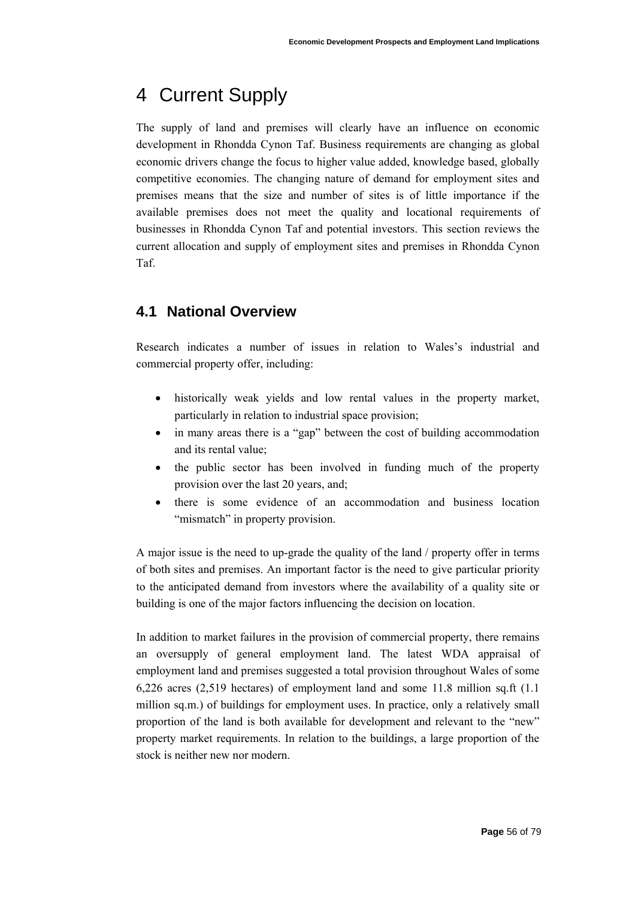# 4 Current Supply

The supply of land and premises will clearly have an influence on economic development in Rhondda Cynon Taf. Business requirements are changing as global economic drivers change the focus to higher value added, knowledge based, globally competitive economies. The changing nature of demand for employment sites and premises means that the size and number of sites is of little importance if the available premises does not meet the quality and locational requirements of businesses in Rhondda Cynon Taf and potential investors. This section reviews the current allocation and supply of employment sites and premises in Rhondda Cynon Taf.

## 4.1 National Overview

Research indicates a number of issues in relation to Wales's industrial and commercial property offer, including:

- historically weak yields and low rental values in the property market, particularly in relation to industrial space provision;
- in many areas there is a "gap" between the cost of building accommodation and its rental value;
- the public sector has been involved in funding much of the property provision over the last 20 years, and;
- there is some evidence of an accommodation and business location "mismatch" in property provision.

A major issue is the need to up-grade the quality of the land / property offer in terms of both sites and premises. An important factor is the need to give particular priority to the anticipated demand from investors where the availability of a quality site or building is one of the major factors influencing the decision on location.

In addition to market failures in the provision of commercial property, there remains an oversupply of general employment land. The latest WDA appraisal of employment land and premises suggested a total provision throughout Wales of some 6,226 acres (2,519 hectares) of employment land and some 11.8 million sq.ft (1.1 million sq.m.) of buildings for employment uses. In practice, only a relatively small proportion of the land is both available for development and relevant to the "new" property market requirements. In relation to the buildings, a large proportion of the stock is neither new nor modern.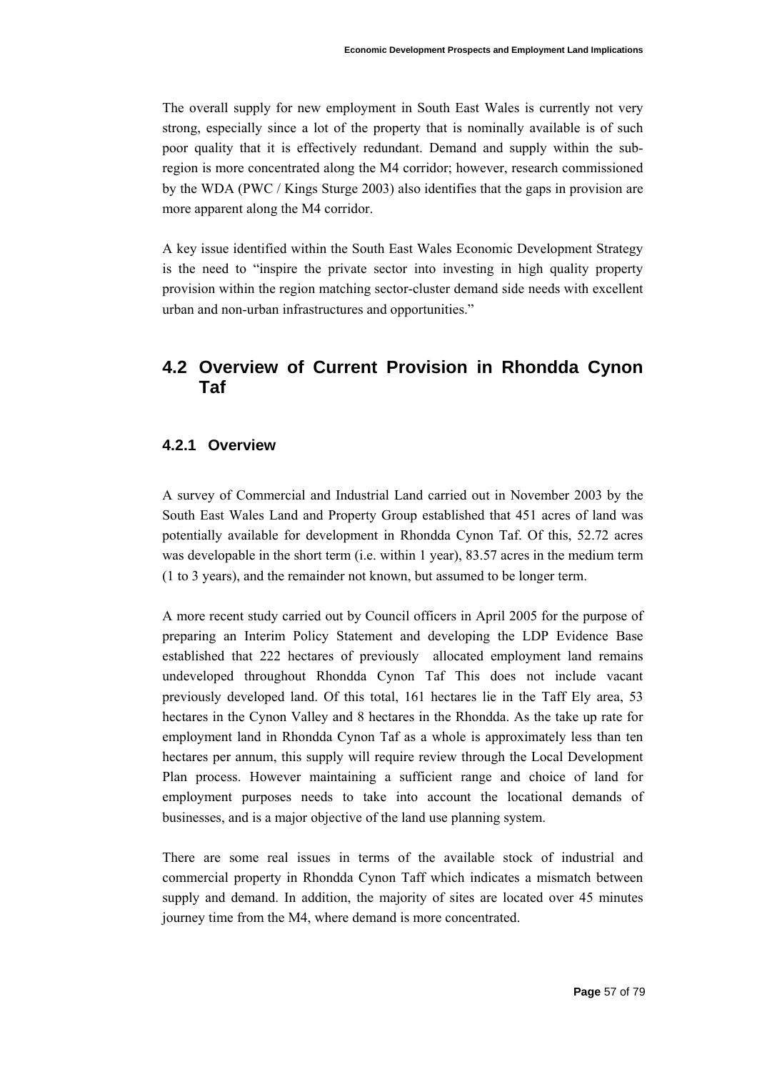The overall supply for new employment in South East Wales is currently not very strong, especially since a lot of the property that is nominally available is of such poor quality that it is effectively redundant. Demand and supply within the sub-region is more concentrated along the M4 corridor; however, research commissioned by the WDA (PWC / Kings Sturge 2003) also identifies that the gaps in provision are more apparent along the M4 corridor.

A key issue identified within the South East Wales Economic Development Strategy is the need to "inspire the private sector into investing in high quality property provision within the region matching sector-cluster demand side needs with excellent urban and non-urban infrastructures and opportunities."

## 4.2 Overview of Current Provision in Rhondda Cynon Taf

### 4.2.1 Overview

A survey of Commercial and Industrial Land carried out in November 2003 by the South East Wales Land and Property Group established that 451 acres of land was potentially available for development in Rhondda Cynon Taf. Of this, 52.72 acres was developable in the short term (i.e. within 1 year), 83.57 acres in the medium term (1 to 3 years), and the remainder not known, but assumed to be longer term.

A more recent study carried out by Council officers in April 2005 for the purpose of preparing an Interim Policy Statement and developing the LDP Evidence Base established that 222 hectares of previously allocated employment land remains undeveloped throughout Rhondda Cynon Taf This does not include vacant previously developed land. Of this total, 161 hectares lie in the Taff Ely area, 53 hectares in the Cynon Valley and 8 hectares in the Rhondda. As the take up rate for employment land in Rhondda Cynon Taf as a whole is approximately less than ten hectares per annum, this supply will require review through the Local Development Plan process. However maintaining a sufficient range and choice of land for employment purposes needs to take into account the locational demands of businesses, and is a major objective of the land use planning system.

There are some real issues in terms of the available stock of industrial and commercial property in Rhondda Cynon Taff which indicates a mismatch between supply and demand. In addition, the majority of sites are located over 45 minutes journey time from the M4, where demand is more concentrated.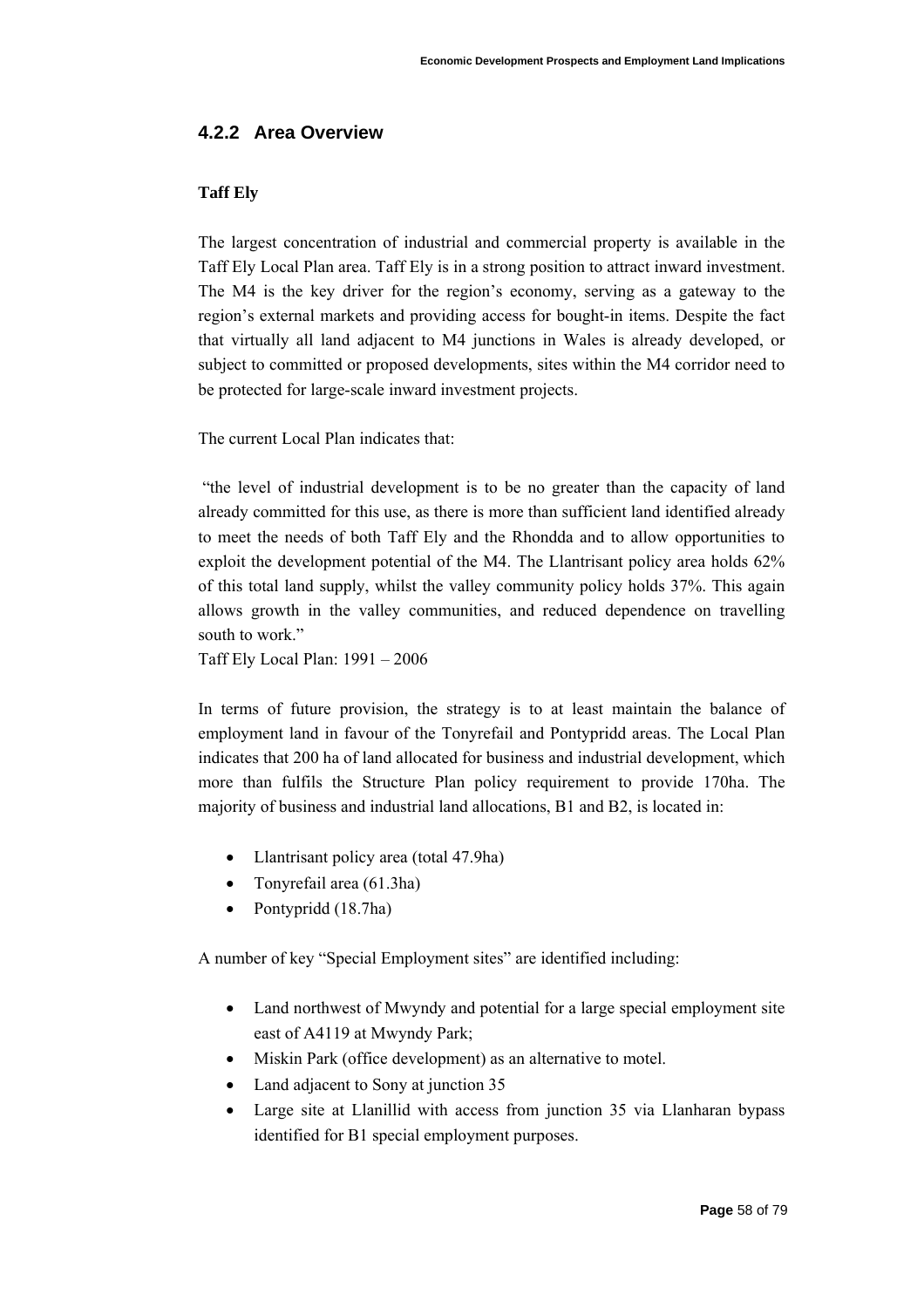### 4.2.2 Area Overview

**Taff Ely**

The largest concentration of industrial and commercial property is available in the Taff Ely Local Plan area. Taff Ely is in a strong position to attract inward investment. The M4 is the key driver for the region's economy, serving as a gateway to the region's external markets and providing access for bought-in items. Despite the fact that virtually all land adjacent to M4 junctions in Wales is already developed, or subject to committed or proposed developments, sites within the M4 corridor need to be protected for large-scale inward investment projects.

The current Local Plan indicates that:

"the level of industrial development is to be no greater than the capacity of land already committed for this use, as there is more than sufficient land identified already to meet the needs of both Taff Ely and the Rhondda and to allow opportunities to exploit the development potential of the M4. The Llantrisant policy area holds 62% of this total land supply, whilst the valley community policy holds 37%. This again allows growth in the valley communities, and reduced dependence on travelling south to work."
Taff Ely Local Plan: 1991 – 2006

In terms of future provision, the strategy is to at least maintain the balance of employment land in favour of the Tonyrefail and Pontypridd areas. The Local Plan indicates that 200 ha of land allocated for business and industrial development, which more than fulfils the Structure Plan policy requirement to provide 170ha. The majority of business and industrial land allocations, B1 and B2, is located in:

- Llantrisant policy area (total 47.9ha)
- Tonyrefail area (61.3ha)
- Pontypridd (18.7ha)

A number of key "Special Employment sites" are identified including:

- Land northwest of Mwyndy and potential for a large special employment site east of A4119 at Mwyndy Park;
- Miskin Park (office development) as an alternative to motel.
- Land adjacent to Sony at junction 35
- Large site at Llanillid with access from junction 35 via Llanharan bypass identified for B1 special employment purposes.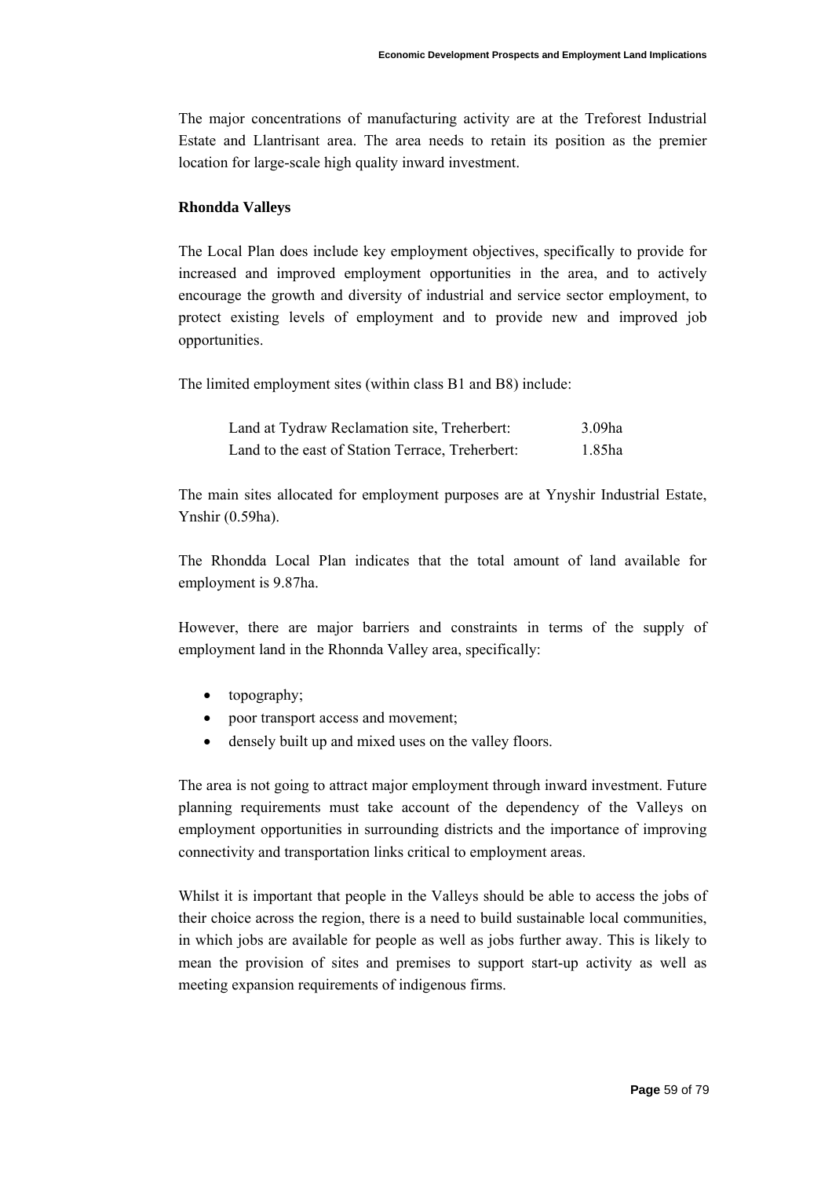The major concentrations of manufacturing activity are at the Treforest Industrial Estate and Llantrisant area. The area needs to retain its position as the premier location for large-scale high quality inward investment.

**Rhondda Valleys**

The Local Plan does include key employment objectives, specifically to provide for increased and improved employment opportunities in the area, and to actively encourage the growth and diversity of industrial and service sector employment, to protect existing levels of employment and to provide new and improved job opportunities.

The limited employment sites (within class B1 and B8) include:

| | |
|---|---|
| Land at Tydraw Reclamation site, Treherbert: | 3.09ha |
| Land to the east of Station Terrace, Treherbert: | 1.85ha |

The main sites allocated for employment purposes are at Ynyshir Industrial Estate, Ynshir (0.59ha).

The Rhondda Local Plan indicates that the total amount of land available for employment is 9.87ha.

However, there are major barriers and constraints in terms of the supply of employment land in the Rhonnda Valley area, specifically:

- topography;
- poor transport access and movement;
- densely built up and mixed uses on the valley floors.

The area is not going to attract major employment through inward investment. Future planning requirements must take account of the dependency of the Valleys on employment opportunities in surrounding districts and the importance of improving connectivity and transportation links critical to employment areas.

Whilst it is important that people in the Valleys should be able to access the jobs of their choice across the region, there is a need to build sustainable local communities, in which jobs are available for people as well as jobs further away. This is likely to mean the provision of sites and premises to support start-up activity as well as meeting expansion requirements of indigenous firms.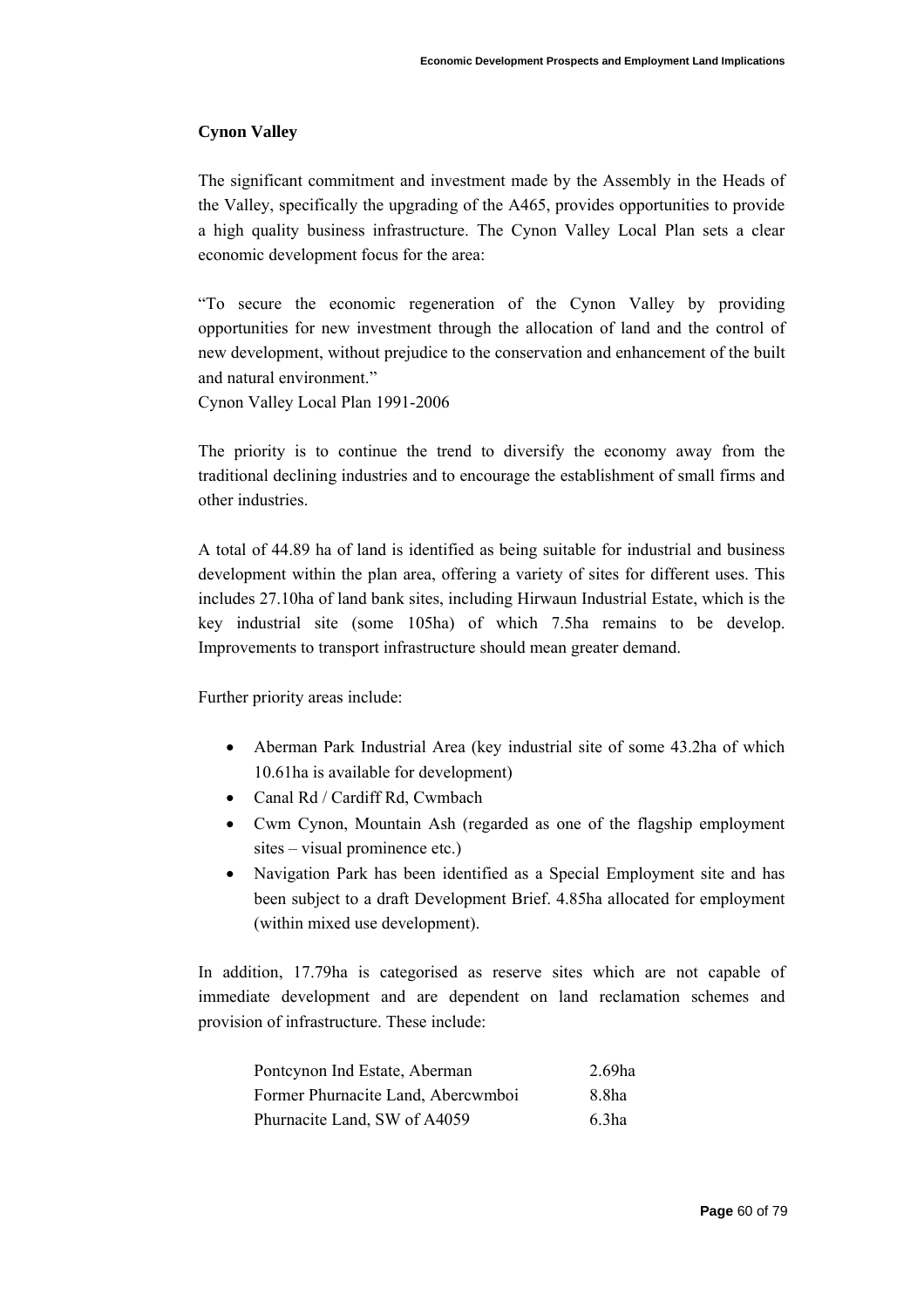**Cynon Valley**

The significant commitment and investment made by the Assembly in the Heads of the Valley, specifically the upgrading of the A465, provides opportunities to provide a high quality business infrastructure. The Cynon Valley Local Plan sets a clear economic development focus for the area:

"To secure the economic regeneration of the Cynon Valley by providing opportunities for new investment through the allocation of land and the control of new development, without prejudice to the conservation and enhancement of the built and natural environment."
Cynon Valley Local Plan 1991-2006

The priority is to continue the trend to diversify the economy away from the traditional declining industries and to encourage the establishment of small firms and other industries.

A total of 44.89 ha of land is identified as being suitable for industrial and business development within the plan area, offering a variety of sites for different uses. This includes 27.10ha of land bank sites, including Hirwaun Industrial Estate, which is the key industrial site (some 105ha) of which 7.5ha remains to be develop. Improvements to transport infrastructure should mean greater demand.

Further priority areas include:

- Aberman Park Industrial Area (key industrial site of some 43.2ha of which 10.61ha is available for development)
- Canal Rd / Cardiff Rd, Cwmbach
- Cwm Cynon, Mountain Ash (regarded as one of the flagship employment sites – visual prominence etc.)
- Navigation Park has been identified as a Special Employment site and has been subject to a draft Development Brief. 4.85ha allocated for employment (within mixed use development).

In addition, 17.79ha is categorised as reserve sites which are not capable of immediate development and are dependent on land reclamation schemes and provision of infrastructure. These include:

| | |
|---|---|
| Pontcynon Ind Estate, Aberman | 2.69ha |
| Former Phurnacite Land, Abercwmboi | 8.8ha |
| Phurnacite Land, SW of A4059 | 6.3ha |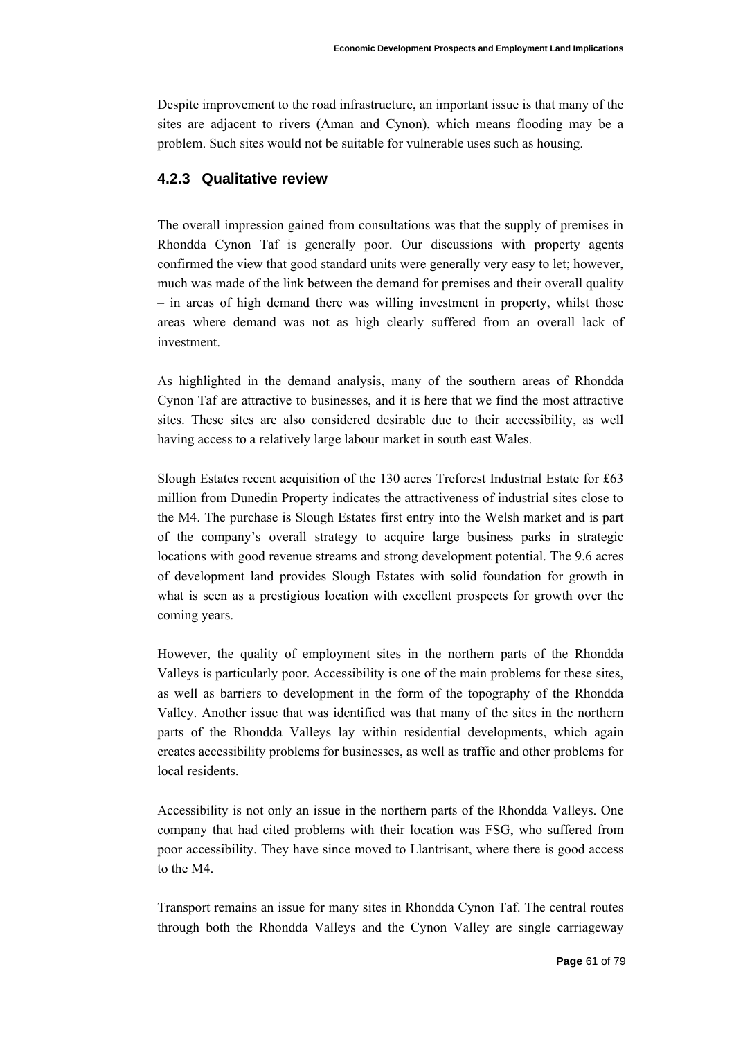Despite improvement to the road infrastructure, an important issue is that many of the sites are adjacent to rivers (Aman and Cynon), which means flooding may be a problem. Such sites would not be suitable for vulnerable uses such as housing.

### 4.2.3 Qualitative review

The overall impression gained from consultations was that the supply of premises in Rhondda Cynon Taf is generally poor. Our discussions with property agents confirmed the view that good standard units were generally very easy to let; however, much was made of the link between the demand for premises and their overall quality – in areas of high demand there was willing investment in property, whilst those areas where demand was not as high clearly suffered from an overall lack of investment.

As highlighted in the demand analysis, many of the southern areas of Rhondda Cynon Taf are attractive to businesses, and it is here that we find the most attractive sites. These sites are also considered desirable due to their accessibility, as well having access to a relatively large labour market in south east Wales.

Slough Estates recent acquisition of the 130 acres Treforest Industrial Estate for £63 million from Dunedin Property indicates the attractiveness of industrial sites close to the M4. The purchase is Slough Estates first entry into the Welsh market and is part of the company's overall strategy to acquire large business parks in strategic locations with good revenue streams and strong development potential. The 9.6 acres of development land provides Slough Estates with solid foundation for growth in what is seen as a prestigious location with excellent prospects for growth over the coming years.

However, the quality of employment sites in the northern parts of the Rhondda Valleys is particularly poor. Accessibility is one of the main problems for these sites, as well as barriers to development in the form of the topography of the Rhondda Valley. Another issue that was identified was that many of the sites in the northern parts of the Rhondda Valleys lay within residential developments, which again creates accessibility problems for businesses, as well as traffic and other problems for local residents.

Accessibility is not only an issue in the northern parts of the Rhondda Valleys. One company that had cited problems with their location was FSG, who suffered from poor accessibility. They have since moved to Llantrisant, where there is good access to the M4.

Transport remains an issue for many sites in Rhondda Cynon Taf. The central routes through both the Rhondda Valleys and the Cynon Valley are single carriageway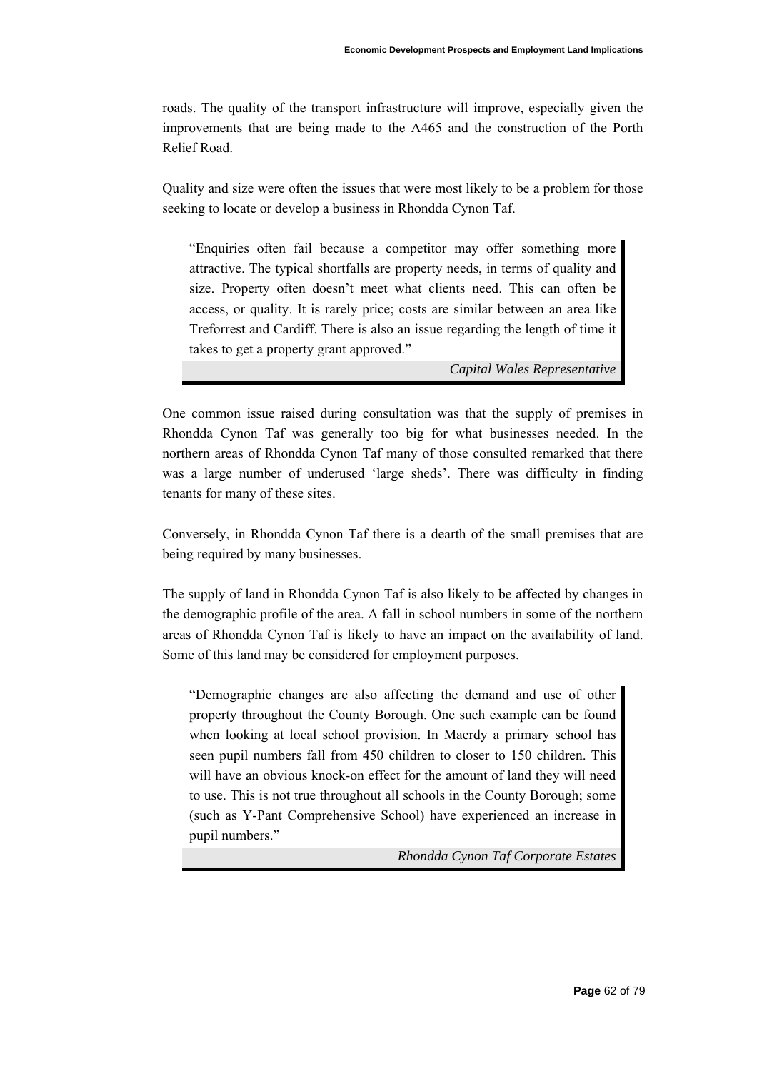roads. The quality of the transport infrastructure will improve, especially given the improvements that are being made to the A465 and the construction of the Porth Relief Road.

Quality and size were often the issues that were most likely to be a problem for those seeking to locate or develop a business in Rhondda Cynon Taf.

> "Enquiries often fail because a competitor may offer something more attractive. The typical shortfalls are property needs, in terms of quality and size. Property often doesn't meet what clients need. This can often be access, or quality. It is rarely price; costs are similar between an area like Treforrest and Cardiff. There is also an issue regarding the length of time it takes to get a property grant approved."
>
> *Capital Wales Representative*

One common issue raised during consultation was that the supply of premises in Rhondda Cynon Taf was generally too big for what businesses needed. In the northern areas of Rhondda Cynon Taf many of those consulted remarked that there was a large number of underused 'large sheds'. There was difficulty in finding tenants for many of these sites.

Conversely, in Rhondda Cynon Taf there is a dearth of the small premises that are being required by many businesses.

The supply of land in Rhondda Cynon Taf is also likely to be affected by changes in the demographic profile of the area. A fall in school numbers in some of the northern areas of Rhondda Cynon Taf is likely to have an impact on the availability of land. Some of this land may be considered for employment purposes.

> "Demographic changes are also affecting the demand and use of other property throughout the County Borough. One such example can be found when looking at local school provision. In Maerdy a primary school has seen pupil numbers fall from 450 children to closer to 150 children. This will have an obvious knock-on effect for the amount of land they will need to use. This is not true throughout all schools in the County Borough; some (such as Y-Pant Comprehensive School) have experienced an increase in pupil numbers."
>
> *Rhondda Cynon Taf Corporate Estates*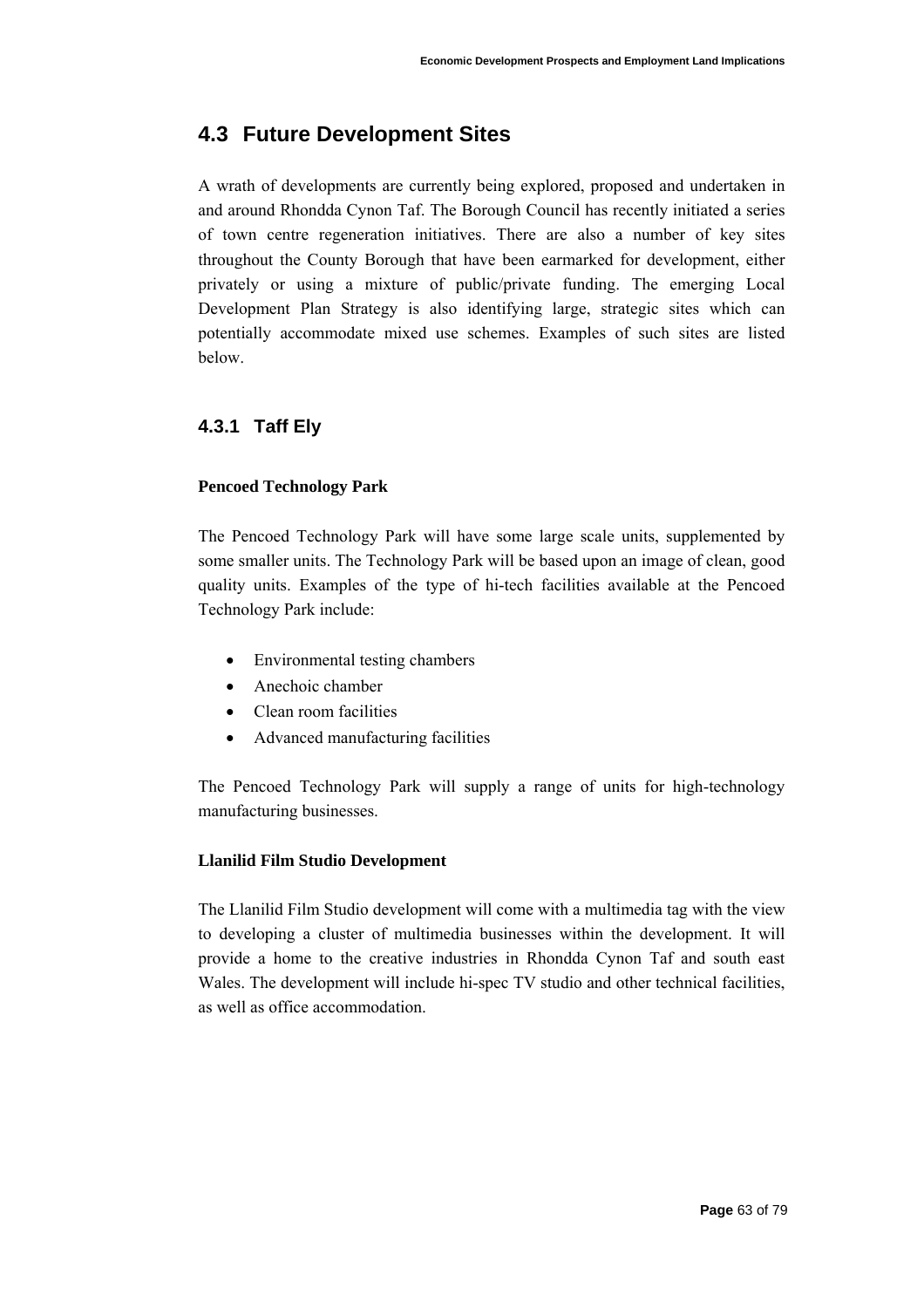## 4.3 Future Development Sites

A wrath of developments are currently being explored, proposed and undertaken in and around Rhondda Cynon Taf. The Borough Council has recently initiated a series of town centre regeneration initiatives. There are also a number of key sites throughout the County Borough that have been earmarked for development, either privately or using a mixture of public/private funding. The emerging Local Development Plan Strategy is also identifying large, strategic sites which can potentially accommodate mixed use schemes. Examples of such sites are listed below.

### 4.3.1 Taff Ely

**Pencoed Technology Park**

The Pencoed Technology Park will have some large scale units, supplemented by some smaller units. The Technology Park will be based upon an image of clean, good quality units. Examples of the type of hi-tech facilities available at the Pencoed Technology Park include:

- Environmental testing chambers
- Anechoic chamber
- Clean room facilities
- Advanced manufacturing facilities

The Pencoed Technology Park will supply a range of units for high-technology manufacturing businesses.

**Llanilid Film Studio Development**

The Llanilid Film Studio development will come with a multimedia tag with the view to developing a cluster of multimedia businesses within the development. It will provide a home to the creative industries in Rhondda Cynon Taf and south east Wales. The development will include hi-spec TV studio and other technical facilities, as well as office accommodation.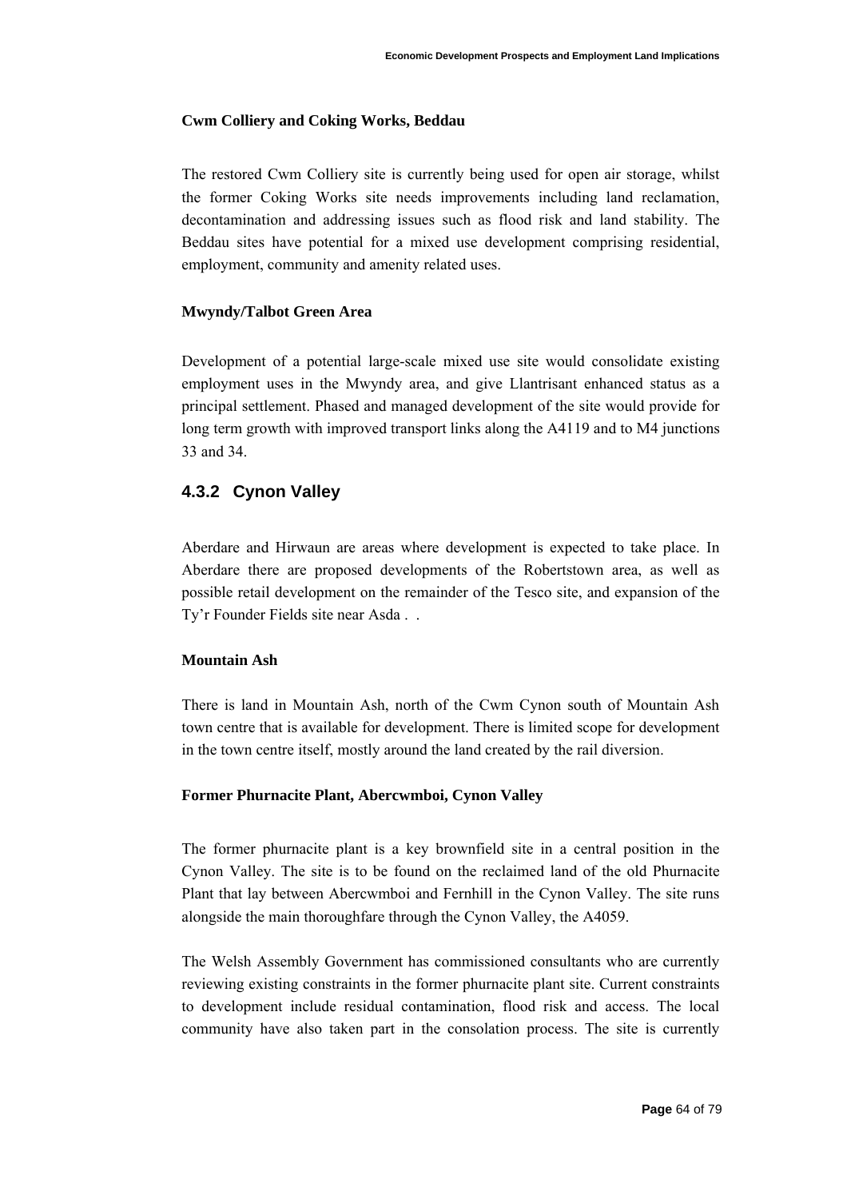**Cwm Colliery and Coking Works, Beddau**

The restored Cwm Colliery site is currently being used for open air storage, whilst the former Coking Works site needs improvements including land reclamation, decontamination and addressing issues such as flood risk and land stability. The Beddau sites have potential for a mixed use development comprising residential, employment, community and amenity related uses.

**Mwyndy/Talbot Green Area**

Development of a potential large-scale mixed use site would consolidate existing employment uses in the Mwyndy area, and give Llantrisant enhanced status as a principal settlement. Phased and managed development of the site would provide for long term growth with improved transport links along the A4119 and to M4 junctions 33 and 34.

### 4.3.2 Cynon Valley

Aberdare and Hirwaun are areas where development is expected to take place. In Aberdare there are proposed developments of the Robertstown area, as well as possible retail development on the remainder of the Tesco site, and expansion of the Ty'r Founder Fields site near Asda . .

**Mountain Ash**

There is land in Mountain Ash, north of the Cwm Cynon south of Mountain Ash town centre that is available for development. There is limited scope for development in the town centre itself, mostly around the land created by the rail diversion.

**Former Phurnacite Plant, Abercwmboi, Cynon Valley**

The former phurnacite plant is a key brownfield site in a central position in the Cynon Valley. The site is to be found on the reclaimed land of the old Phurnacite Plant that lay between Abercwmboi and Fernhill in the Cynon Valley. The site runs alongside the main thoroughfare through the Cynon Valley, the A4059.

The Welsh Assembly Government has commissioned consultants who are currently reviewing existing constraints in the former phurnacite plant site. Current constraints to development include residual contamination, flood risk and access. The local community have also taken part in the consolation process. The site is currently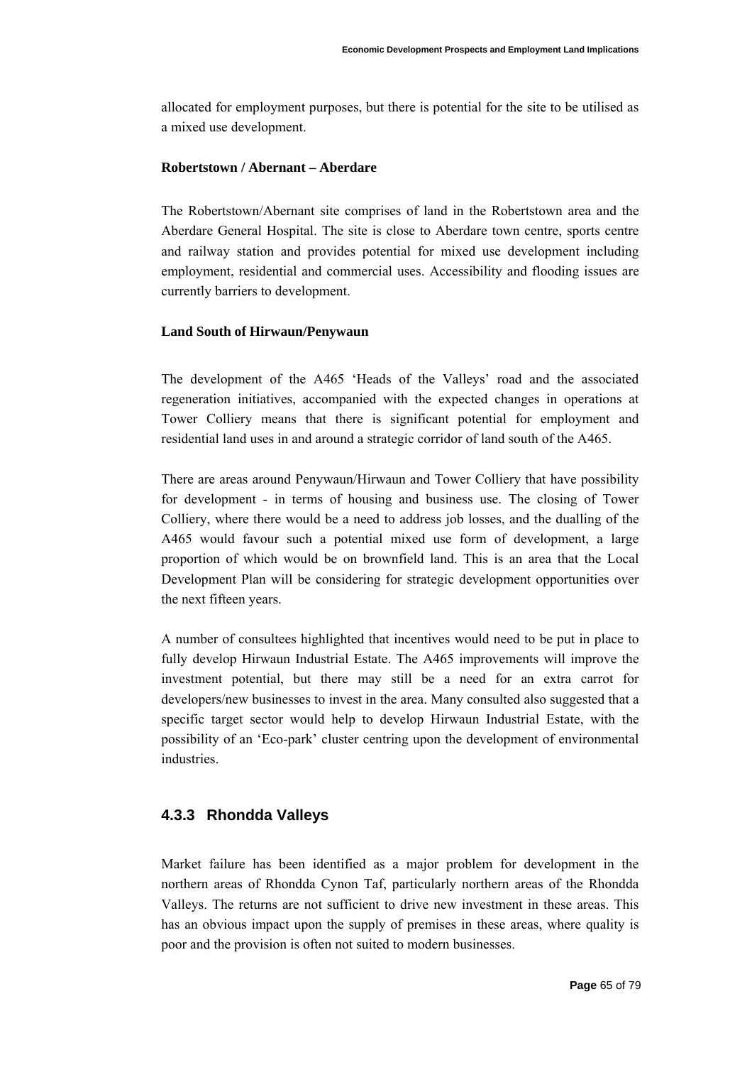allocated for employment purposes, but there is potential for the site to be utilised as a mixed use development.

**Robertstown / Abernant – Aberdare**

The Robertstown/Abernant site comprises of land in the Robertstown area and the Aberdare General Hospital. The site is close to Aberdare town centre, sports centre and railway station and provides potential for mixed use development including employment, residential and commercial uses. Accessibility and flooding issues are currently barriers to development.

**Land South of Hirwaun/Penywaun**

The development of the A465 'Heads of the Valleys' road and the associated regeneration initiatives, accompanied with the expected changes in operations at Tower Colliery means that there is significant potential for employment and residential land uses in and around a strategic corridor of land south of the A465.

There are areas around Penywaun/Hirwaun and Tower Colliery that have possibility for development - in terms of housing and business use. The closing of Tower Colliery, where there would be a need to address job losses, and the dualling of the A465 would favour such a potential mixed use form of development, a large proportion of which would be on brownfield land. This is an area that the Local Development Plan will be considering for strategic development opportunities over the next fifteen years.

A number of consultees highlighted that incentives would need to be put in place to fully develop Hirwaun Industrial Estate. The A465 improvements will improve the investment potential, but there may still be a need for an extra carrot for developers/new businesses to invest in the area. Many consulted also suggested that a specific target sector would help to develop Hirwaun Industrial Estate, with the possibility of an 'Eco-park' cluster centring upon the development of environmental industries.

### 4.3.3 Rhondda Valleys

Market failure has been identified as a major problem for development in the northern areas of Rhondda Cynon Taf, particularly northern areas of the Rhondda Valleys. The returns are not sufficient to drive new investment in these areas. This has an obvious impact upon the supply of premises in these areas, where quality is poor and the provision is often not suited to modern businesses.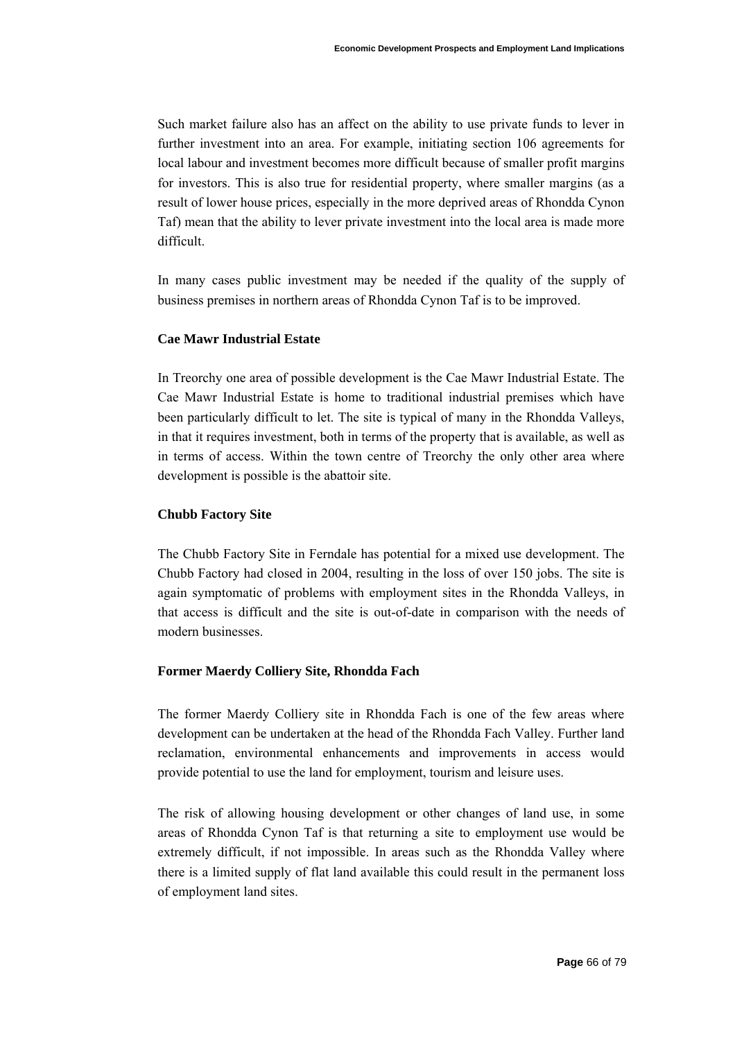Such market failure also has an affect on the ability to use private funds to lever in further investment into an area. For example, initiating section 106 agreements for local labour and investment becomes more difficult because of smaller profit margins for investors. This is also true for residential property, where smaller margins (as a result of lower house prices, especially in the more deprived areas of Rhondda Cynon Taf) mean that the ability to lever private investment into the local area is made more difficult.

In many cases public investment may be needed if the quality of the supply of business premises in northern areas of Rhondda Cynon Taf is to be improved.

**Cae Mawr Industrial Estate**

In Treorchy one area of possible development is the Cae Mawr Industrial Estate. The Cae Mawr Industrial Estate is home to traditional industrial premises which have been particularly difficult to let. The site is typical of many in the Rhondda Valleys, in that it requires investment, both in terms of the property that is available, as well as in terms of access. Within the town centre of Treorchy the only other area where development is possible is the abattoir site.

**Chubb Factory Site**

The Chubb Factory Site in Ferndale has potential for a mixed use development. The Chubb Factory had closed in 2004, resulting in the loss of over 150 jobs. The site is again symptomatic of problems with employment sites in the Rhondda Valleys, in that access is difficult and the site is out-of-date in comparison with the needs of modern businesses.

**Former Maerdy Colliery Site, Rhondda Fach**

The former Maerdy Colliery site in Rhondda Fach is one of the few areas where development can be undertaken at the head of the Rhondda Fach Valley. Further land reclamation, environmental enhancements and improvements in access would provide potential to use the land for employment, tourism and leisure uses.

The risk of allowing housing development or other changes of land use, in some areas of Rhondda Cynon Taf is that returning a site to employment use would be extremely difficult, if not impossible. In areas such as the Rhondda Valley where there is a limited supply of flat land available this could result in the permanent loss of employment land sites.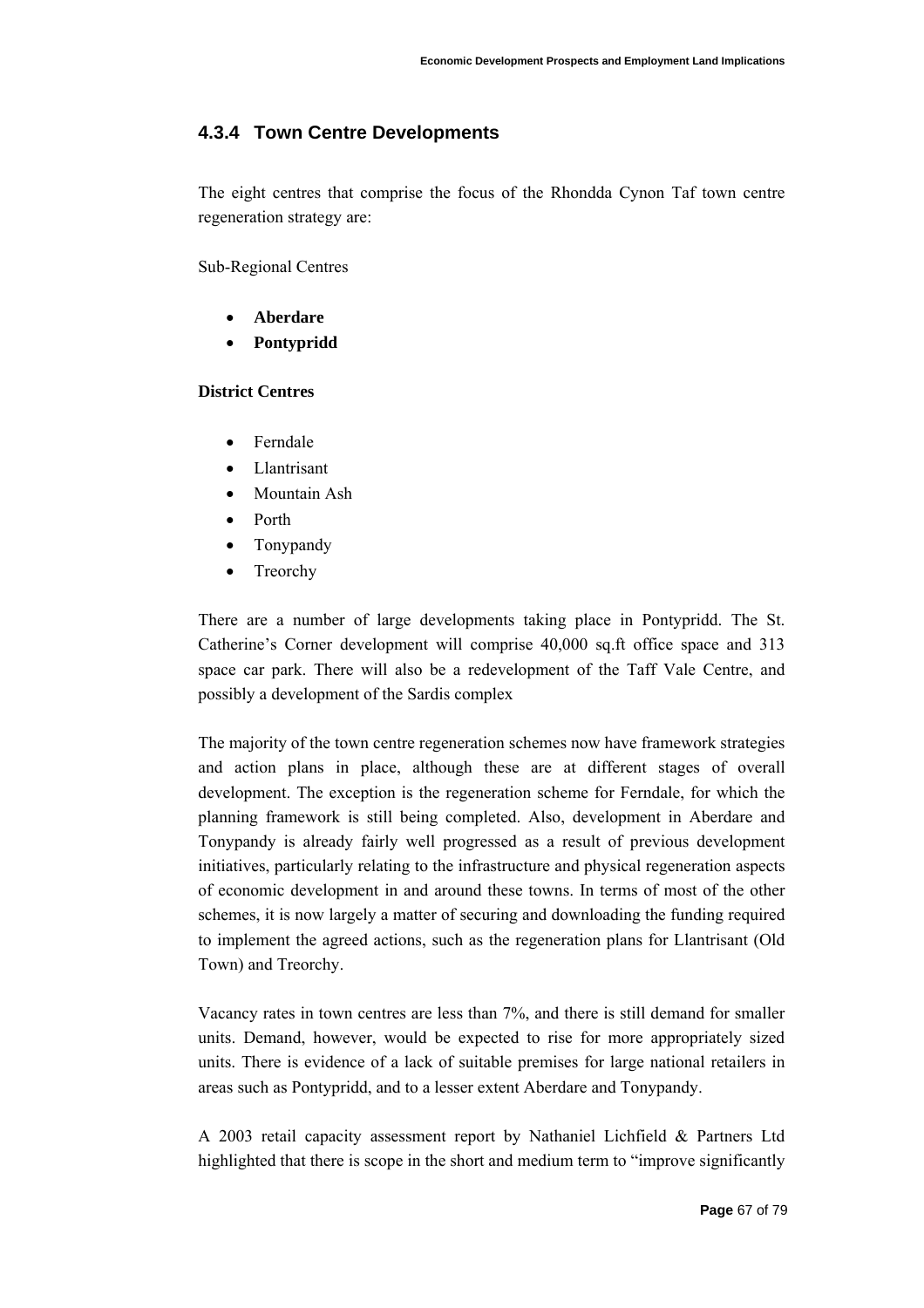### 4.3.4 Town Centre Developments

The eight centres that comprise the focus of the Rhondda Cynon Taf town centre regeneration strategy are:

Sub-Regional Centres

- **Aberdare**
- **Pontypridd**

**District Centres**

- Ferndale
- Llantrisant
- Mountain Ash
- Porth
- Tonypandy
- Treorchy

There are a number of large developments taking place in Pontypridd. The St. Catherine's Corner development will comprise 40,000 sq.ft office space and 313 space car park. There will also be a redevelopment of the Taff Vale Centre, and possibly a development of the Sardis complex

The majority of the town centre regeneration schemes now have framework strategies and action plans in place, although these are at different stages of overall development. The exception is the regeneration scheme for Ferndale, for which the planning framework is still being completed. Also, development in Aberdare and Tonypandy is already fairly well progressed as a result of previous development initiatives, particularly relating to the infrastructure and physical regeneration aspects of economic development in and around these towns. In terms of most of the other schemes, it is now largely a matter of securing and downloading the funding required to implement the agreed actions, such as the regeneration plans for Llantrisant (Old Town) and Treorchy.

Vacancy rates in town centres are less than 7%, and there is still demand for smaller units. Demand, however, would be expected to rise for more appropriately sized units. There is evidence of a lack of suitable premises for large national retailers in areas such as Pontypridd, and to a lesser extent Aberdare and Tonypandy.

A 2003 retail capacity assessment report by Nathaniel Lichfield & Partners Ltd highlighted that there is scope in the short and medium term to "improve significantly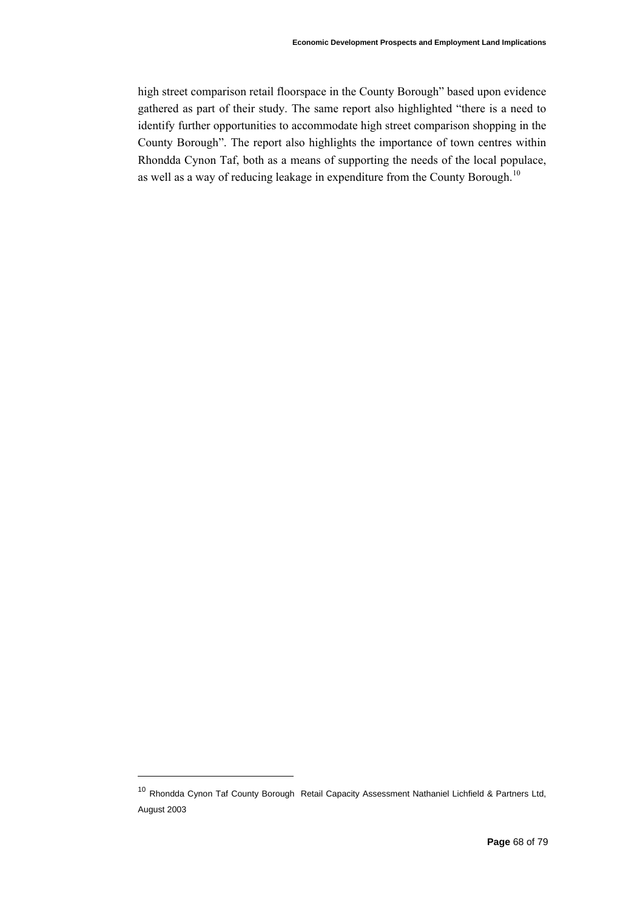high street comparison retail floorspace in the County Borough" based upon evidence gathered as part of their study. The same report also highlighted "there is a need to identify further opportunities to accommodate high street comparison shopping in the County Borough". The report also highlights the importance of town centres within Rhondda Cynon Taf, both as a means of supporting the needs of the local populace, as well as a way of reducing leakage in expenditure from the County Borough.[10]

---

[10] Rhondda Cynon Taf County Borough Retail Capacity Assessment Nathaniel Lichfield & Partners Ltd, August 2003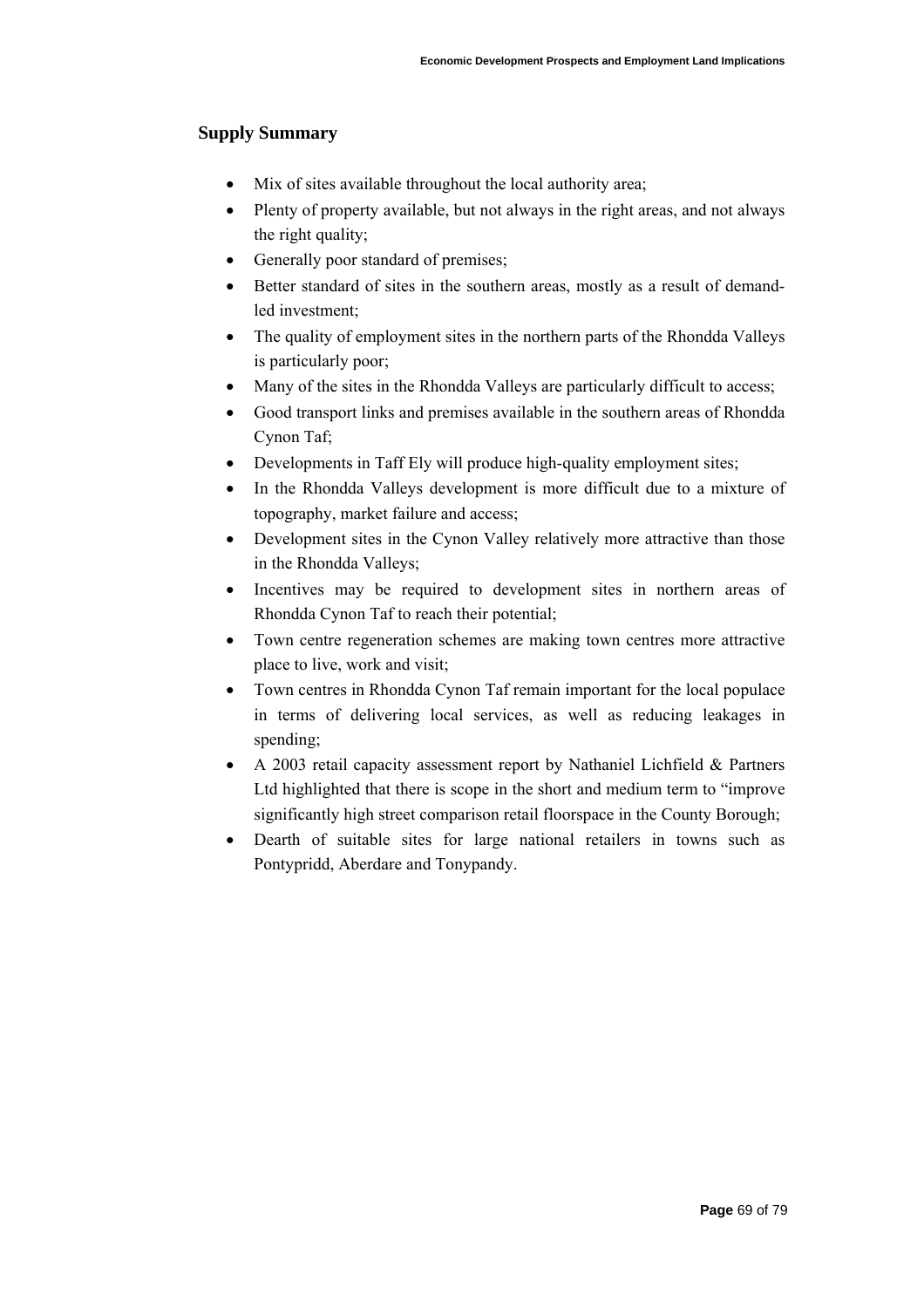## Supply Summary

- Mix of sites available throughout the local authority area;
- Plenty of property available, but not always in the right areas, and not always the right quality;
- Generally poor standard of premises;
- Better standard of sites in the southern areas, mostly as a result of demand-led investment;
- The quality of employment sites in the northern parts of the Rhondda Valleys is particularly poor;
- Many of the sites in the Rhondda Valleys are particularly difficult to access;
- Good transport links and premises available in the southern areas of Rhondda Cynon Taf;
- Developments in Taff Ely will produce high-quality employment sites;
- In the Rhondda Valleys development is more difficult due to a mixture of topography, market failure and access;
- Development sites in the Cynon Valley relatively more attractive than those in the Rhondda Valleys;
- Incentives may be required to development sites in northern areas of Rhondda Cynon Taf to reach their potential;
- Town centre regeneration schemes are making town centres more attractive place to live, work and visit;
- Town centres in Rhondda Cynon Taf remain important for the local populace in terms of delivering local services, as well as reducing leakages in spending;
- A 2003 retail capacity assessment report by Nathaniel Lichfield & Partners Ltd highlighted that there is scope in the short and medium term to "improve significantly high street comparison retail floorspace in the County Borough;
- Dearth of suitable sites for large national retailers in towns such as Pontypridd, Aberdare and Tonypandy.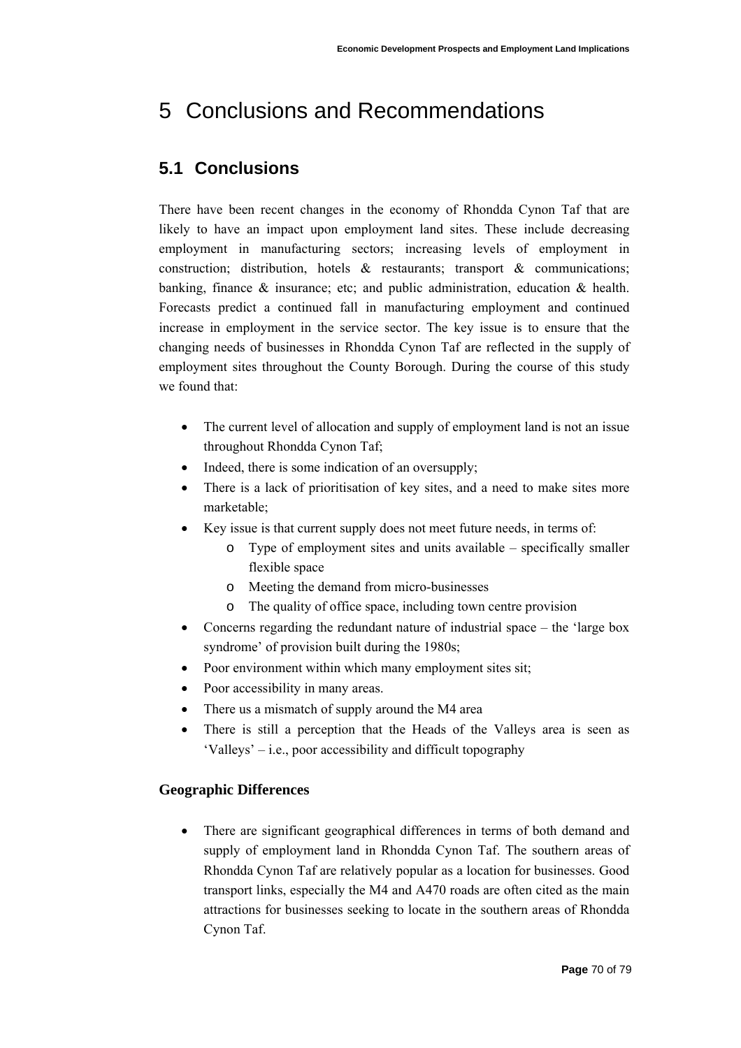# 5 Conclusions and Recommendations

## 5.1 Conclusions

There have been recent changes in the economy of Rhondda Cynon Taf that are likely to have an impact upon employment land sites. These include decreasing employment in manufacturing sectors; increasing levels of employment in construction; distribution, hotels & restaurants; transport & communications; banking, finance & insurance; etc; and public administration, education & health. Forecasts predict a continued fall in manufacturing employment and continued increase in employment in the service sector. The key issue is to ensure that the changing needs of businesses in Rhondda Cynon Taf are reflected in the supply of employment sites throughout the County Borough. During the course of this study we found that:

- The current level of allocation and supply of employment land is not an issue throughout Rhondda Cynon Taf;
- Indeed, there is some indication of an oversupply;
- There is a lack of prioritisation of key sites, and a need to make sites more marketable;
- Key issue is that current supply does not meet future needs, in terms of:
  - Type of employment sites and units available – specifically smaller flexible space
  - Meeting the demand from micro-businesses
  - The quality of office space, including town centre provision
- Concerns regarding the redundant nature of industrial space – the 'large box syndrome' of provision built during the 1980s;
- Poor environment within which many employment sites sit;
- Poor accessibility in many areas.
- There us a mismatch of supply around the M4 area
- There is still a perception that the Heads of the Valleys area is seen as 'Valleys' – i.e., poor accessibility and difficult topography

**Geographic Differences**

- There are significant geographical differences in terms of both demand and supply of employment land in Rhondda Cynon Taf. The southern areas of Rhondda Cynon Taf are relatively popular as a location for businesses. Good transport links, especially the M4 and A470 roads are often cited as the main attractions for businesses seeking to locate in the southern areas of Rhondda Cynon Taf.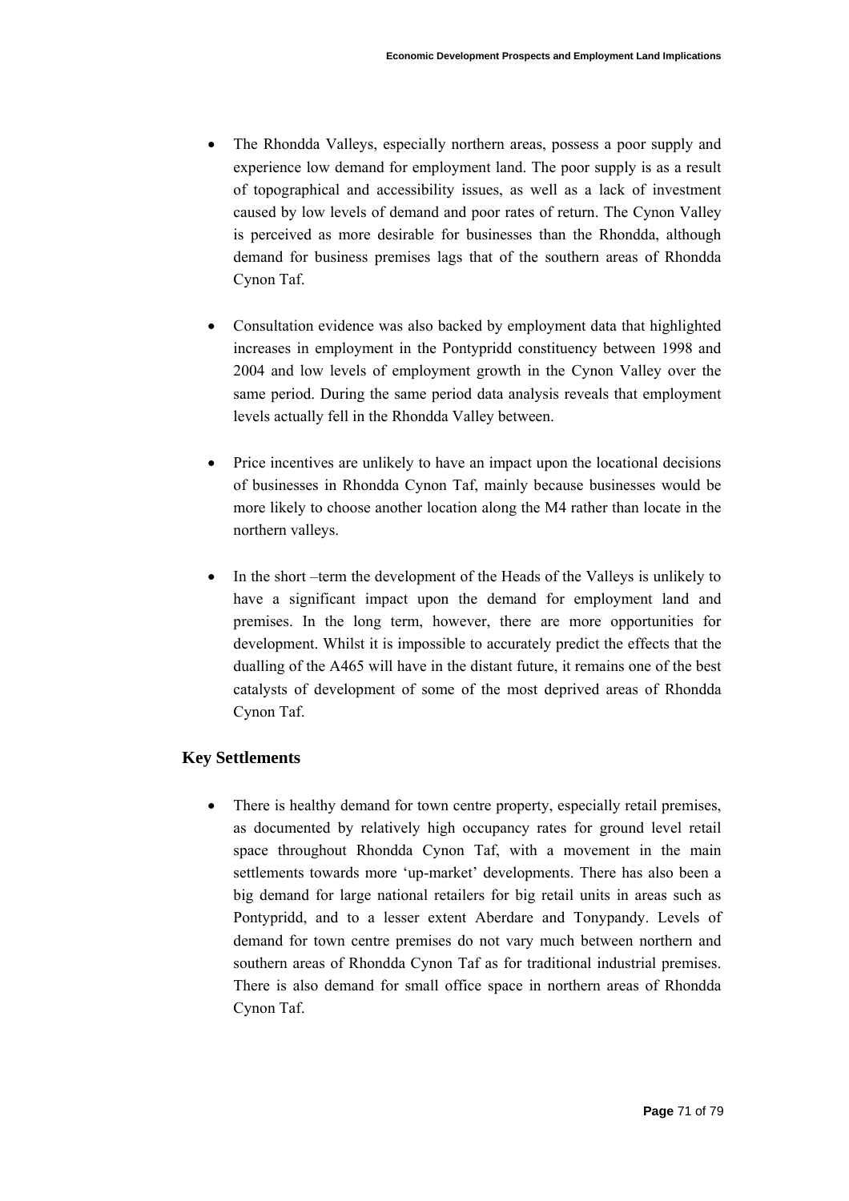- The Rhondda Valleys, especially northern areas, possess a poor supply and experience low demand for employment land. The poor supply is as a result of topographical and accessibility issues, as well as a lack of investment caused by low levels of demand and poor rates of return. The Cynon Valley is perceived as more desirable for businesses than the Rhondda, although demand for business premises lags that of the southern areas of Rhondda Cynon Taf.

- Consultation evidence was also backed by employment data that highlighted increases in employment in the Pontypridd constituency between 1998 and 2004 and low levels of employment growth in the Cynon Valley over the same period. During the same period data analysis reveals that employment levels actually fell in the Rhondda Valley between.

- Price incentives are unlikely to have an impact upon the locational decisions of businesses in Rhondda Cynon Taf, mainly because businesses would be more likely to choose another location along the M4 rather than locate in the northern valleys.

- In the short –term the development of the Heads of the Valleys is unlikely to have a significant impact upon the demand for employment land and premises. In the long term, however, there are more opportunities for development. Whilst it is impossible to accurately predict the effects that the dualling of the A465 will have in the distant future, it remains one of the best catalysts of development of some of the most deprived areas of Rhondda Cynon Taf.

### Key Settlements

- There is healthy demand for town centre property, especially retail premises, as documented by relatively high occupancy rates for ground level retail space throughout Rhondda Cynon Taf, with a movement in the main settlements towards more 'up-market' developments. There has also been a big demand for large national retailers for big retail units in areas such as Pontypridd, and to a lesser extent Aberdare and Tonypandy. Levels of demand for town centre premises do not vary much between northern and southern areas of Rhondda Cynon Taf as for traditional industrial premises. There is also demand for small office space in northern areas of Rhondda Cynon Taf.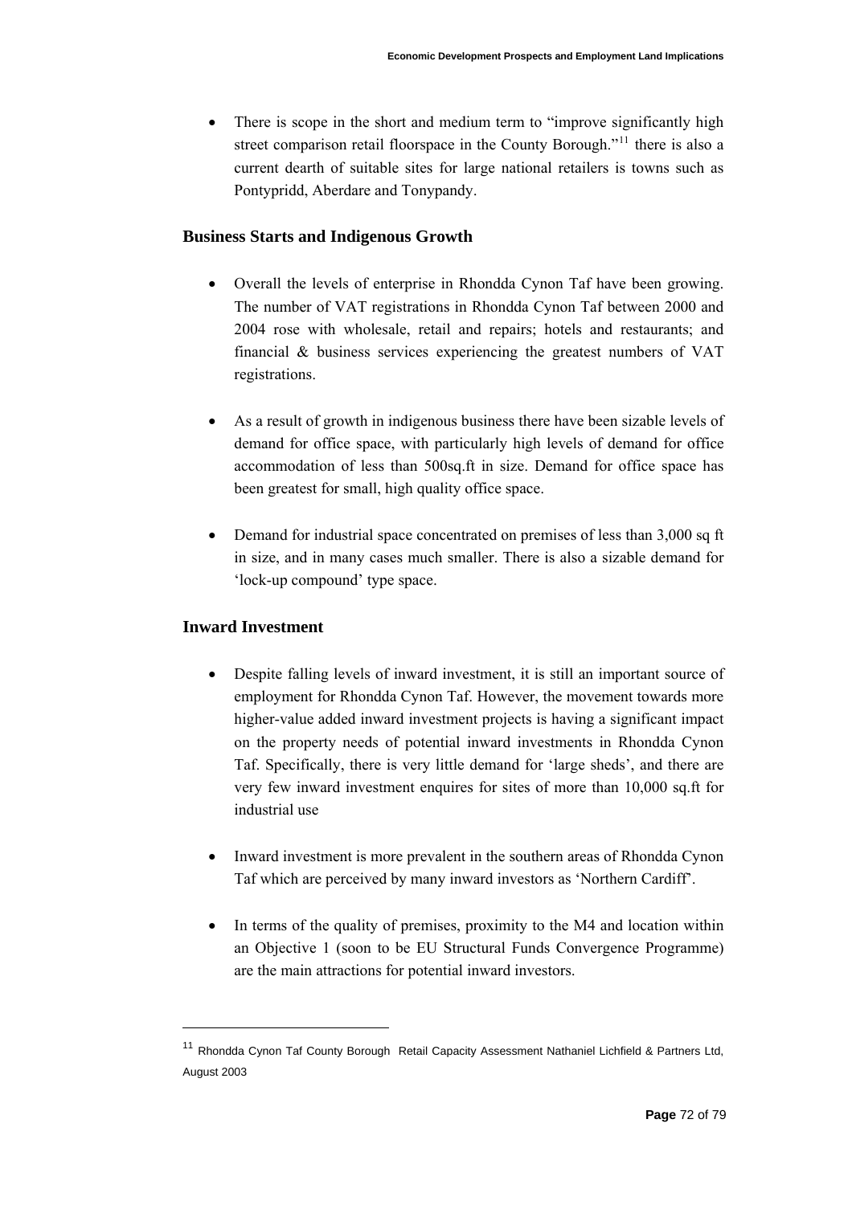- There is scope in the short and medium term to "improve significantly high street comparison retail floorspace in the County Borough."[11] there is also a current dearth of suitable sites for large national retailers is towns such as Pontypridd, Aberdare and Tonypandy.

### Business Starts and Indigenous Growth

- Overall the levels of enterprise in Rhondda Cynon Taf have been growing. The number of VAT registrations in Rhondda Cynon Taf between 2000 and 2004 rose with wholesale, retail and repairs; hotels and restaurants; and financial & business services experiencing the greatest numbers of VAT registrations.

- As a result of growth in indigenous business there have been sizable levels of demand for office space, with particularly high levels of demand for office accommodation of less than 500sq.ft in size. Demand for office space has been greatest for small, high quality office space.

- Demand for industrial space concentrated on premises of less than 3,000 sq ft in size, and in many cases much smaller. There is also a sizable demand for 'lock-up compound' type space.

### Inward Investment

- Despite falling levels of inward investment, it is still an important source of employment for Rhondda Cynon Taf. However, the movement towards more higher-value added inward investment projects is having a significant impact on the property needs of potential inward investments in Rhondda Cynon Taf. Specifically, there is very little demand for 'large sheds', and there are very few inward investment enquires for sites of more than 10,000 sq.ft for industrial use

- Inward investment is more prevalent in the southern areas of Rhondda Cynon Taf which are perceived by many inward investors as 'Northern Cardiff'.

- In terms of the quality of premises, proximity to the M4 and location within an Objective 1 (soon to be EU Structural Funds Convergence Programme) are the main attractions for potential inward investors.

---

[11] Rhondda Cynon Taf County Borough Retail Capacity Assessment Nathaniel Lichfield & Partners Ltd, August 2003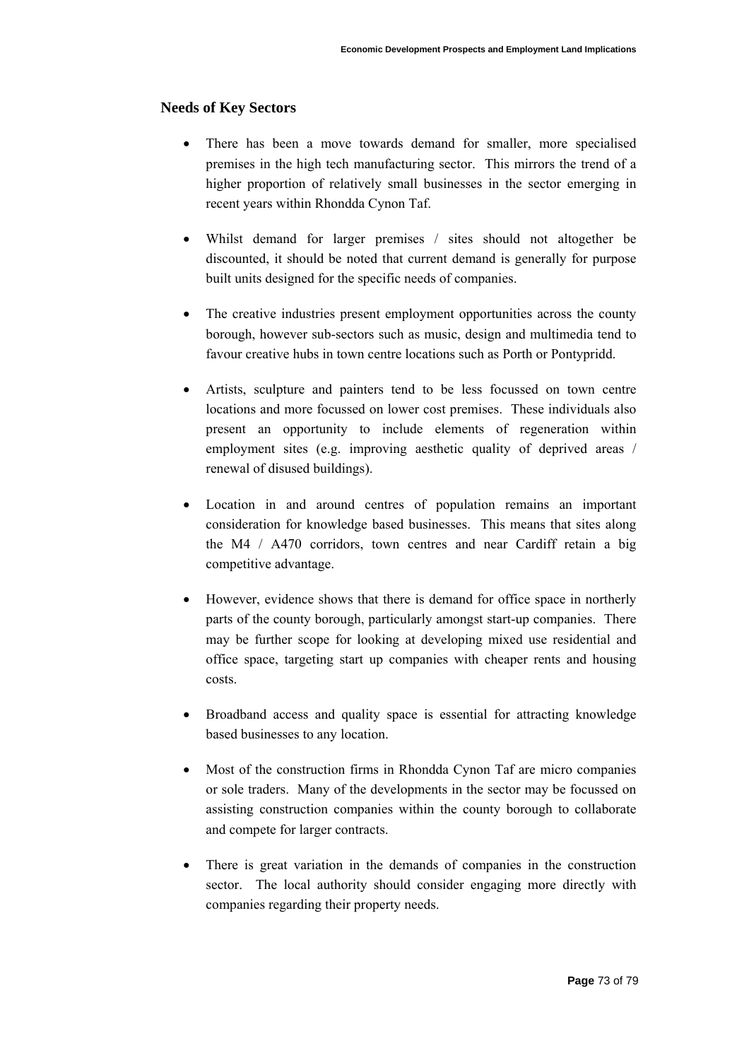## Needs of Key Sectors

- There has been a move towards demand for smaller, more specialised premises in the high tech manufacturing sector. This mirrors the trend of a higher proportion of relatively small businesses in the sector emerging in recent years within Rhondda Cynon Taf.

- Whilst demand for larger premises / sites should not altogether be discounted, it should be noted that current demand is generally for purpose built units designed for the specific needs of companies.

- The creative industries present employment opportunities across the county borough, however sub-sectors such as music, design and multimedia tend to favour creative hubs in town centre locations such as Porth or Pontypridd.

- Artists, sculpture and painters tend to be less focussed on town centre locations and more focussed on lower cost premises. These individuals also present an opportunity to include elements of regeneration within employment sites (e.g. improving aesthetic quality of deprived areas / renewal of disused buildings).

- Location in and around centres of population remains an important consideration for knowledge based businesses. This means that sites along the M4 / A470 corridors, town centres and near Cardiff retain a big competitive advantage.

- However, evidence shows that there is demand for office space in northerly parts of the county borough, particularly amongst start-up companies. There may be further scope for looking at developing mixed use residential and office space, targeting start up companies with cheaper rents and housing costs.

- Broadband access and quality space is essential for attracting knowledge based businesses to any location.

- Most of the construction firms in Rhondda Cynon Taf are micro companies or sole traders. Many of the developments in the sector may be focussed on assisting construction companies within the county borough to collaborate and compete for larger contracts.

- There is great variation in the demands of companies in the construction sector. The local authority should consider engaging more directly with companies regarding their property needs.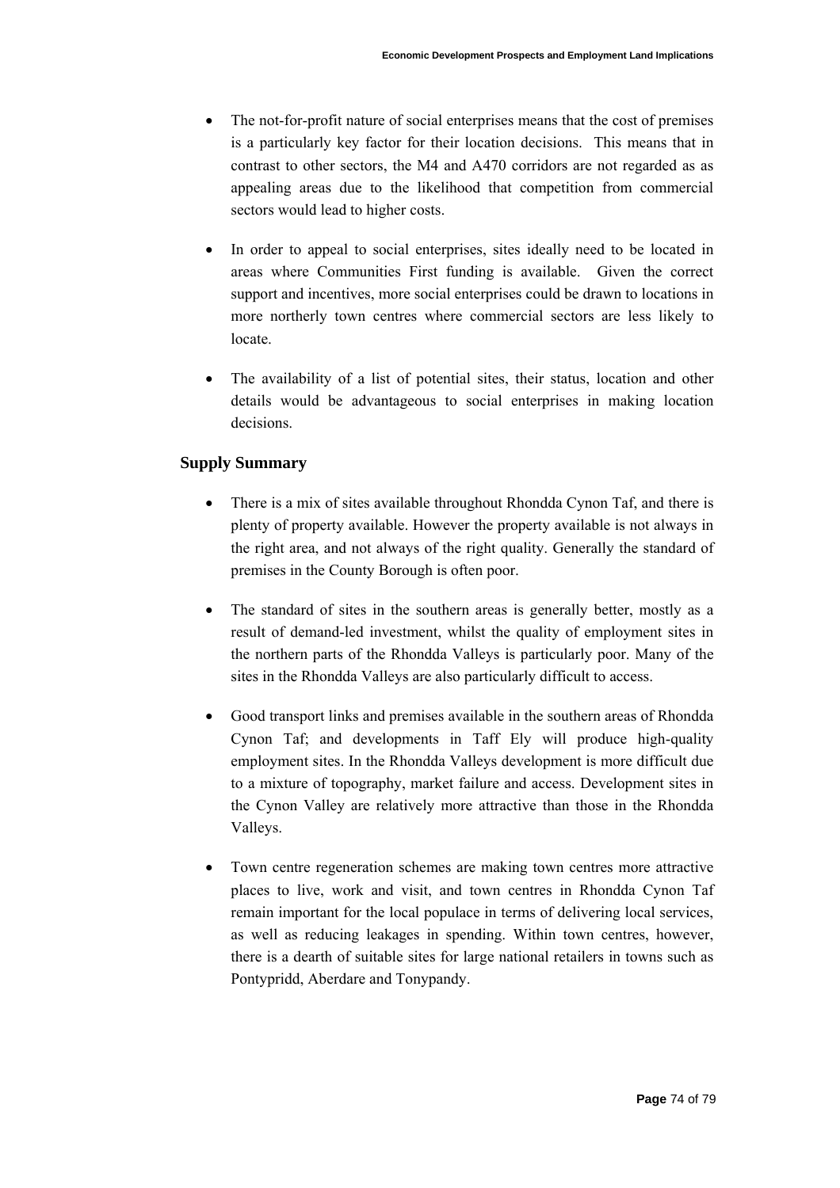- The not-for-profit nature of social enterprises means that the cost of premises is a particularly key factor for their location decisions. This means that in contrast to other sectors, the M4 and A470 corridors are not regarded as as appealing areas due to the likelihood that competition from commercial sectors would lead to higher costs.

- In order to appeal to social enterprises, sites ideally need to be located in areas where Communities First funding is available. Given the correct support and incentives, more social enterprises could be drawn to locations in more northerly town centres where commercial sectors are less likely to locate.

- The availability of a list of potential sites, their status, location and other details would be advantageous to social enterprises in making location decisions.

### Supply Summary

- There is a mix of sites available throughout Rhondda Cynon Taf, and there is plenty of property available. However the property available is not always in the right area, and not always of the right quality. Generally the standard of premises in the County Borough is often poor.

- The standard of sites in the southern areas is generally better, mostly as a result of demand-led investment, whilst the quality of employment sites in the northern parts of the Rhondda Valleys is particularly poor. Many of the sites in the Rhondda Valleys are also particularly difficult to access.

- Good transport links and premises available in the southern areas of Rhondda Cynon Taf; and developments in Taff Ely will produce high-quality employment sites. In the Rhondda Valleys development is more difficult due to a mixture of topography, market failure and access. Development sites in the Cynon Valley are relatively more attractive than those in the Rhondda Valleys.

- Town centre regeneration schemes are making town centres more attractive places to live, work and visit, and town centres in Rhondda Cynon Taf remain important for the local populace in terms of delivering local services, as well as reducing leakages in spending. Within town centres, however, there is a dearth of suitable sites for large national retailers in towns such as Pontypridd, Aberdare and Tonypandy.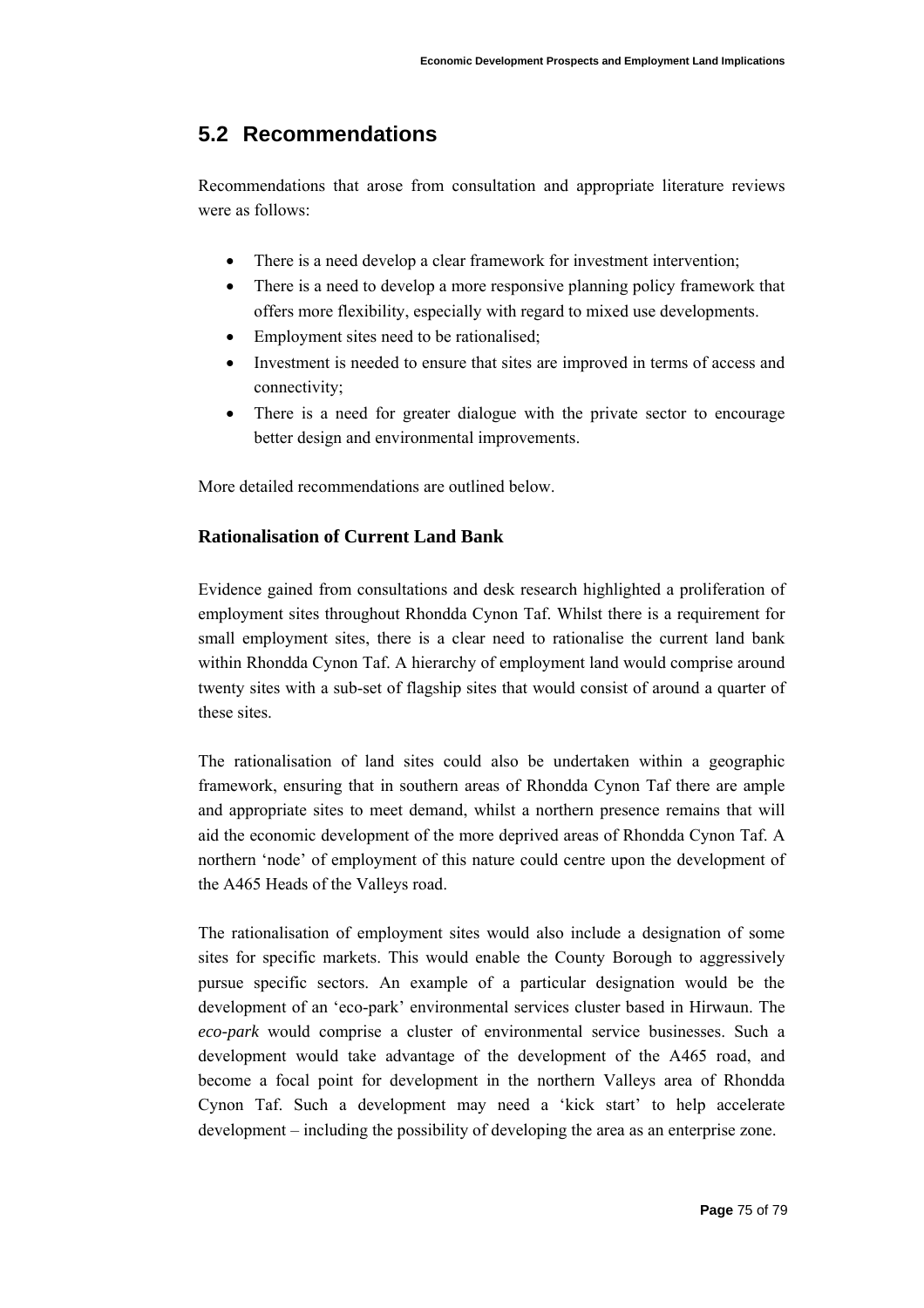## 5.2 Recommendations

Recommendations that arose from consultation and appropriate literature reviews were as follows:

- There is a need develop a clear framework for investment intervention;
- There is a need to develop a more responsive planning policy framework that offers more flexibility, especially with regard to mixed use developments.
- Employment sites need to be rationalised;
- Investment is needed to ensure that sites are improved in terms of access and connectivity;
- There is a need for greater dialogue with the private sector to encourage better design and environmental improvements.

More detailed recommendations are outlined below.

### Rationalisation of Current Land Bank

Evidence gained from consultations and desk research highlighted a proliferation of employment sites throughout Rhondda Cynon Taf. Whilst there is a requirement for small employment sites, there is a clear need to rationalise the current land bank within Rhondda Cynon Taf. A hierarchy of employment land would comprise around twenty sites with a sub-set of flagship sites that would consist of around a quarter of these sites.

The rationalisation of land sites could also be undertaken within a geographic framework, ensuring that in southern areas of Rhondda Cynon Taf there are ample and appropriate sites to meet demand, whilst a northern presence remains that will aid the economic development of the more deprived areas of Rhondda Cynon Taf. A northern 'node' of employment of this nature could centre upon the development of the A465 Heads of the Valleys road.

The rationalisation of employment sites would also include a designation of some sites for specific markets. This would enable the County Borough to aggressively pursue specific sectors. An example of a particular designation would be the development of an 'eco-park' environmental services cluster based in Hirwaun. The *eco-park* would comprise a cluster of environmental service businesses. Such a development would take advantage of the development of the A465 road, and become a focal point for development in the northern Valleys area of Rhondda Cynon Taf. Such a development may need a 'kick start' to help accelerate development – including the possibility of developing the area as an enterprise zone.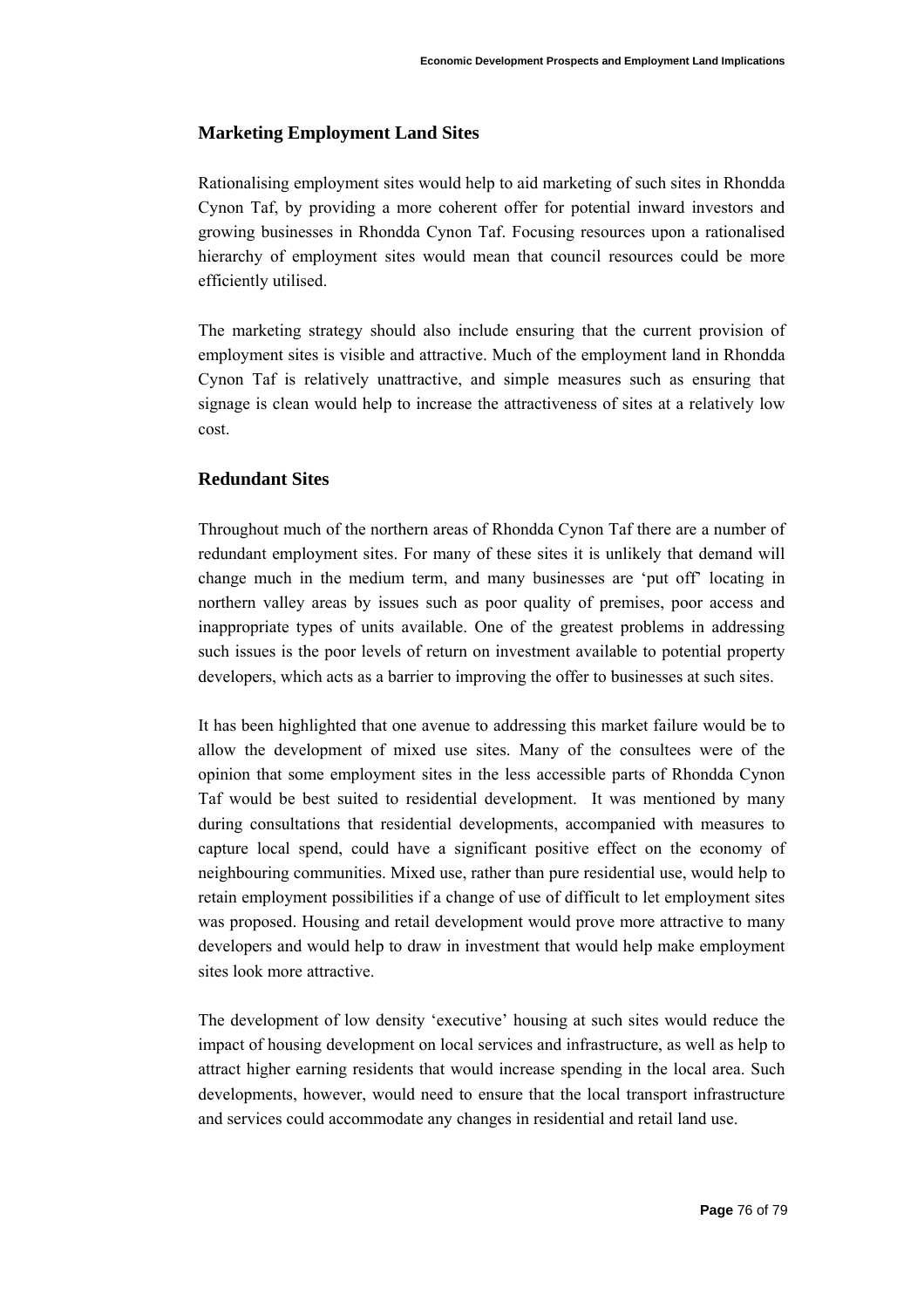## Marketing Employment Land Sites

Rationalising employment sites would help to aid marketing of such sites in Rhondda Cynon Taf, by providing a more coherent offer for potential inward investors and growing businesses in Rhondda Cynon Taf. Focusing resources upon a rationalised hierarchy of employment sites would mean that council resources could be more efficiently utilised.

The marketing strategy should also include ensuring that the current provision of employment sites is visible and attractive. Much of the employment land in Rhondda Cynon Taf is relatively unattractive, and simple measures such as ensuring that signage is clean would help to increase the attractiveness of sites at a relatively low cost.

## Redundant Sites

Throughout much of the northern areas of Rhondda Cynon Taf there are a number of redundant employment sites. For many of these sites it is unlikely that demand will change much in the medium term, and many businesses are 'put off' locating in northern valley areas by issues such as poor quality of premises, poor access and inappropriate types of units available. One of the greatest problems in addressing such issues is the poor levels of return on investment available to potential property developers, which acts as a barrier to improving the offer to businesses at such sites.

It has been highlighted that one avenue to addressing this market failure would be to allow the development of mixed use sites. Many of the consultees were of the opinion that some employment sites in the less accessible parts of Rhondda Cynon Taf would be best suited to residential development. It was mentioned by many during consultations that residential developments, accompanied with measures to capture local spend, could have a significant positive effect on the economy of neighbouring communities. Mixed use, rather than pure residential use, would help to retain employment possibilities if a change of use of difficult to let employment sites was proposed. Housing and retail development would prove more attractive to many developers and would help to draw in investment that would help make employment sites look more attractive.

The development of low density 'executive' housing at such sites would reduce the impact of housing development on local services and infrastructure, as well as help to attract higher earning residents that would increase spending in the local area. Such developments, however, would need to ensure that the local transport infrastructure and services could accommodate any changes in residential and retail land use.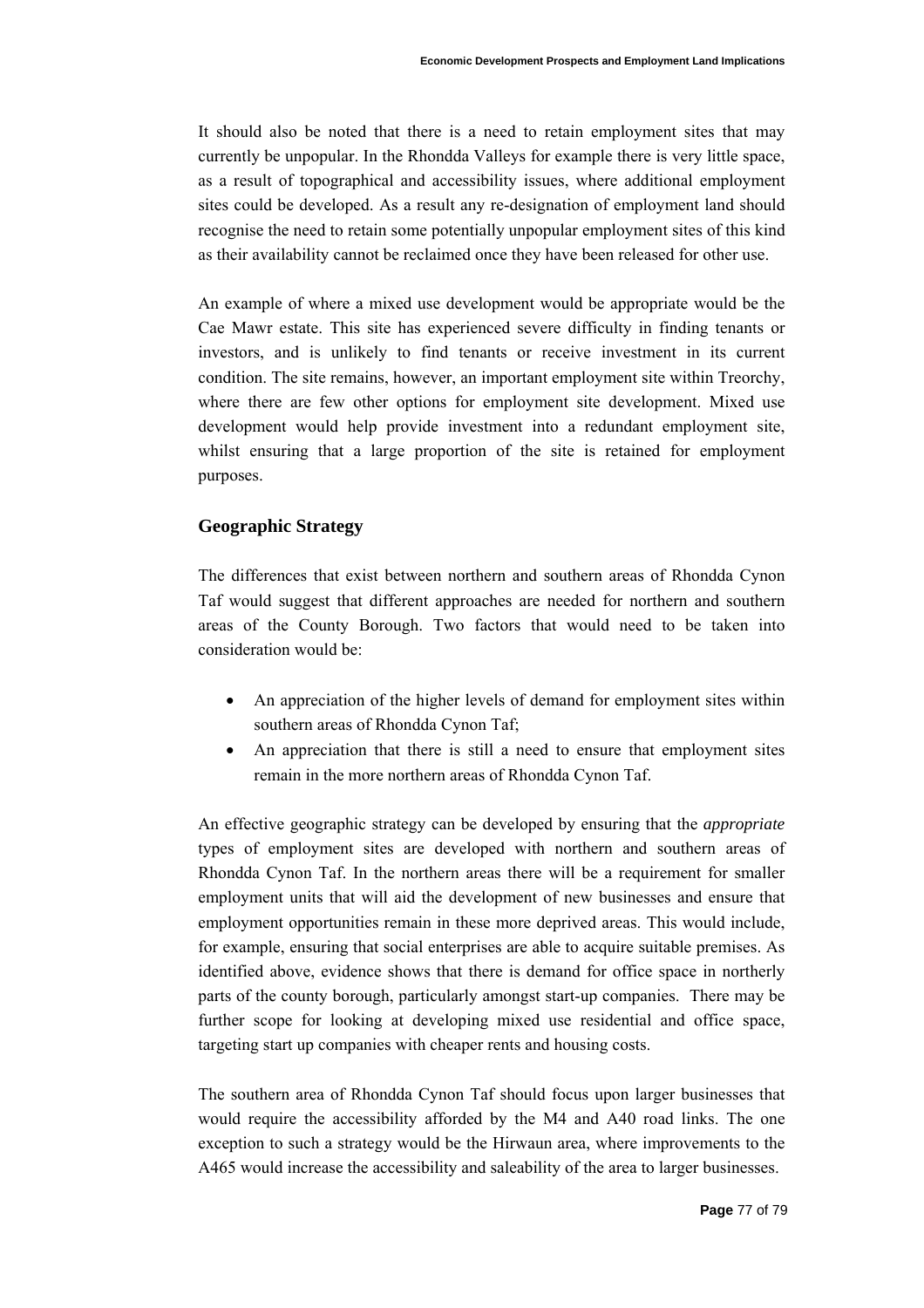It should also be noted that there is a need to retain employment sites that may currently be unpopular. In the Rhondda Valleys for example there is very little space, as a result of topographical and accessibility issues, where additional employment sites could be developed. As a result any re-designation of employment land should recognise the need to retain some potentially unpopular employment sites of this kind as their availability cannot be reclaimed once they have been released for other use.

An example of where a mixed use development would be appropriate would be the Cae Mawr estate. This site has experienced severe difficulty in finding tenants or investors, and is unlikely to find tenants or receive investment in its current condition. The site remains, however, an important employment site within Treorchy, where there are few other options for employment site development. Mixed use development would help provide investment into a redundant employment site, whilst ensuring that a large proportion of the site is retained for employment purposes.

## Geographic Strategy

The differences that exist between northern and southern areas of Rhondda Cynon Taf would suggest that different approaches are needed for northern and southern areas of the County Borough. Two factors that would need to be taken into consideration would be:

- An appreciation of the higher levels of demand for employment sites within southern areas of Rhondda Cynon Taf;
- An appreciation that there is still a need to ensure that employment sites remain in the more northern areas of Rhondda Cynon Taf.

An effective geographic strategy can be developed by ensuring that the *appropriate* types of employment sites are developed with northern and southern areas of Rhondda Cynon Taf. In the northern areas there will be a requirement for smaller employment units that will aid the development of new businesses and ensure that employment opportunities remain in these more deprived areas. This would include, for example, ensuring that social enterprises are able to acquire suitable premises. As identified above, evidence shows that there is demand for office space in northerly parts of the county borough, particularly amongst start-up companies. There may be further scope for looking at developing mixed use residential and office space, targeting start up companies with cheaper rents and housing costs.

The southern area of Rhondda Cynon Taf should focus upon larger businesses that would require the accessibility afforded by the M4 and A40 road links. The one exception to such a strategy would be the Hirwaun area, where improvements to the A465 would increase the accessibility and saleability of the area to larger businesses.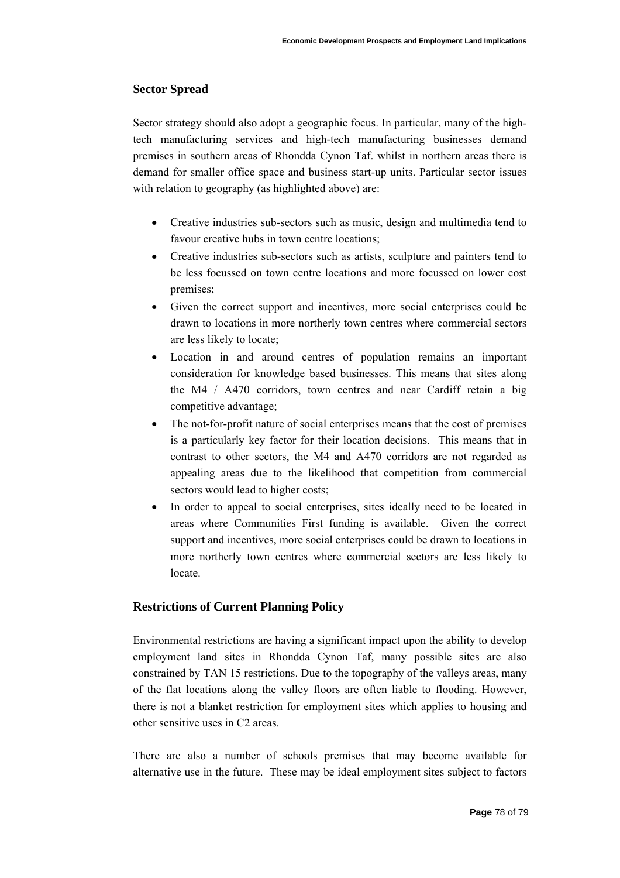## Sector Spread

Sector strategy should also adopt a geographic focus. In particular, many of the high-tech manufacturing services and high-tech manufacturing businesses demand premises in southern areas of Rhondda Cynon Taf. whilst in northern areas there is demand for smaller office space and business start-up units. Particular sector issues with relation to geography (as highlighted above) are:

- Creative industries sub-sectors such as music, design and multimedia tend to favour creative hubs in town centre locations;
- Creative industries sub-sectors such as artists, sculpture and painters tend to be less focussed on town centre locations and more focussed on lower cost premises;
- Given the correct support and incentives, more social enterprises could be drawn to locations in more northerly town centres where commercial sectors are less likely to locate;
- Location in and around centres of population remains an important consideration for knowledge based businesses. This means that sites along the M4 / A470 corridors, town centres and near Cardiff retain a big competitive advantage;
- The not-for-profit nature of social enterprises means that the cost of premises is a particularly key factor for their location decisions. This means that in contrast to other sectors, the M4 and A470 corridors are not regarded as appealing areas due to the likelihood that competition from commercial sectors would lead to higher costs;
- In order to appeal to social enterprises, sites ideally need to be located in areas where Communities First funding is available. Given the correct support and incentives, more social enterprises could be drawn to locations in more northerly town centres where commercial sectors are less likely to locate.

## Restrictions of Current Planning Policy

Environmental restrictions are having a significant impact upon the ability to develop employment land sites in Rhondda Cynon Taf, many possible sites are also constrained by TAN 15 restrictions. Due to the topography of the valleys areas, many of the flat locations along the valley floors are often liable to flooding. However, there is not a blanket restriction for employment sites which applies to housing and other sensitive uses in C2 areas.

There are also a number of schools premises that may become available for alternative use in the future. These may be ideal employment sites subject to factors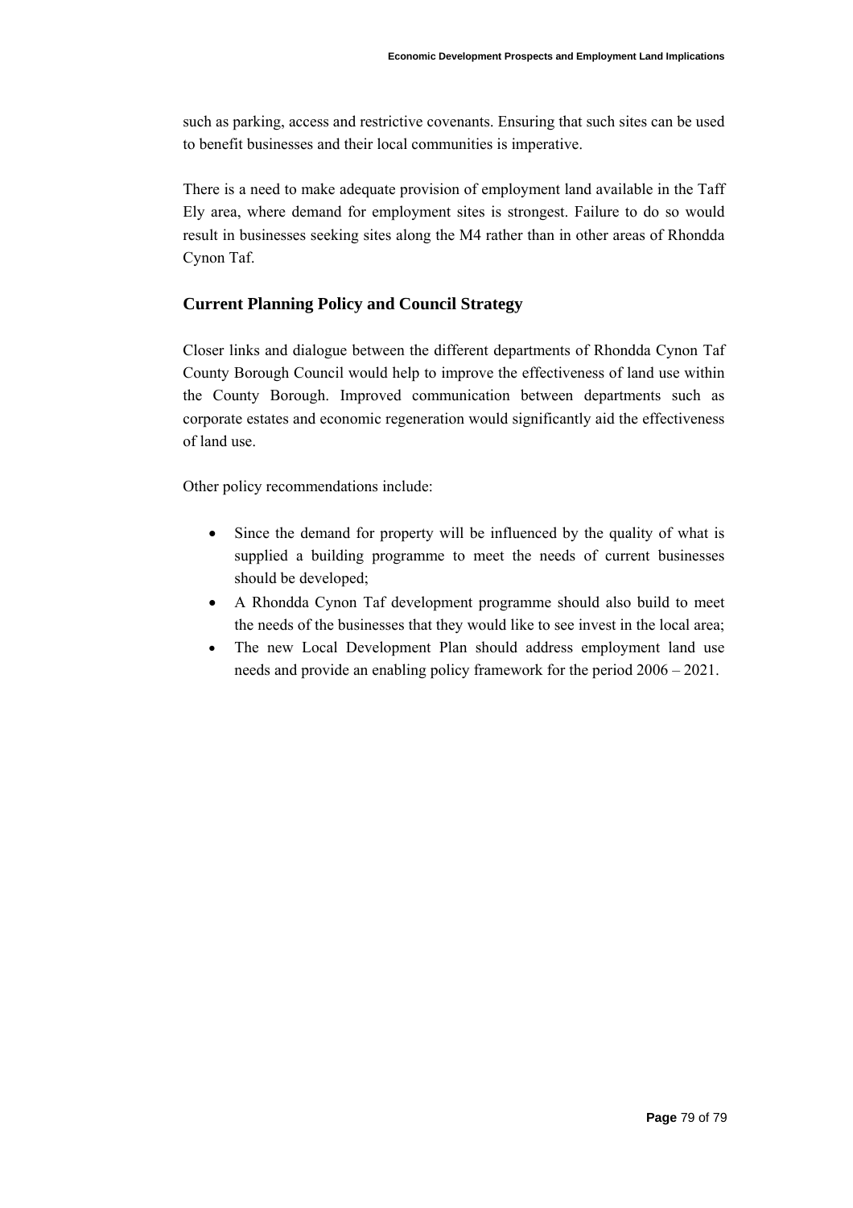such as parking, access and restrictive covenants. Ensuring that such sites can be used to benefit businesses and their local communities is imperative.

There is a need to make adequate provision of employment land available in the Taff Ely area, where demand for employment sites is strongest. Failure to do so would result in businesses seeking sites along the M4 rather than in other areas of Rhondda Cynon Taf.

## Current Planning Policy and Council Strategy

Closer links and dialogue between the different departments of Rhondda Cynon Taf County Borough Council would help to improve the effectiveness of land use within the County Borough. Improved communication between departments such as corporate estates and economic regeneration would significantly aid the effectiveness of land use.

Other policy recommendations include:

- Since the demand for property will be influenced by the quality of what is supplied a building programme to meet the needs of current businesses should be developed;
- A Rhondda Cynon Taf development programme should also build to meet the needs of the businesses that they would like to see invest in the local area;
- The new Local Development Plan should address employment land use needs and provide an enabling policy framework for the period 2006 – 2021.